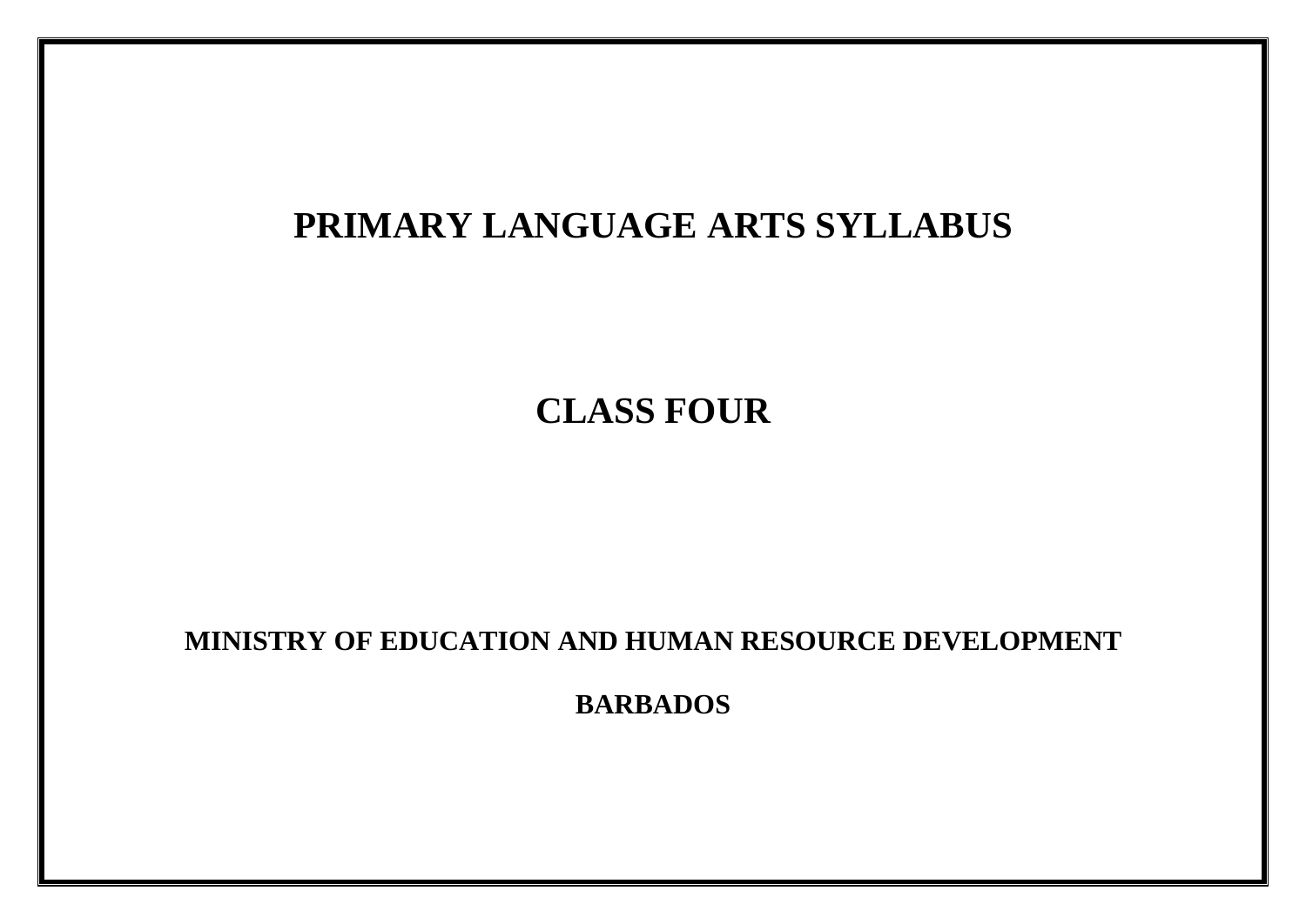# PRIMARY LANGUAGE ARTS SYLLABUS

# CLASS FOUR

**MINISTRY OF EDUCATION AND HUMAN RESOURCE DEVELOPMENT**

**BARBADOS**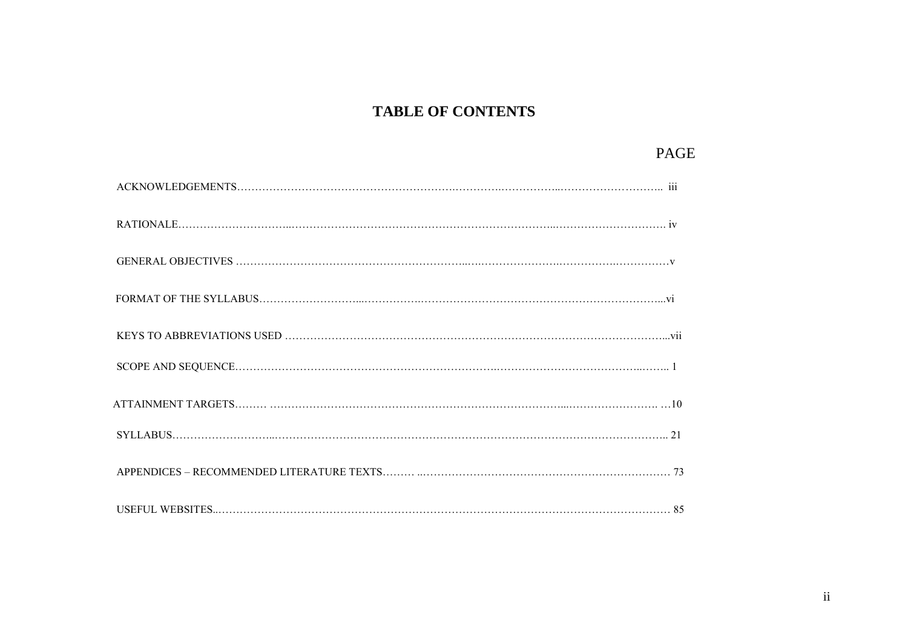# TABLE OF CONTENTS

| | PAGE |
|---|---|
| ACKNOWLEDGEMENTS | iii |
| RATIONALE | iv |
| GENERAL OBJECTIVES | v |
| FORMAT OF THE SYLLABUS | vi |
| KEYS TO ABBREVIATIONS USED | vii |
| SCOPE AND SEQUENCE | 1 |
| ATTAINMENT TARGETS | 10 |
| SYLLABUS | 21 |
| APPENDICES – RECOMMENDED LITERATURE TEXTS | 73 |
| USEFUL WEBSITES | 85 |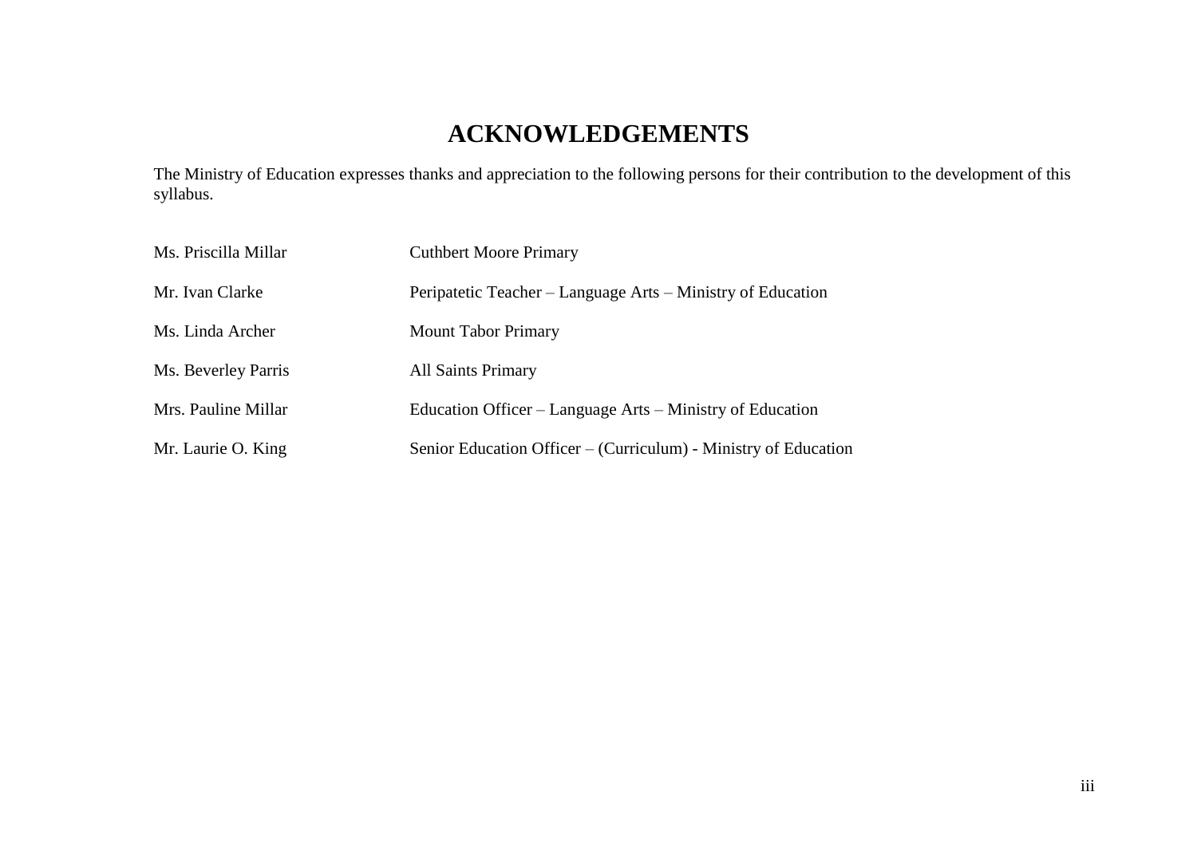# ACKNOWLEDGEMENTS

The Ministry of Education expresses thanks and appreciation to the following persons for their contribution to the development of this syllabus.

| | |
|---|---|
| Ms. Priscilla Millar | Cuthbert Moore Primary |
| Mr. Ivan Clarke | Peripatetic Teacher – Language Arts – Ministry of Education |
| Ms. Linda Archer | Mount Tabor Primary |
| Ms. Beverley Parris | All Saints Primary |
| Mrs. Pauline Millar | Education Officer – Language Arts – Ministry of Education |
| Mr. Laurie O. King | Senior Education Officer – (Curriculum) - Ministry of Education |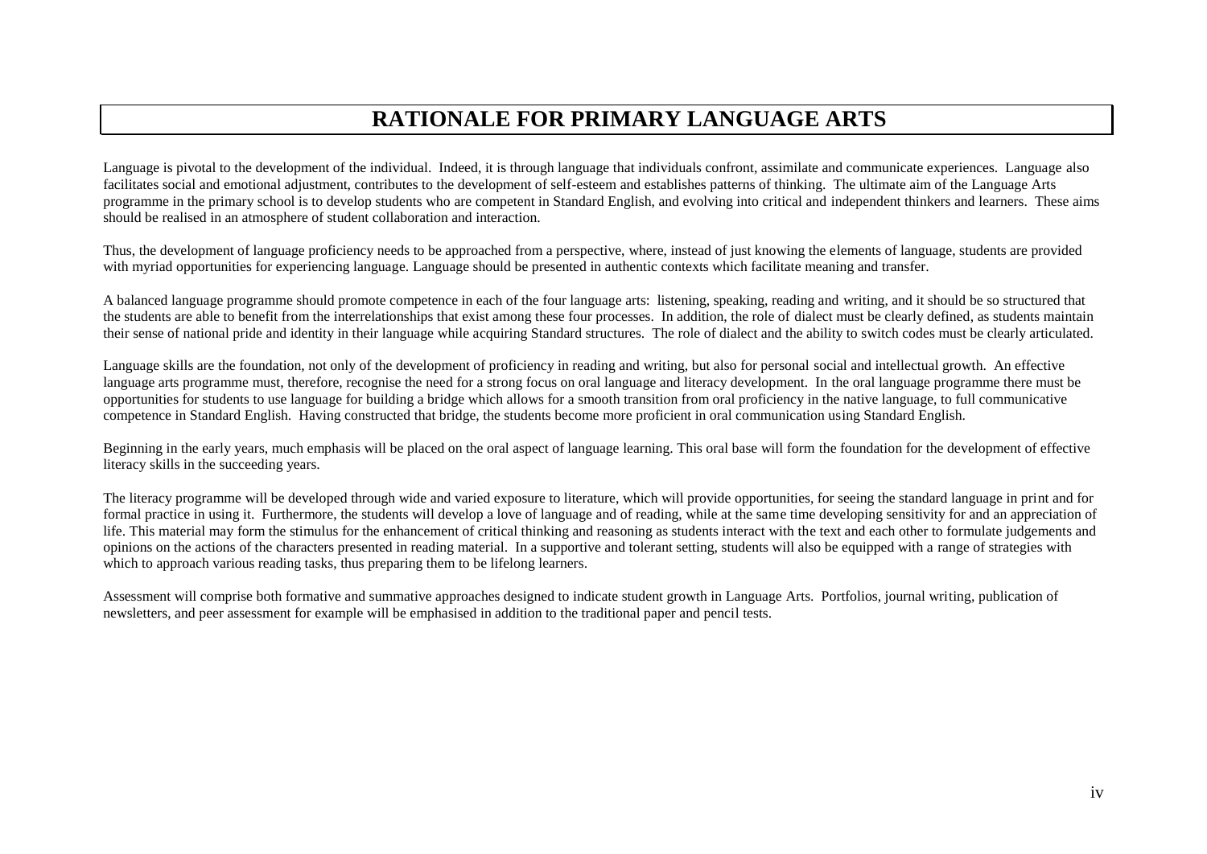# RATIONALE FOR PRIMARY LANGUAGE ARTS

Language is pivotal to the development of the individual. Indeed, it is through language that individuals confront, assimilate and communicate experiences. Language also facilitates social and emotional adjustment, contributes to the development of self-esteem and establishes patterns of thinking. The ultimate aim of the Language Arts programme in the primary school is to develop students who are competent in Standard English, and evolving into critical and independent thinkers and learners. These aims should be realised in an atmosphere of student collaboration and interaction.

Thus, the development of language proficiency needs to be approached from a perspective, where, instead of just knowing the elements of language, students are provided with myriad opportunities for experiencing language. Language should be presented in authentic contexts which facilitate meaning and transfer.

A balanced language programme should promote competence in each of the four language arts: listening, speaking, reading and writing, and it should be so structured that the students are able to benefit from the interrelationships that exist among these four processes. In addition, the role of dialect must be clearly defined, as students maintain their sense of national pride and identity in their language while acquiring Standard structures. The role of dialect and the ability to switch codes must be clearly articulated.

Language skills are the foundation, not only of the development of proficiency in reading and writing, but also for personal social and intellectual growth. An effective language arts programme must, therefore, recognise the need for a strong focus on oral language and literacy development. In the oral language programme there must be opportunities for students to use language for building a bridge which allows for a smooth transition from oral proficiency in the native language, to full communicative competence in Standard English. Having constructed that bridge, the students become more proficient in oral communication using Standard English.

Beginning in the early years, much emphasis will be placed on the oral aspect of language learning. This oral base will form the foundation for the development of effective literacy skills in the succeeding years.

The literacy programme will be developed through wide and varied exposure to literature, which will provide opportunities, for seeing the standard language in print and for formal practice in using it. Furthermore, the students will develop a love of language and of reading, while at the same time developing sensitivity for and an appreciation of life. This material may form the stimulus for the enhancement of critical thinking and reasoning as students interact with the text and each other to formulate judgements and opinions on the actions of the characters presented in reading material. In a supportive and tolerant setting, students will also be equipped with a range of strategies with which to approach various reading tasks, thus preparing them to be lifelong learners.

Assessment will comprise both formative and summative approaches designed to indicate student growth in Language Arts. Portfolios, journal writing, publication of newsletters, and peer assessment for example will be emphasised in addition to the traditional paper and pencil tests.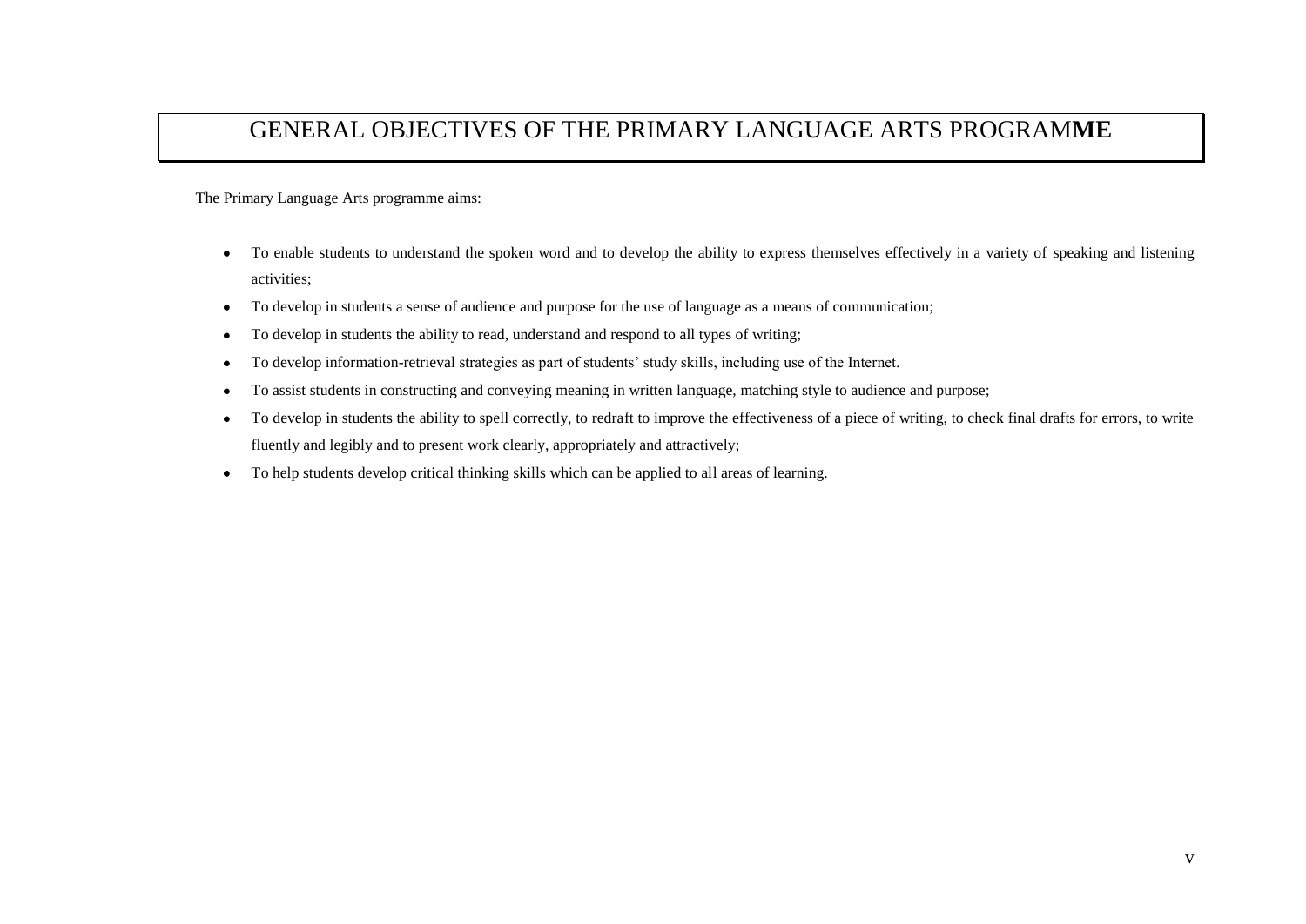# GENERAL OBJECTIVES OF THE PRIMARY LANGUAGE ARTS PROGRAMME

The Primary Language Arts programme aims:

- To enable students to understand the spoken word and to develop the ability to express themselves effectively in a variety of speaking and listening activities;
- To develop in students a sense of audience and purpose for the use of language as a means of communication;
- To develop in students the ability to read, understand and respond to all types of writing;
- To develop information-retrieval strategies as part of students' study skills, including use of the Internet.
- To assist students in constructing and conveying meaning in written language, matching style to audience and purpose;
- To develop in students the ability to spell correctly, to redraft to improve the effectiveness of a piece of writing, to check final drafts for errors, to write fluently and legibly and to present work clearly, appropriately and attractively;
- To help students develop critical thinking skills which can be applied to all areas of learning.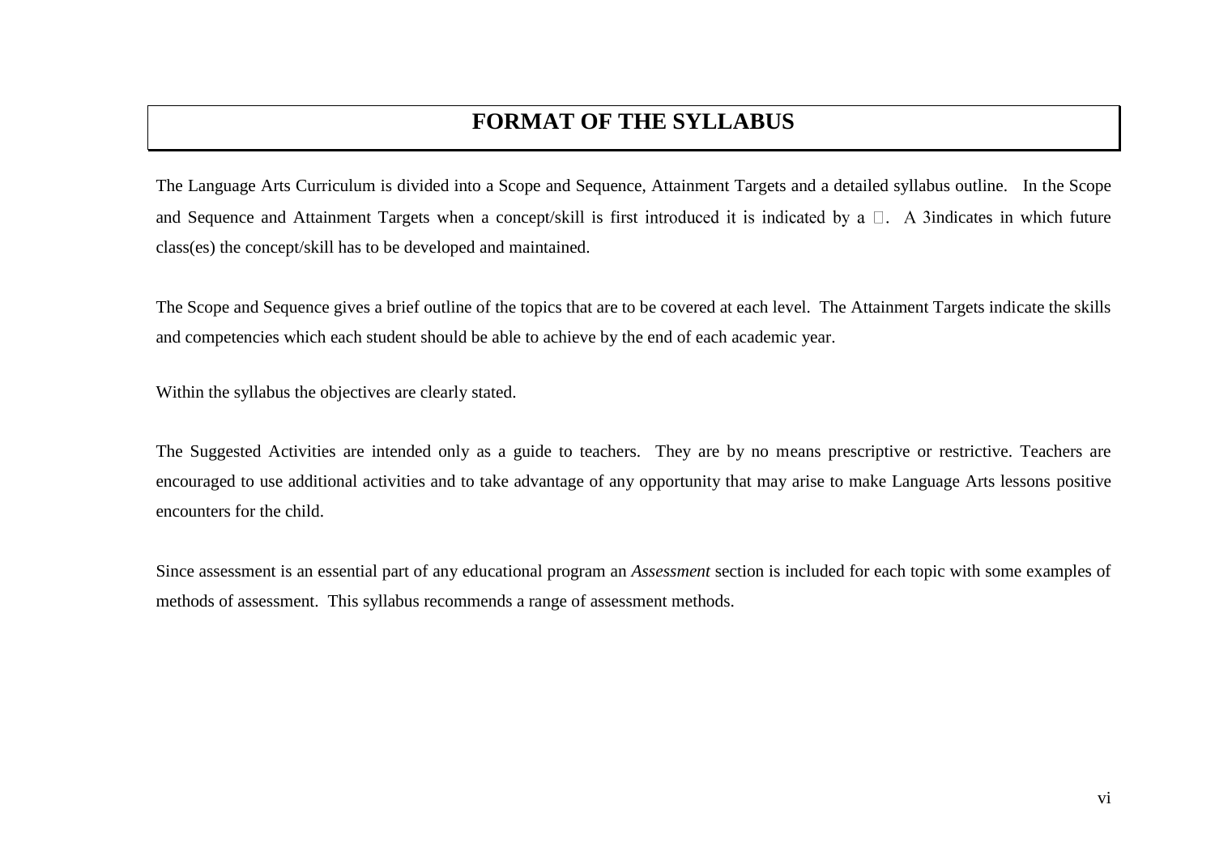# FORMAT OF THE SYLLABUS

The Language Arts Curriculum is divided into a Scope and Sequence, Attainment Targets and a detailed syllabus outline. In the Scope and Sequence and Attainment Targets when a concept/skill is first introduced it is indicated by a . A 3indicates in which future class(es) the concept/skill has to be developed and maintained.

The Scope and Sequence gives a brief outline of the topics that are to be covered at each level. The Attainment Targets indicate the skills and competencies which each student should be able to achieve by the end of each academic year.

Within the syllabus the objectives are clearly stated.

The Suggested Activities are intended only as a guide to teachers. They are by no means prescriptive or restrictive. Teachers are encouraged to use additional activities and to take advantage of any opportunity that may arise to make Language Arts lessons positive encounters for the child.

Since assessment is an essential part of any educational program an *Assessment* section is included for each topic with some examples of methods of assessment. This syllabus recommends a range of assessment methods.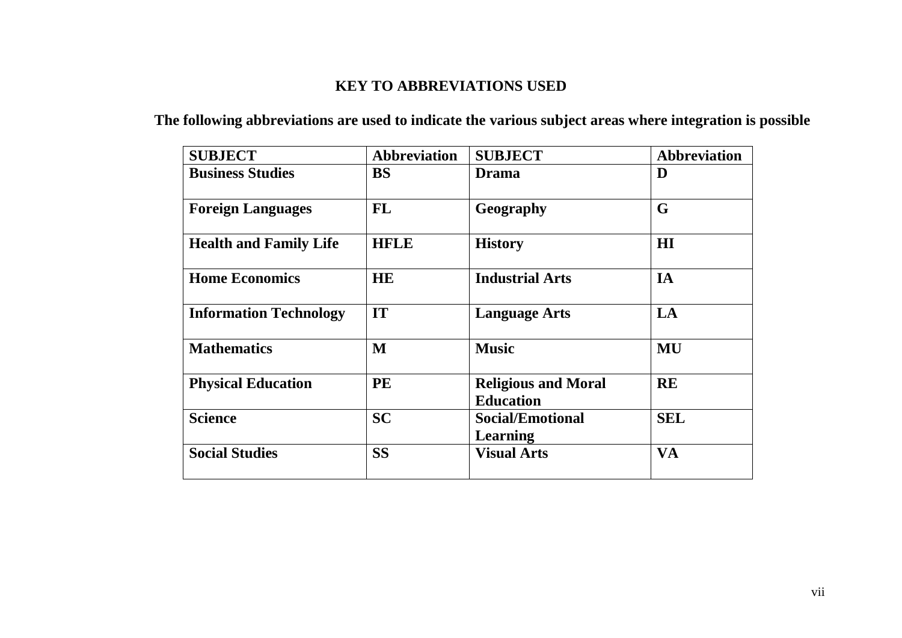# KEY TO ABBREVIATIONS USED

**The following abbreviations are used to indicate the various subject areas where integration is possible**

| SUBJECT | Abbreviation | SUBJECT | Abbreviation |
|---|---|---|---|
| Business Studies | BS | Drama | D |
| Foreign Languages | FL | Geography | G |
| Health and Family Life | HFLE | History | HI |
| Home Economics | HE | Industrial Arts | IA |
| Information Technology | IT | Language Arts | LA |
| Mathematics | M | Music | MU |
| Physical Education | PE | Religious and Moral Education | RE |
| Science | SC | Social/Emotional Learning | SEL |
| Social Studies | SS | Visual Arts | VA |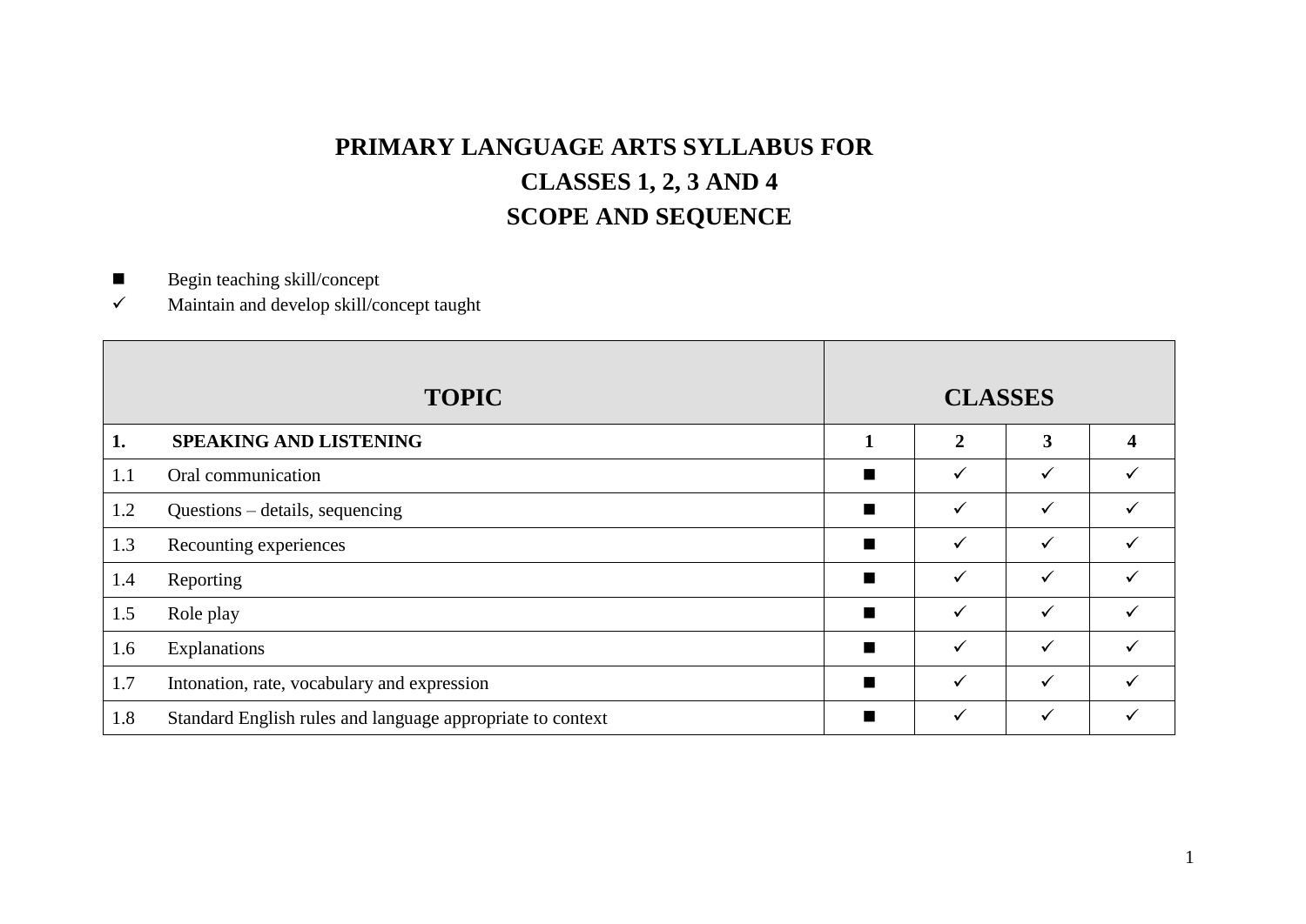# PRIMARY LANGUAGE ARTS SYLLABUS FOR CLASSES 1, 2, 3 AND 4

## SCOPE AND SEQUENCE

- ■ Begin teaching skill/concept
- ✓ Maintain and develop skill/concept taught

| TOPIC | CLASSES | | | |
|---|---|---|---|---|
| **1. SPEAKING AND LISTENING** | **1** | **2** | **3** | **4** |
| 1.1 Oral communication | ■ | ✓ | ✓ | ✓ |
| 1.2 Questions – details, sequencing | ■ | ✓ | ✓ | ✓ |
| 1.3 Recounting experiences | ■ | ✓ | ✓ | ✓ |
| 1.4 Reporting | ■ | ✓ | ✓ | ✓ |
| 1.5 Role play | ■ | ✓ | ✓ | ✓ |
| 1.6 Explanations | ■ | ✓ | ✓ | ✓ |
| 1.7 Intonation, rate, vocabulary and expression | ■ | ✓ | ✓ | ✓ |
| 1.8 Standard English rules and language appropriate to context | ■ | ✓ | ✓ | ✓ |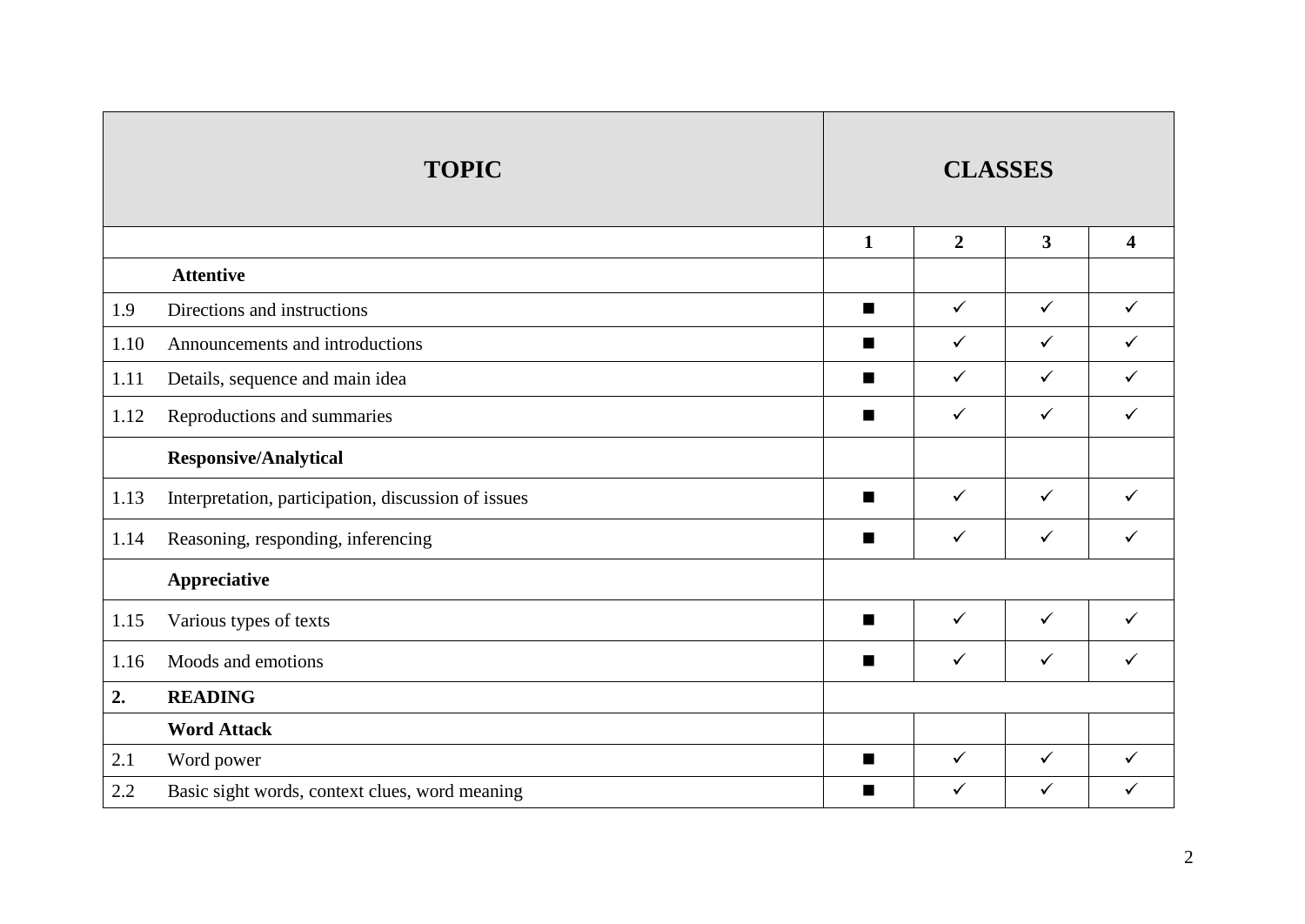| TOPIC | | CLASSES | | | |
|---|---|---|---|---|---|
| | | 1 | 2 | 3 | 4 |
| | **Attentive** | | | | |
| 1.9 | Directions and instructions | ■ | ✓ | ✓ | ✓ |
| 1.10 | Announcements and introductions | ■ | ✓ | ✓ | ✓ |
| 1.11 | Details, sequence and main idea | ■ | ✓ | ✓ | ✓ |
| 1.12 | Reproductions and summaries | ■ | ✓ | ✓ | ✓ |
| | **Responsive/Analytical** | | | | |
| 1.13 | Interpretation, participation, discussion of issues | ■ | ✓ | ✓ | ✓ |
| 1.14 | Reasoning, responding, inferencing | ■ | ✓ | ✓ | ✓ |
| | **Appreciative** | | | | |
| 1.15 | Various types of texts | ■ | ✓ | ✓ | ✓ |
| 1.16 | Moods and emotions | ■ | ✓ | ✓ | ✓ |
| **2.** | **READING** | | | | |
| | **Word Attack** | | | | |
| 2.1 | Word power | ■ | ✓ | ✓ | ✓ |
| 2.2 | Basic sight words, context clues, word meaning | ■ | ✓ | ✓ | ✓ |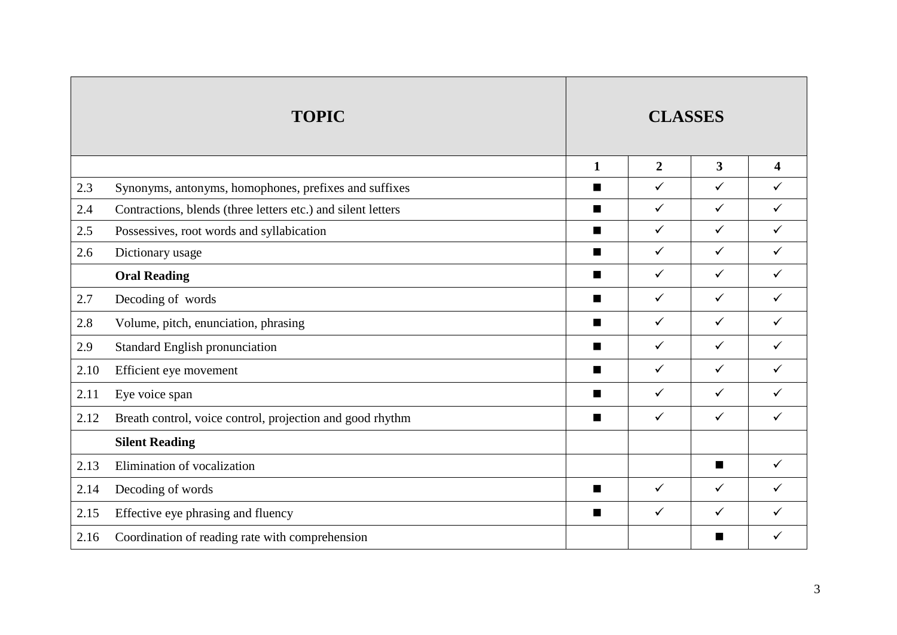| TOPIC | | CLASSES | | | |
|---|---|---|---|---|---|
| | | 1 | 2 | 3 | 4 |
| 2.3 | Synonyms, antonyms, homophones, prefixes and suffixes | ■ | ✓ | ✓ | ✓ |
| 2.4 | Contractions, blends (three letters etc.) and silent letters | ■ | ✓ | ✓ | ✓ |
| 2.5 | Possessives, root words and syllabication | ■ | ✓ | ✓ | ✓ |
| 2.6 | Dictionary usage | ■ | ✓ | ✓ | ✓ |
| | **Oral Reading** | ■ | ✓ | ✓ | ✓ |
| 2.7 | Decoding of words | ■ | ✓ | ✓ | ✓ |
| 2.8 | Volume, pitch, enunciation, phrasing | ■ | ✓ | ✓ | ✓ |
| 2.9 | Standard English pronunciation | ■ | ✓ | ✓ | ✓ |
| 2.10 | Efficient eye movement | ■ | ✓ | ✓ | ✓ |
| 2.11 | Eye voice span | ■ | ✓ | ✓ | ✓ |
| 2.12 | Breath control, voice control, projection and good rhythm | ■ | ✓ | ✓ | ✓ |
| | **Silent Reading** | | | | |
| 2.13 | Elimination of vocalization | | | ■ | ✓ |
| 2.14 | Decoding of words | ■ | ✓ | ✓ | ✓ |
| 2.15 | Effective eye phrasing and fluency | ■ | ✓ | ✓ | ✓ |
| 2.16 | Coordination of reading rate with comprehension | | | ■ | ✓ |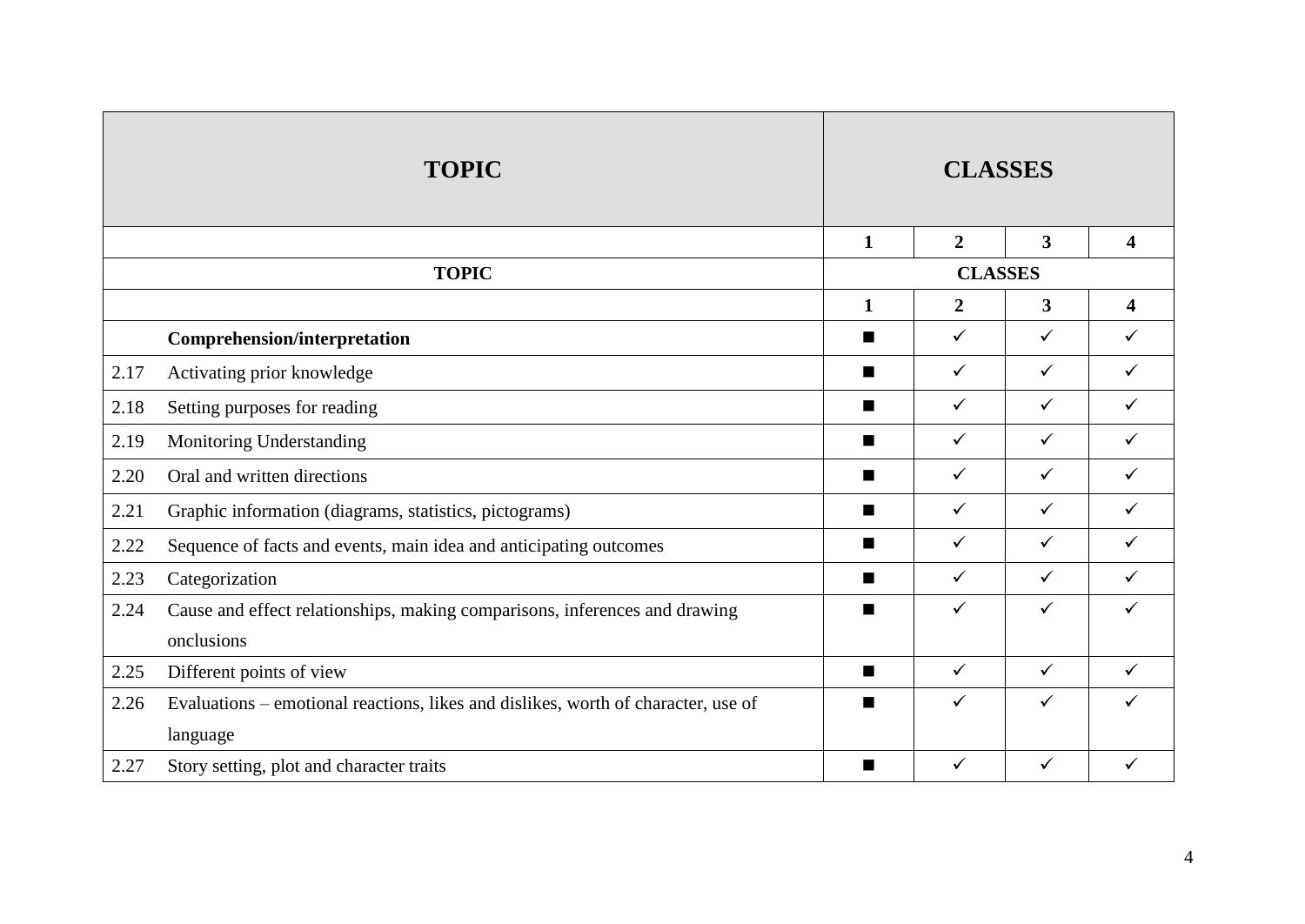| TOPIC | | CLASSES | | | |
|---|---|---|---|---|---|
| | | 1 | 2 | 3 | 4 |
| TOPIC | | CLASSES | | | |
| | | 1 | 2 | 3 | 4 |
| | **Comprehension/interpretation** | ■ | ✓ | ✓ | ✓ |
| 2.17 | Activating prior knowledge | ■ | ✓ | ✓ | ✓ |
| 2.18 | Setting purposes for reading | ■ | ✓ | ✓ | ✓ |
| 2.19 | Monitoring Understanding | ■ | ✓ | ✓ | ✓ |
| 2.20 | Oral and written directions | ■ | ✓ | ✓ | ✓ |
| 2.21 | Graphic information (diagrams, statistics, pictograms) | ■ | ✓ | ✓ | ✓ |
| 2.22 | Sequence of facts and events, main idea and anticipating outcomes | ■ | ✓ | ✓ | ✓ |
| 2.23 | Categorization | ■ | ✓ | ✓ | ✓ |
| 2.24 | Cause and effect relationships, making comparisons, inferences and drawing onclusions | ■ | ✓ | ✓ | ✓ |
| 2.25 | Different points of view | ■ | ✓ | ✓ | ✓ |
| 2.26 | Evaluations – emotional reactions, likes and dislikes, worth of character, use of language | ■ | ✓ | ✓ | ✓ |
| 2.27 | Story setting, plot and character traits | ■ | ✓ | ✓ | ✓ |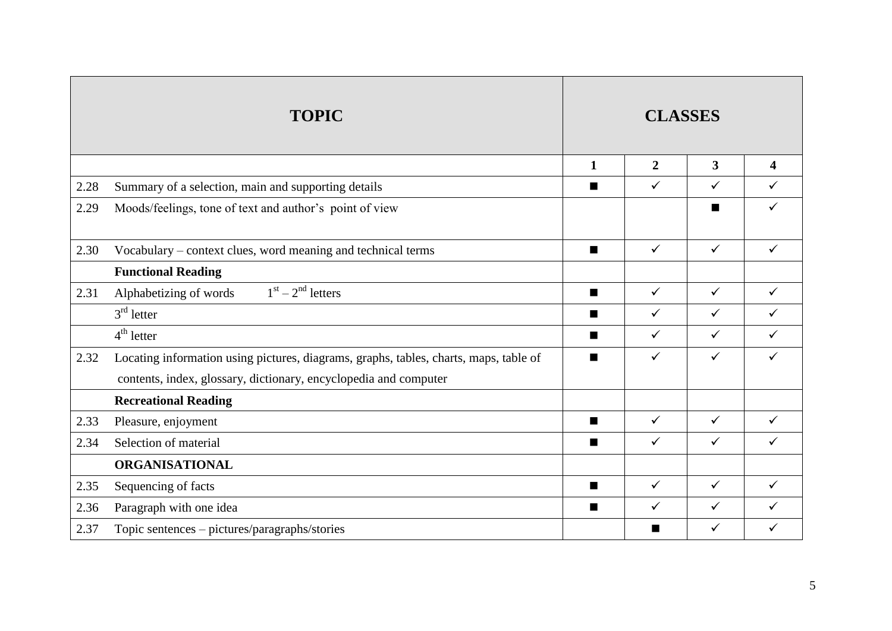| TOPIC | | CLASSES | | | |
|---|---|---|---|---|---|
| | | 1 | 2 | 3 | 4 |
| 2.28 | Summary of a selection, main and supporting details | ■ | ✓ | ✓ | ✓ |
| 2.29 | Moods/feelings, tone of text and author's point of view | | | ■ | ✓ |
| 2.30 | Vocabulary – context clues, word meaning and technical terms | ■ | ✓ | ✓ | ✓ |
| | **Functional Reading** | | | | |
| 2.31 | Alphabetizing of words 1st – 2nd letters | ■ | ✓ | ✓ | ✓ |
| | 3rd letter | ■ | ✓ | ✓ | ✓ |
| | 4th letter | ■ | ✓ | ✓ | ✓ |
| 2.32 | Locating information using pictures, diagrams, graphs, tables, charts, maps, table of contents, index, glossary, dictionary, encyclopedia and computer | ■ | ✓ | ✓ | ✓ |
| | **Recreational Reading** | | | | |
| 2.33 | Pleasure, enjoyment | ■ | ✓ | ✓ | ✓ |
| 2.34 | Selection of material | ■ | ✓ | ✓ | ✓ |
| | **ORGANISATIONAL** | | | | |
| 2.35 | Sequencing of facts | ■ | ✓ | ✓ | ✓ |
| 2.36 | Paragraph with one idea | ■ | ✓ | ✓ | ✓ |
| 2.37 | Topic sentences – pictures/paragraphs/stories | | ■ | ✓ | ✓ |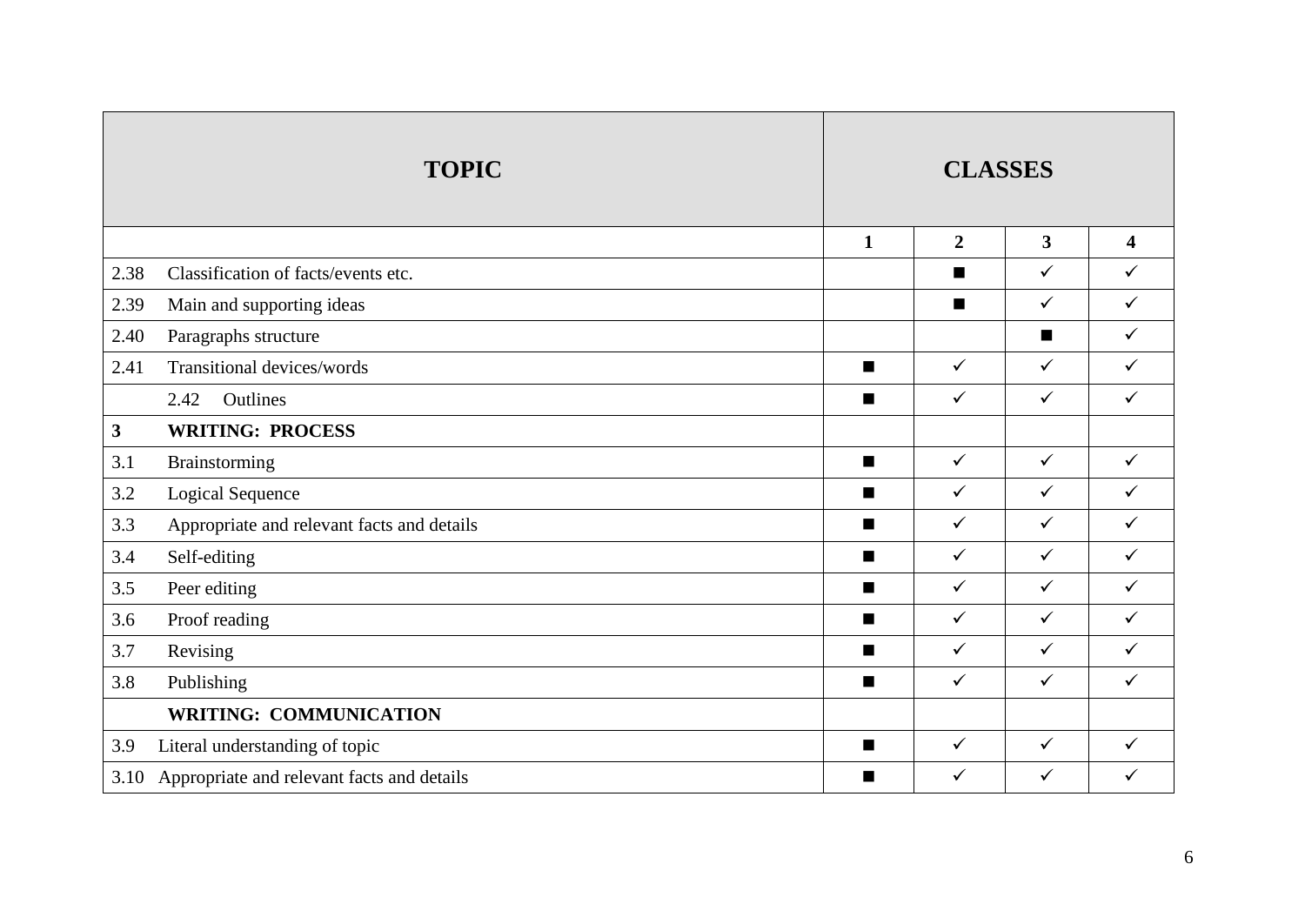| TOPIC | CLASSES | | | |
|---|---|---|---|---|
| | **1** | **2** | **3** | **4** |
| 2.38 Classification of facts/events etc. | | ■ | ✓ | ✓ |
| 2.39 Main and supporting ideas | | ■ | ✓ | ✓ |
| 2.40 Paragraphs structure | | | ■ | ✓ |
| 2.41 Transitional devices/words | ■ | ✓ | ✓ | ✓ |
| 2.42 Outlines | ■ | ✓ | ✓ | ✓ |
| **3 WRITING: PROCESS** | | | | |
| 3.1 Brainstorming | ■ | ✓ | ✓ | ✓ |
| 3.2 Logical Sequence | ■ | ✓ | ✓ | ✓ |
| 3.3 Appropriate and relevant facts and details | ■ | ✓ | ✓ | ✓ |
| 3.4 Self-editing | ■ | ✓ | ✓ | ✓ |
| 3.5 Peer editing | ■ | ✓ | ✓ | ✓ |
| 3.6 Proof reading | ■ | ✓ | ✓ | ✓ |
| 3.7 Revising | ■ | ✓ | ✓ | ✓ |
| 3.8 Publishing | ■ | ✓ | ✓ | ✓ |
| **WRITING: COMMUNICATION** | | | | |
| 3.9 Literal understanding of topic | ■ | ✓ | ✓ | ✓ |
| 3.10 Appropriate and relevant facts and details | ■ | ✓ | ✓ | ✓ |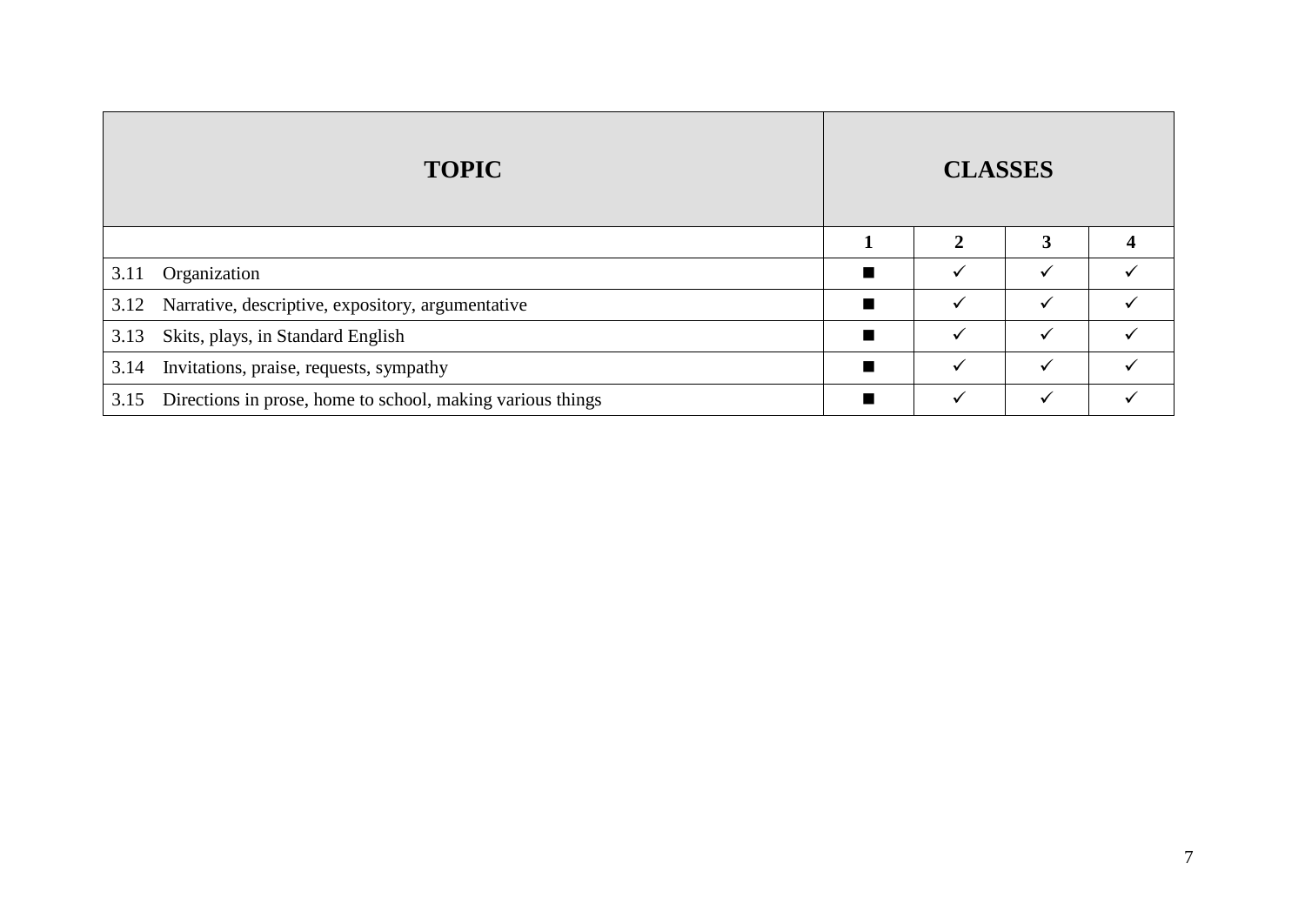| TOPIC | CLASSES | | | |
|---|---|---|---|---|
| | 1 | 2 | 3 | 4 |
| 3.11 Organization | ■ | ✓ | ✓ | ✓ |
| 3.12 Narrative, descriptive, expository, argumentative | ■ | ✓ | ✓ | ✓ |
| 3.13 Skits, plays, in Standard English | ■ | ✓ | ✓ | ✓ |
| 3.14 Invitations, praise, requests, sympathy | ■ | ✓ | ✓ | ✓ |
| 3.15 Directions in prose, home to school, making various things | ■ | ✓ | ✓ | ✓ |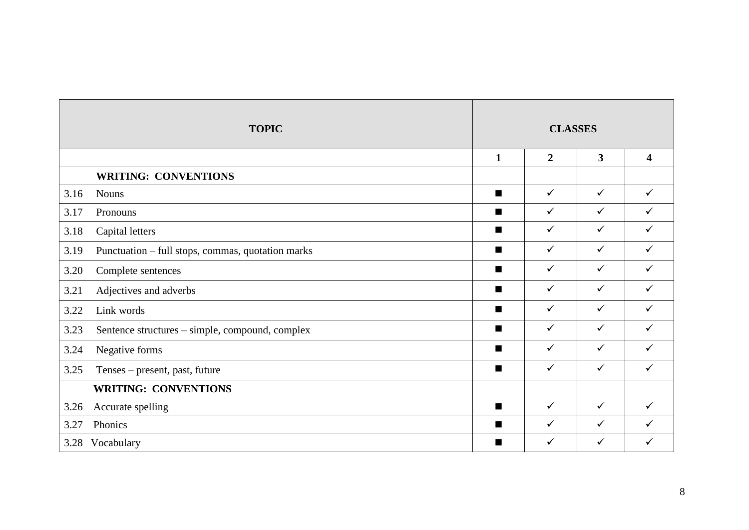| TOPIC | CLASSES | | | |
|---|---|---|---|---|
| | 1 | 2 | 3 | 4 |
| **WRITING: CONVENTIONS** | | | | |
| 3.16 Nouns | ■ | ✓ | ✓ | ✓ |
| 3.17 Pronouns | ■ | ✓ | ✓ | ✓ |
| 3.18 Capital letters | ■ | ✓ | ✓ | ✓ |
| 3.19 Punctuation – full stops, commas, quotation marks | ■ | ✓ | ✓ | ✓ |
| 3.20 Complete sentences | ■ | ✓ | ✓ | ✓ |
| 3.21 Adjectives and adverbs | ■ | ✓ | ✓ | ✓ |
| 3.22 Link words | ■ | ✓ | ✓ | ✓ |
| 3.23 Sentence structures – simple, compound, complex | ■ | ✓ | ✓ | ✓ |
| 3.24 Negative forms | ■ | ✓ | ✓ | ✓ |
| 3.25 Tenses – present, past, future | ■ | ✓ | ✓ | ✓ |
| **WRITING: CONVENTIONS** | | | | |
| 3.26 Accurate spelling | ■ | ✓ | ✓ | ✓ |
| 3.27 Phonics | ■ | ✓ | ✓ | ✓ |
| 3.28 Vocabulary | ■ | ✓ | ✓ | ✓ |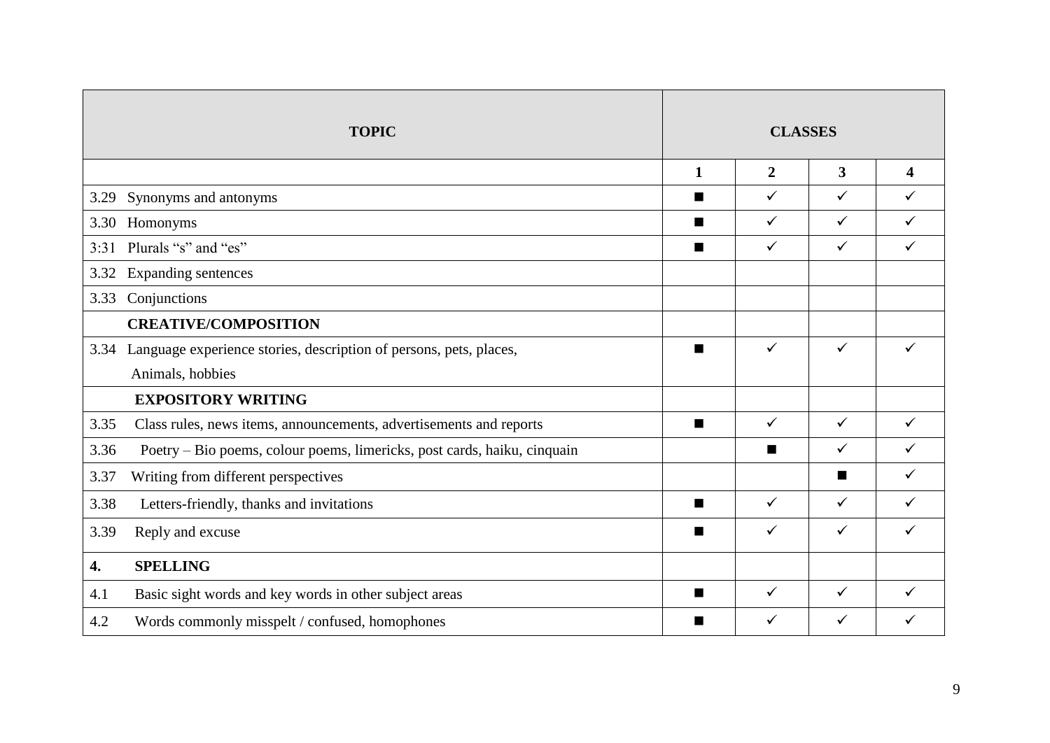| TOPIC | CLASSES | | | |
|---|---|---|---|---|
| | 1 | 2 | 3 | 4 |
| 3.29 Synonyms and antonyms | ■ | ✓ | ✓ | ✓ |
| 3.30 Homonyms | ■ | ✓ | ✓ | ✓ |
| 3:31 Plurals "s" and "es" | ■ | ✓ | ✓ | ✓ |
| 3.32 Expanding sentences | | | | |
| 3.33 Conjunctions | | | | |
| **CREATIVE/COMPOSITION** | | | | |
| 3.34 Language experience stories, description of persons, pets, places, Animals, hobbies | ■ | ✓ | ✓ | ✓ |
| **EXPOSITORY WRITING** | | | | |
| 3.35 Class rules, news items, announcements, advertisements and reports | ■ | ✓ | ✓ | ✓ |
| 3.36 Poetry – Bio poems, colour poems, limericks, post cards, haiku, cinquain | | ■ | ✓ | ✓ |
| 3.37 Writing from different perspectives | | | ■ | ✓ |
| 3.38 Letters-friendly, thanks and invitations | ■ | ✓ | ✓ | ✓ |
| 3.39 Reply and excuse | ■ | ✓ | ✓ | ✓ |
| **4. SPELLING** | | | | |
| 4.1 Basic sight words and key words in other subject areas | ■ | ✓ | ✓ | ✓ |
| 4.2 Words commonly misspelt / confused, homophones | ■ | ✓ | ✓ | ✓ |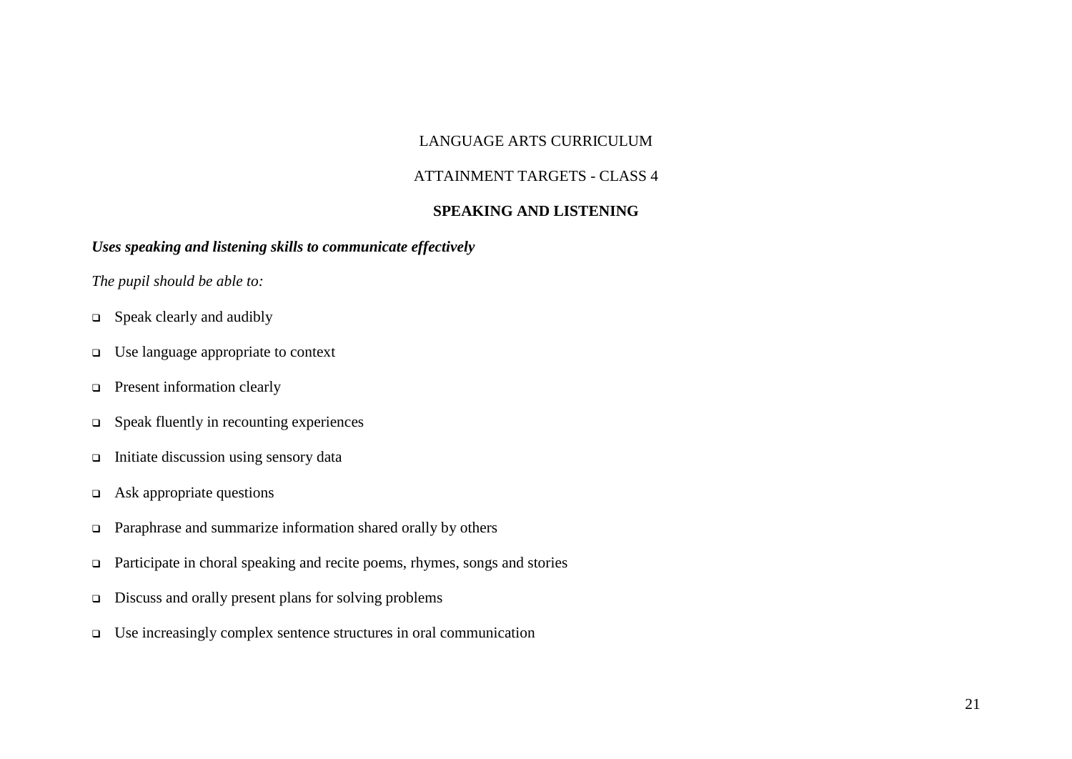LANGUAGE ARTS CURRICULUM

ATTAINMENT TARGETS - CLASS 4

## SPEAKING AND LISTENING

***Uses speaking and listening skills to communicate effectively***

*The pupil should be able to:*

- Speak clearly and audibly
- Use language appropriate to context
- Present information clearly
- Speak fluently in recounting experiences
- Initiate discussion using sensory data
- Ask appropriate questions
- Paraphrase and summarize information shared orally by others
- Participate in choral speaking and recite poems, rhymes, songs and stories
- Discuss and orally present plans for solving problems
- Use increasingly complex sentence structures in oral communication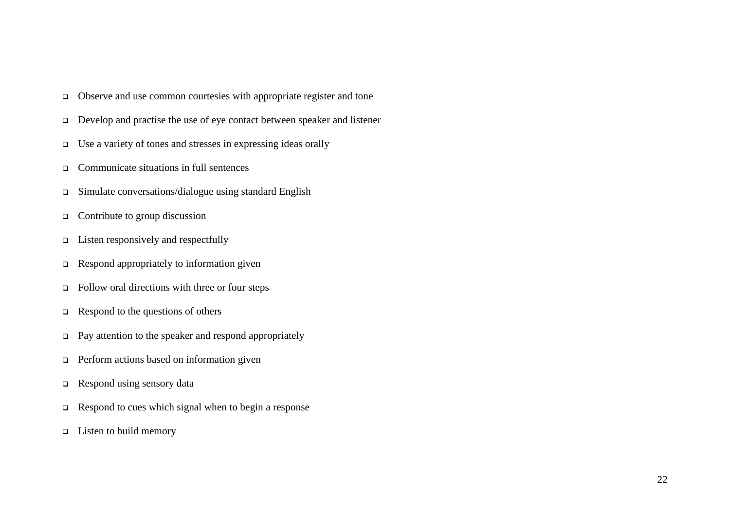- Observe and use common courtesies with appropriate register and tone
- Develop and practise the use of eye contact between speaker and listener
- Use a variety of tones and stresses in expressing ideas orally
- Communicate situations in full sentences
- Simulate conversations/dialogue using standard English
- Contribute to group discussion
- Listen responsively and respectfully
- Respond appropriately to information given
- Follow oral directions with three or four steps
- Respond to the questions of others
- Pay attention to the speaker and respond appropriately
- Perform actions based on information given
- Respond using sensory data
- Respond to cues which signal when to begin a response
- Listen to build memory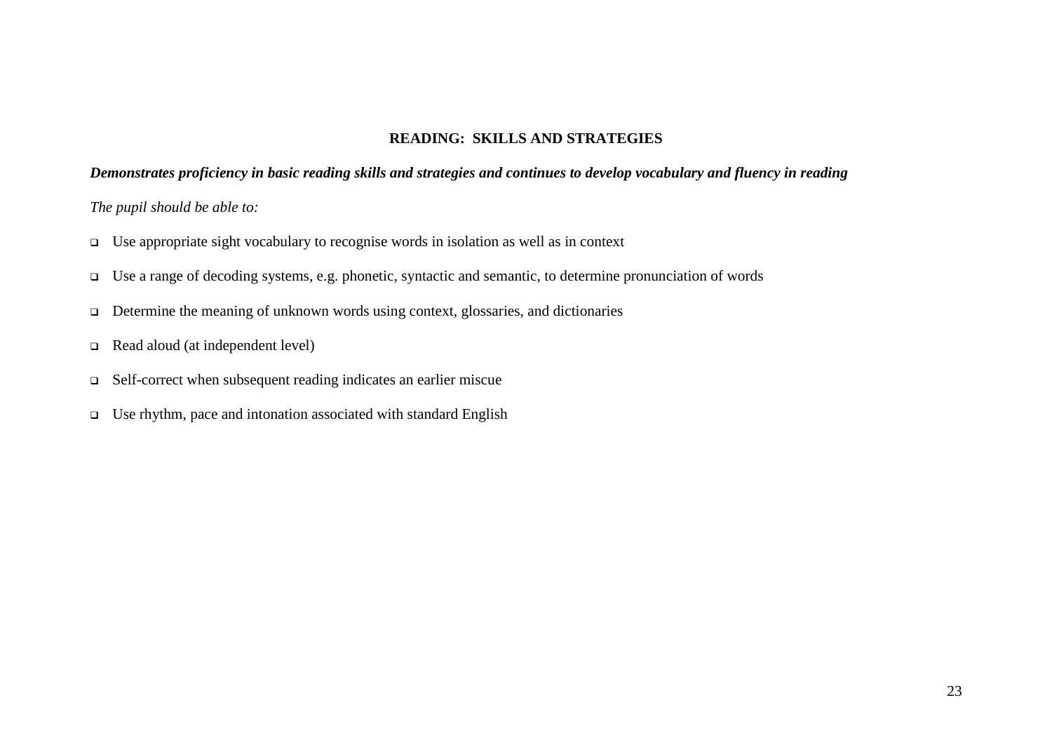## READING: SKILLS AND STRATEGIES

***Demonstrates proficiency in basic reading skills and strategies and continues to develop vocabulary and fluency in reading***

*The pupil should be able to:*

- Use appropriate sight vocabulary to recognise words in isolation as well as in context
- Use a range of decoding systems, e.g. phonetic, syntactic and semantic, to determine pronunciation of words
- Determine the meaning of unknown words using context, glossaries, and dictionaries
- Read aloud (at independent level)
- Self-correct when subsequent reading indicates an earlier miscue
- Use rhythm, pace and intonation associated with standard English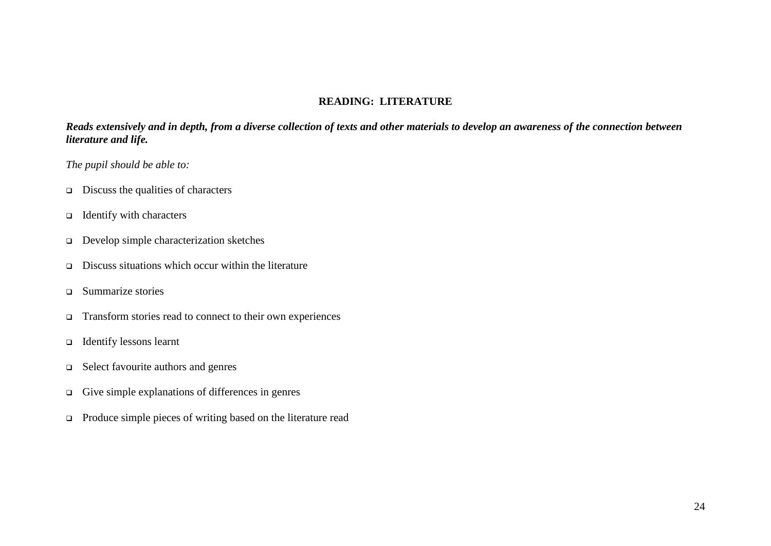## READING: LITERATURE

***Reads extensively and in depth, from a diverse collection of texts and other materials to develop an awareness of the connection between literature and life.***

*The pupil should be able to:*

- Discuss the qualities of characters
- Identify with characters
- Develop simple characterization sketches
- Discuss situations which occur within the literature
- Summarize stories
- Transform stories read to connect to their own experiences
- Identify lessons learnt
- Select favourite authors and genres
- Give simple explanations of differences in genres
- Produce simple pieces of writing based on the literature read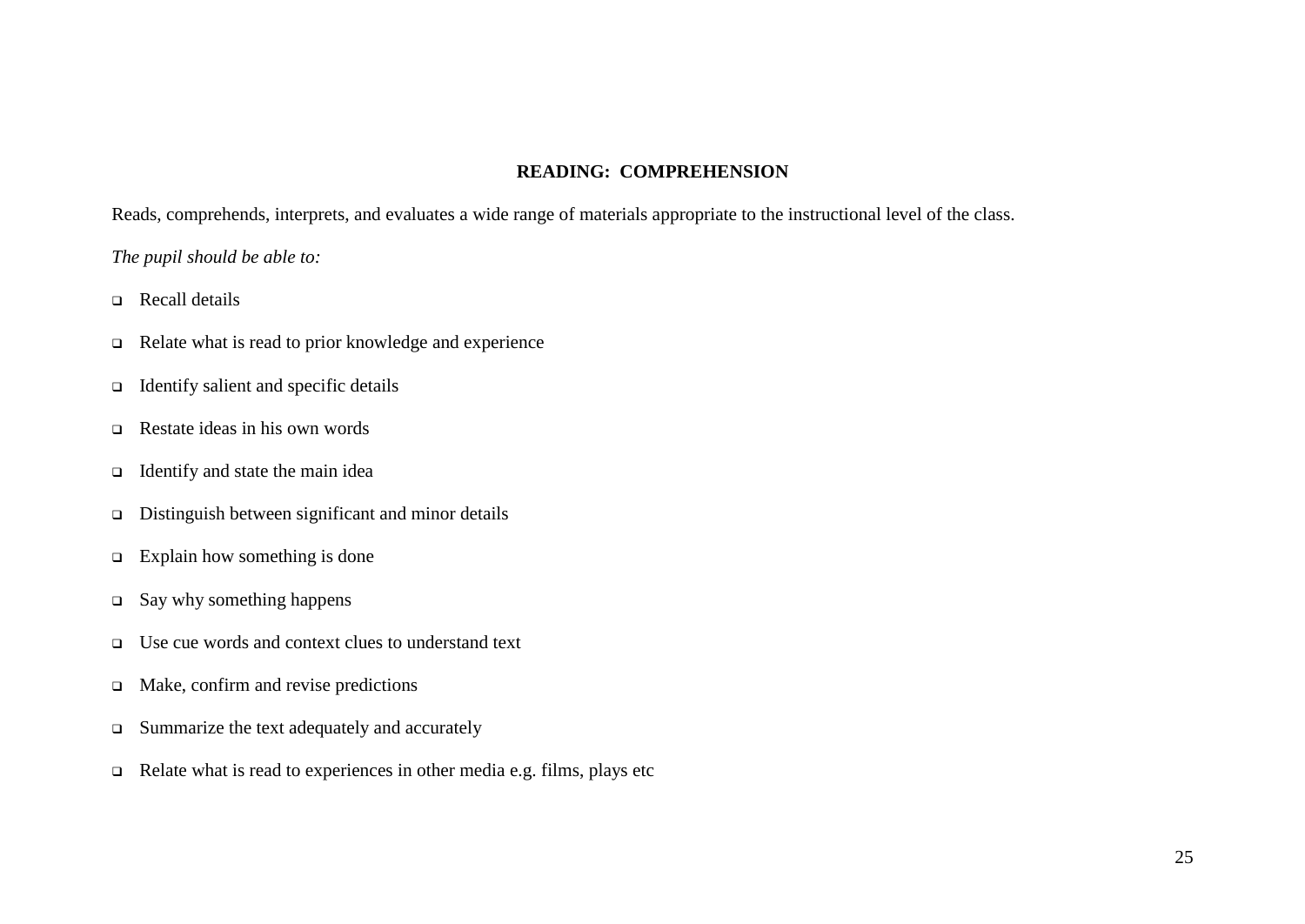## READING: COMPREHENSION

Reads, comprehends, interprets, and evaluates a wide range of materials appropriate to the instructional level of the class.

*The pupil should be able to:*

- Recall details
- Relate what is read to prior knowledge and experience
- Identify salient and specific details
- Restate ideas in his own words
- Identify and state the main idea
- Distinguish between significant and minor details
- Explain how something is done
- Say why something happens
- Use cue words and context clues to understand text
- Make, confirm and revise predictions
- Summarize the text adequately and accurately
- Relate what is read to experiences in other media e.g. films, plays etc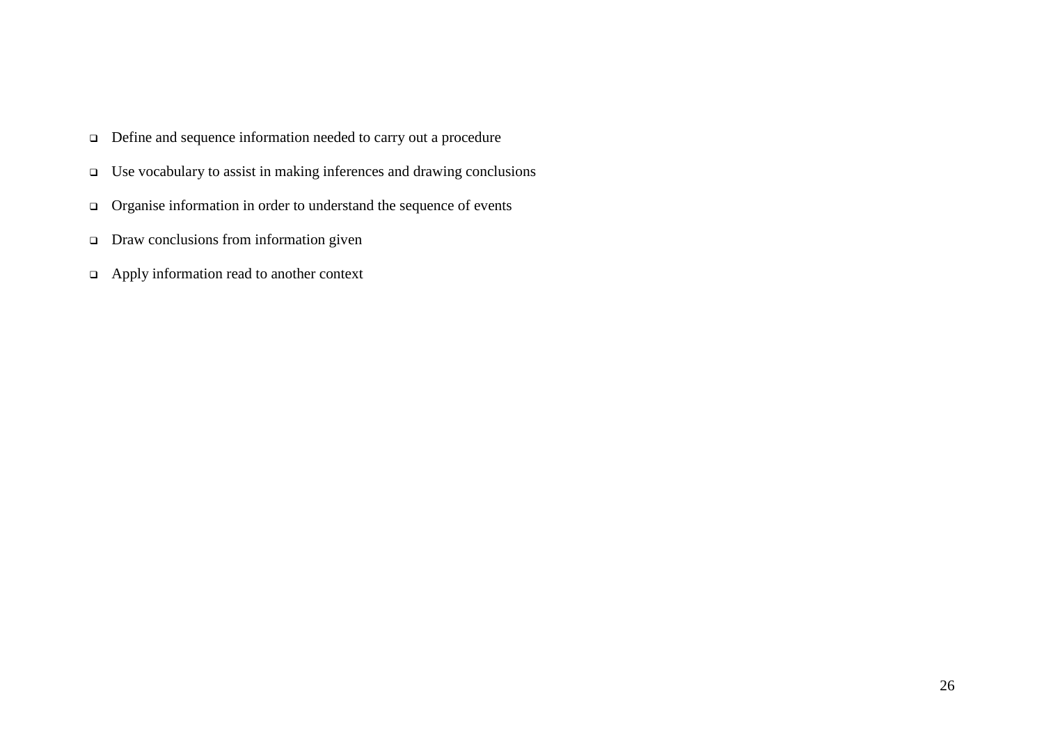- Define and sequence information needed to carry out a procedure
- Use vocabulary to assist in making inferences and drawing conclusions
- Organise information in order to understand the sequence of events
- Draw conclusions from information given
- Apply information read to another context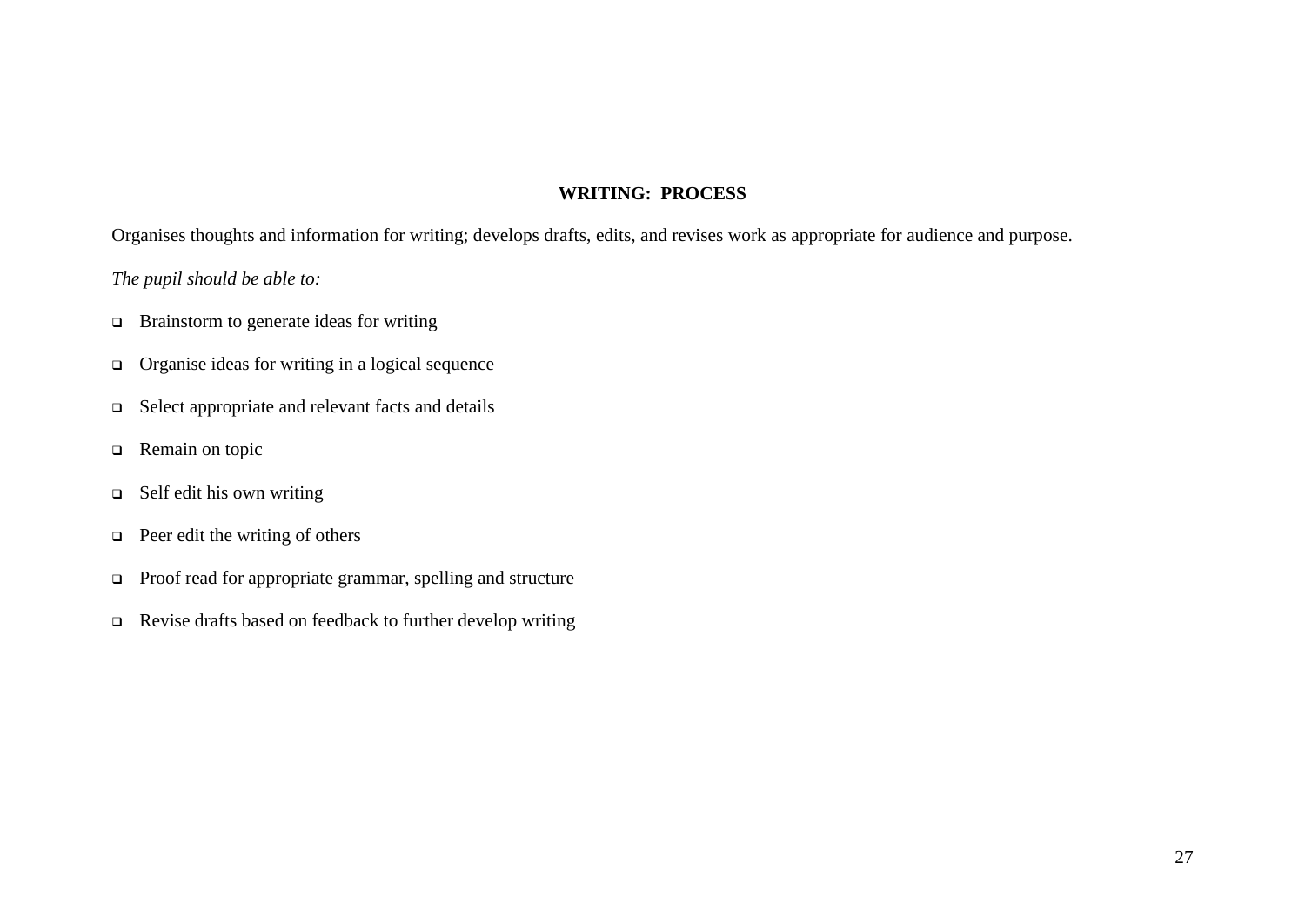## WRITING: PROCESS

Organises thoughts and information for writing; develops drafts, edits, and revises work as appropriate for audience and purpose.

*The pupil should be able to:*

- Brainstorm to generate ideas for writing
- Organise ideas for writing in a logical sequence
- Select appropriate and relevant facts and details
- Remain on topic
- Self edit his own writing
- Peer edit the writing of others
- Proof read for appropriate grammar, spelling and structure
- Revise drafts based on feedback to further develop writing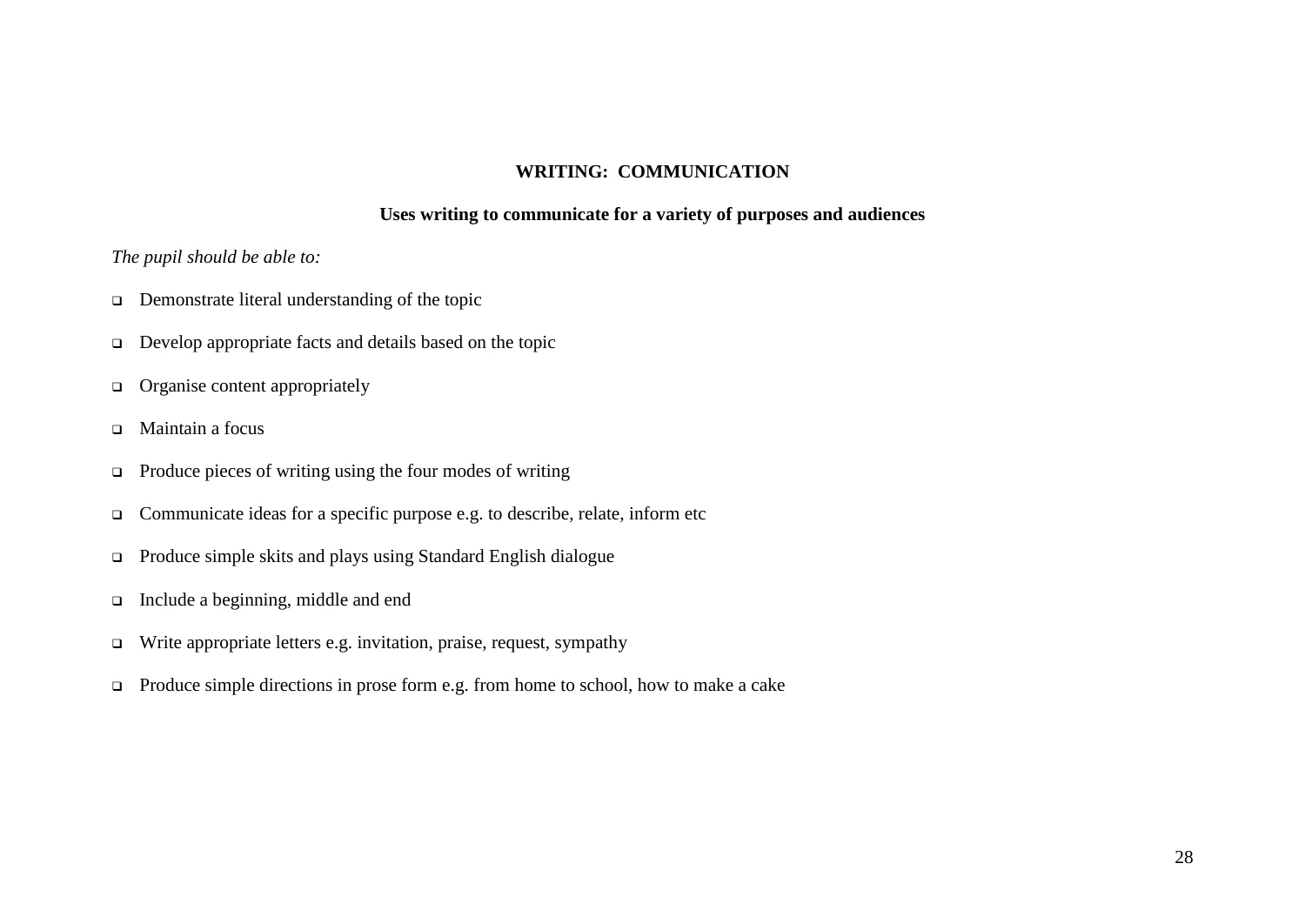## WRITING: COMMUNICATION

### Uses writing to communicate for a variety of purposes and audiences

*The pupil should be able to:*

- Demonstrate literal understanding of the topic
- Develop appropriate facts and details based on the topic
- Organise content appropriately
- Maintain a focus
- Produce pieces of writing using the four modes of writing
- Communicate ideas for a specific purpose e.g. to describe, relate, inform etc
- Produce simple skits and plays using Standard English dialogue
- Include a beginning, middle and end
- Write appropriate letters e.g. invitation, praise, request, sympathy
- Produce simple directions in prose form e.g. from home to school, how to make a cake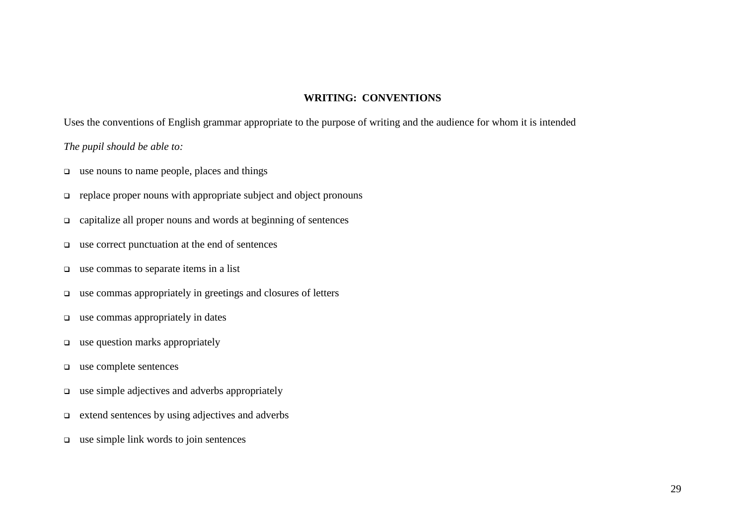## WRITING: CONVENTIONS

Uses the conventions of English grammar appropriate to the purpose of writing and the audience for whom it is intended

*The pupil should be able to:*

- use nouns to name people, places and things
- replace proper nouns with appropriate subject and object pronouns
- capitalize all proper nouns and words at beginning of sentences
- use correct punctuation at the end of sentences
- use commas to separate items in a list
- use commas appropriately in greetings and closures of letters
- use commas appropriately in dates
- use question marks appropriately
- use complete sentences
- use simple adjectives and adverbs appropriately
- extend sentences by using adjectives and adverbs
- use simple link words to join sentences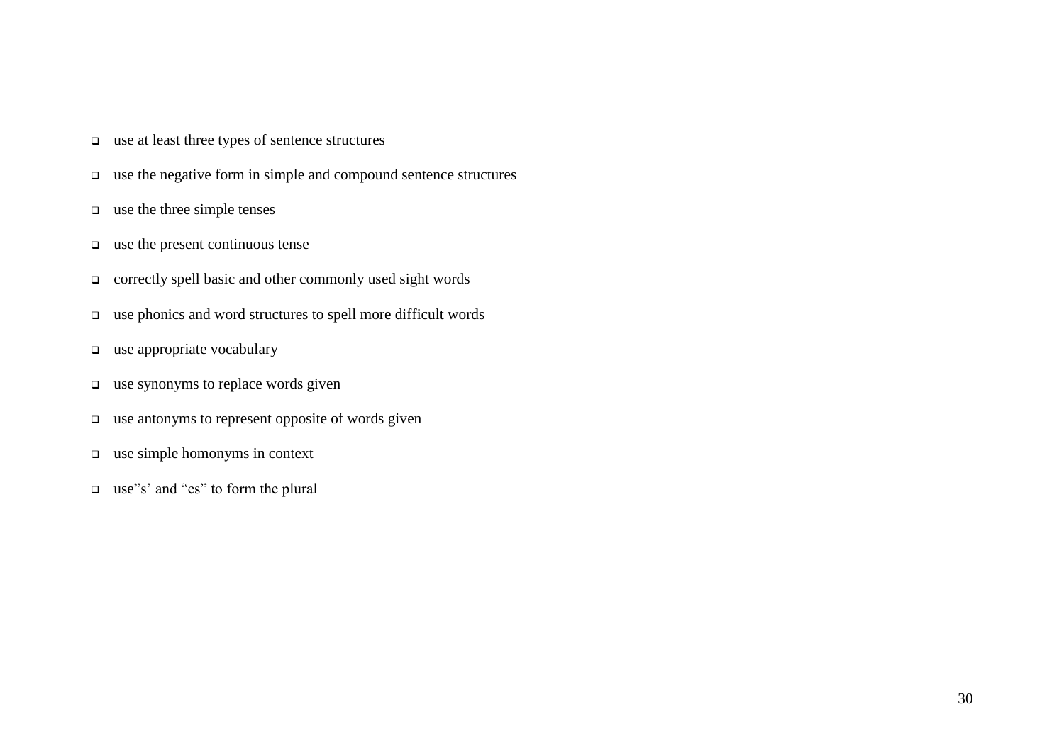- use at least three types of sentence structures
- use the negative form in simple and compound sentence structures
- use the three simple tenses
- use the present continuous tense
- correctly spell basic and other commonly used sight words
- use phonics and word structures to spell more difficult words
- use appropriate vocabulary
- use synonyms to replace words given
- use antonyms to represent opposite of words given
- use simple homonyms in context
- use"s' and "es" to form the plural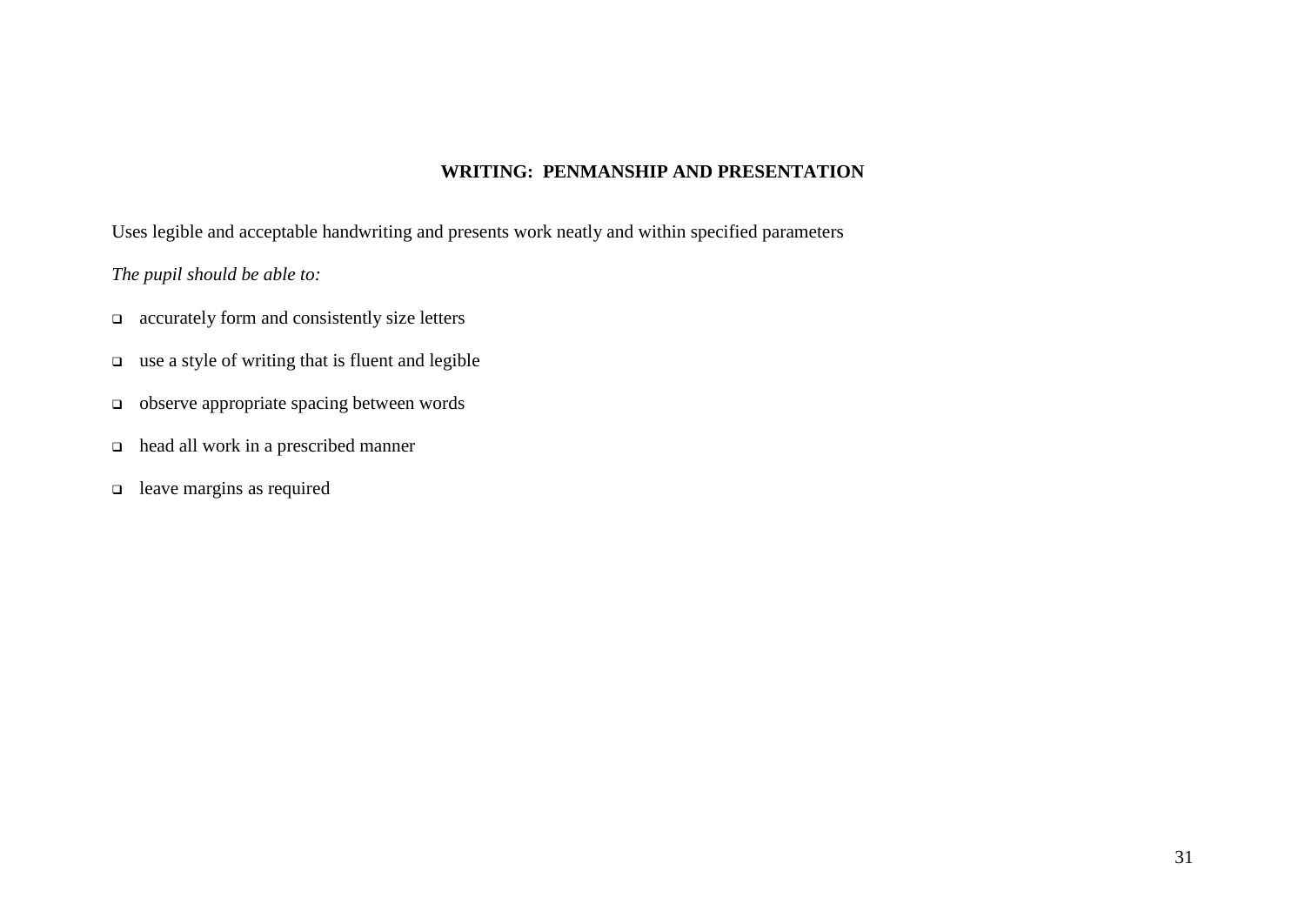## WRITING: PENMANSHIP AND PRESENTATION

Uses legible and acceptable handwriting and presents work neatly and within specified parameters

*The pupil should be able to:*

- accurately form and consistently size letters
- use a style of writing that is fluent and legible
- observe appropriate spacing between words
- head all work in a prescribed manner
- leave margins as required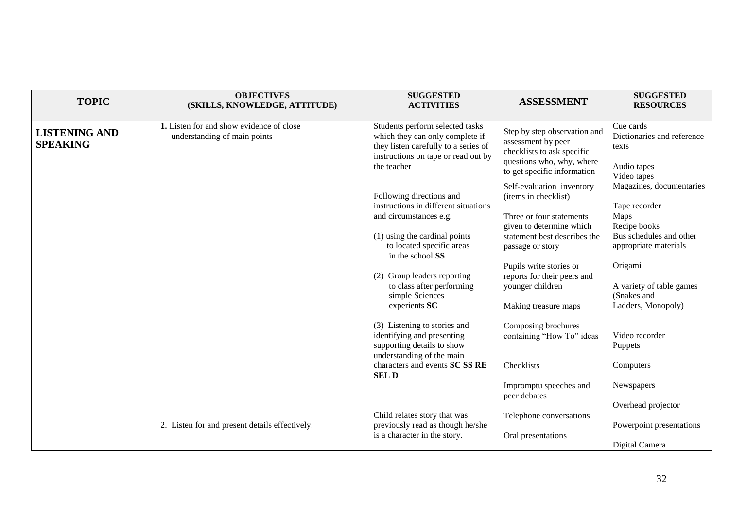| TOPIC | OBJECTIVES (SKILLS, KNOWLEDGE, ATTITUDE) | SUGGESTED ACTIVITIES | ASSESSMENT | SUGGESTED RESOURCES |
|---|---|---|---|---|
| **LISTENING AND SPEAKING** | **1.** Listen for and show evidence of close understanding of main points | Students perform selected tasks which they can only complete if they listen carefully to a series of instructions on tape or read out by the teacher<br><br>Following directions and instructions in different situations and circumstances e.g.<br><br>(1) using the cardinal points to located specific areas in the school **SS**<br><br>(2) Group leaders reporting to class after performing simple Sciences experients **SC**<br><br>(3) Listening to stories and identifying and presenting supporting details to show understanding of the main characters and events **SC SS RE SEL D** | Step by step observation and assessment by peer checklists to ask specific questions who, why, where to get specific information<br><br>Self-evaluation inventory (items in checklist)<br><br>Three or four statements given to determine which statement best describes the passage or story<br><br>Pupils write stories or reports for their peers and younger children<br><br>Making treasure maps<br><br>Composing brochures containing "How To" ideas<br><br>Checklists<br><br>Impromptu speeches and peer debates | Cue cards<br>Dictionaries and reference texts<br><br>Audio tapes<br>Video tapes<br>Magazines, documentaries<br><br>Tape recorder<br>Maps<br>Recipe books<br>Bus schedules and other appropriate materials<br><br>Origami<br><br>A variety of table games (Snakes and Ladders, Monopoly)<br><br>Video recorder<br>Puppets<br><br>Computers<br><br>Newspapers<br><br>Overhead projector |
| | 2. Listen for and present details effectively. | Child relates story that was previously read as though he/she is a character in the story. | Telephone conversations<br><br>Oral presentations | Powerpoint presentations<br><br>Digital Camera |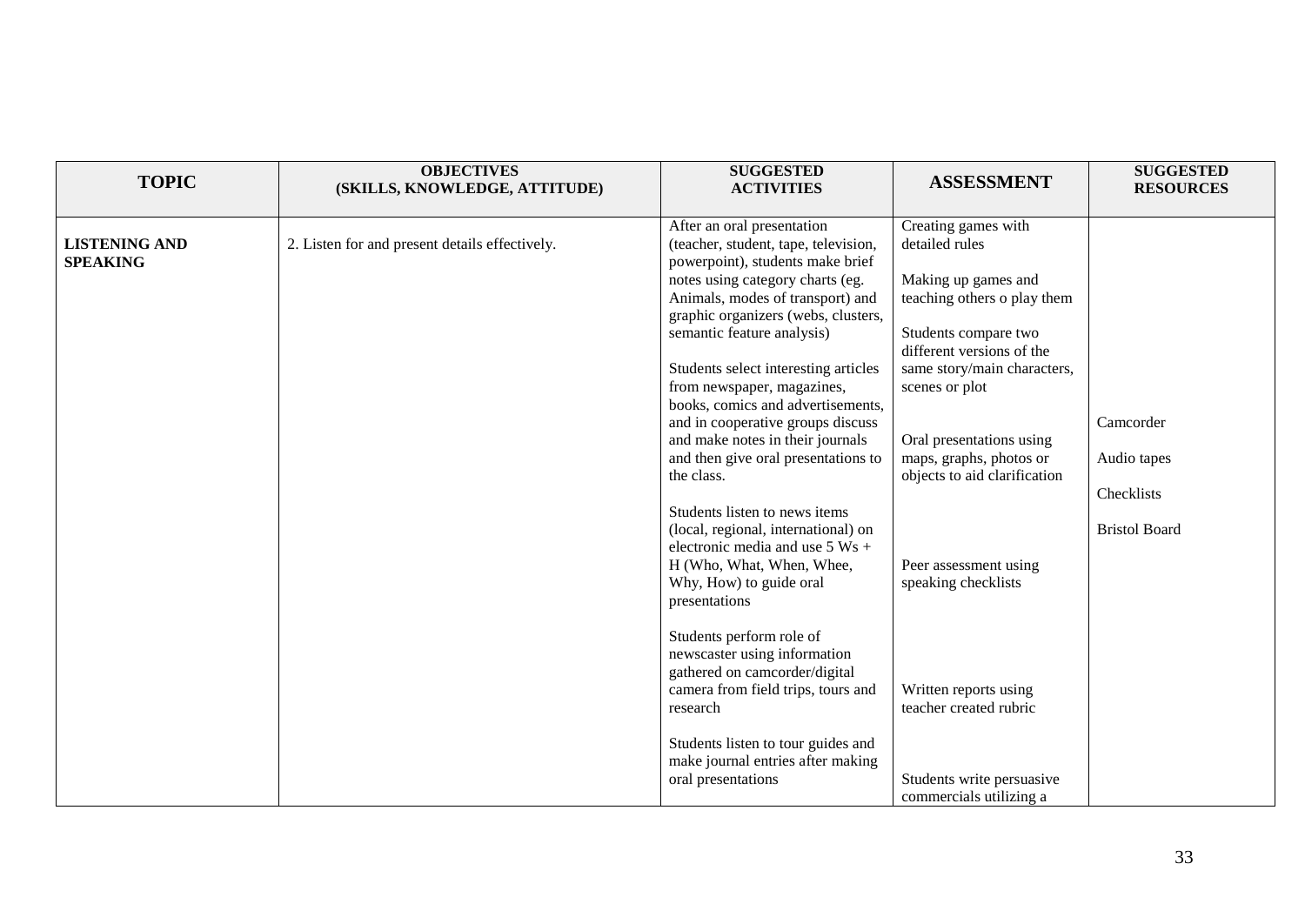| TOPIC | OBJECTIVES (SKILLS, KNOWLEDGE, ATTITUDE) | SUGGESTED ACTIVITIES | ASSESSMENT | SUGGESTED RESOURCES |
|---|---|---|---|---|
| **LISTENING AND SPEAKING** | 2. Listen for and present details effectively. | After an oral presentation (teacher, student, tape, television, powerpoint), students make brief notes using category charts (eg. Animals, modes of transport) and graphic organizers (webs, clusters, semantic feature analysis)<br><br>Students select interesting articles from newspaper, magazines, books, comics and advertisements, and in cooperative groups discuss and make notes in their journals and then give oral presentations to the class.<br><br>Students listen to news items (local, regional, international) on electronic media and use 5 Ws + H (Who, What, When, Whee, Why, How) to guide oral presentations<br><br>Students perform role of newscaster using information gathered on camcorder/digital camera from field trips, tours and research<br><br>Students listen to tour guides and make journal entries after making oral presentations | Creating games with detailed rules<br><br>Making up games and teaching others o play them<br><br>Students compare two different versions of the same story/main characters, scenes or plot<br><br>Oral presentations using maps, graphs, photos or objects to aid clarification<br><br>Peer assessment using speaking checklists<br><br>Written reports using teacher created rubric<br><br>Students write persuasive commercials utilizing a | Camcorder<br><br>Audio tapes<br><br>Checklists<br><br>Bristol Board |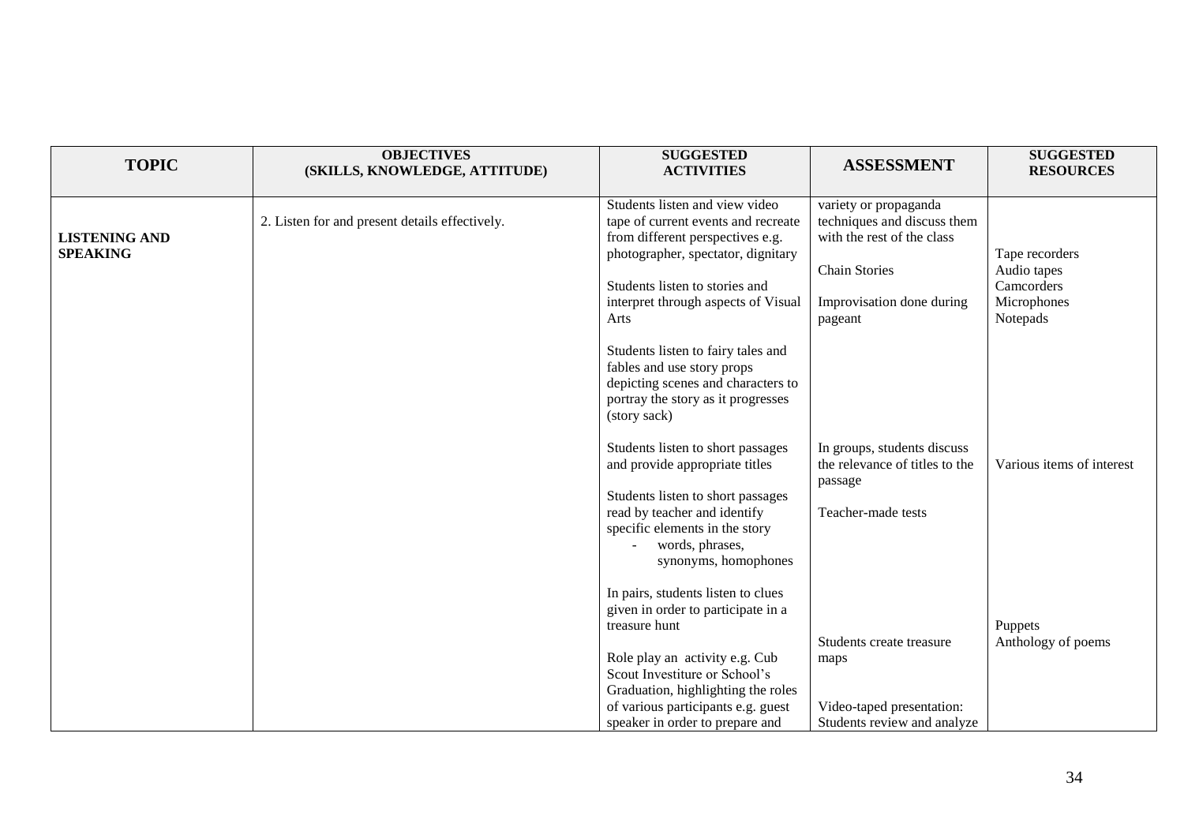| TOPIC | OBJECTIVES (SKILLS, KNOWLEDGE, ATTITUDE) | SUGGESTED ACTIVITIES | ASSESSMENT | SUGGESTED RESOURCES |
|---|---|---|---|---|
| **LISTENING AND SPEAKING** | 2. Listen for and present details effectively. | Students listen and view video tape of current events and recreate from different perspectives e.g. photographer, spectator, dignitary<br><br>Students listen to stories and interpret through aspects of Visual Arts<br><br>Students listen to fairy tales and fables and use story props depicting scenes and characters to portray the story as it progresses (story sack) | variety or propaganda techniques and discuss them with the rest of the class<br><br>Chain Stories<br><br>Improvisation done during pageant | Tape recorders<br>Audio tapes<br>Camcorders<br>Microphones<br>Notepads |
| | | Students listen to short passages and provide appropriate titles<br><br>Students listen to short passages read by teacher and identify specific elements in the story<br>- words, phrases, synonyms, homophones | In groups, students discuss the relevance of titles to the passage<br><br>Teacher-made tests | Various items of interest |
| | | In pairs, students listen to clues given in order to participate in a treasure hunt<br><br>Role play an activity e.g. Cub Scout Investiture or School's Graduation, highlighting the roles of various participants e.g. guest speaker in order to prepare and | Students create treasure maps<br><br>Video-taped presentation: Students review and analyze | Puppets<br>Anthology of poems |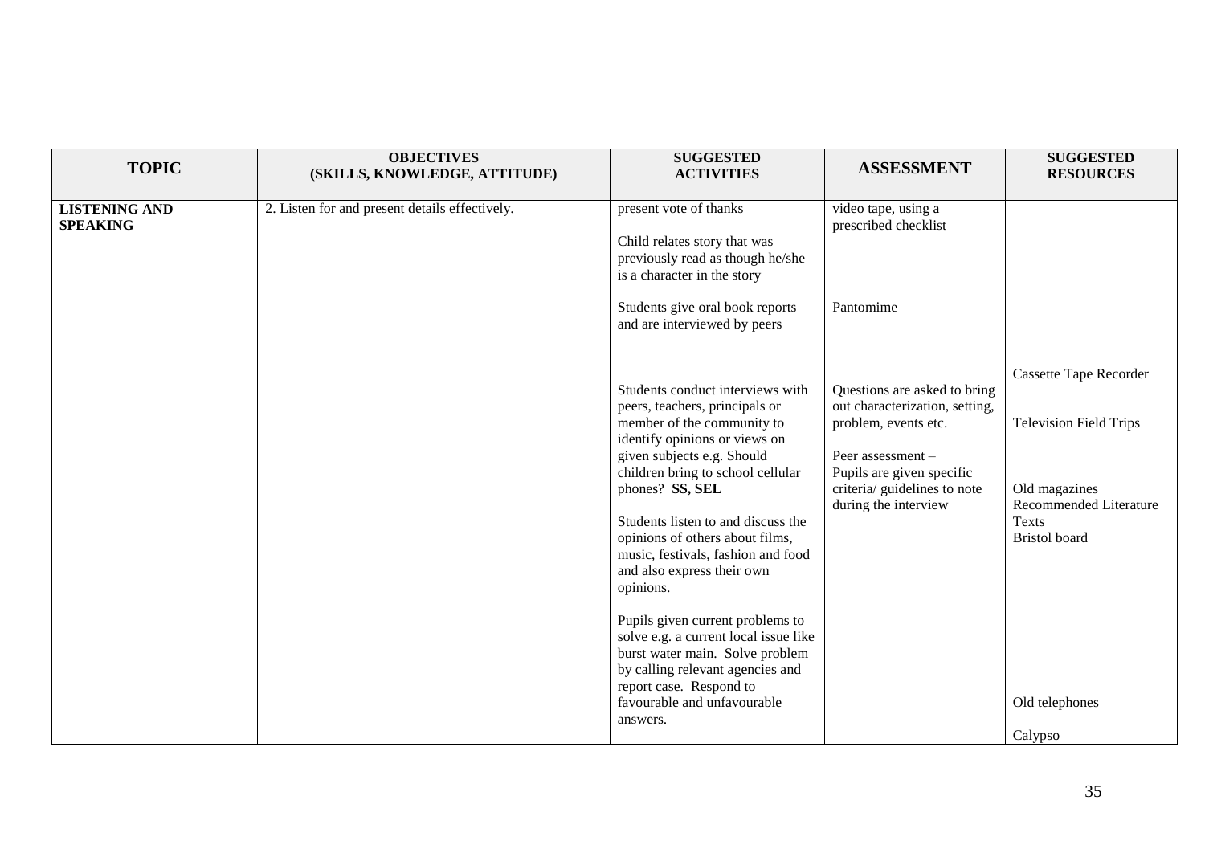| TOPIC | OBJECTIVES (SKILLS, KNOWLEDGE, ATTITUDE) | SUGGESTED ACTIVITIES | ASSESSMENT | SUGGESTED RESOURCES |
|---|---|---|---|---|
| **LISTENING AND SPEAKING** | 2. Listen for and present details effectively. | present vote of thanks<br><br>Child relates story that was previously read as though he/she is a character in the story<br><br>Students give oral book reports and are interviewed by peers<br><br>Students conduct interviews with peers, teachers, principals or member of the community to identify opinions or views on given subjects e.g. Should children bring to school cellular phones? **SS, SEL**<br><br>Students listen to and discuss the opinions of others about films, music, festivals, fashion and food and also express their own opinions.<br><br>Pupils given current problems to solve e.g. a current local issue like burst water main. Solve problem by calling relevant agencies and report case. Respond to favourable and unfavourable answers. | video tape, using a prescribed checklist<br><br>Pantomime<br><br>Questions are asked to bring out characterization, setting, problem, events etc.<br><br>Peer assessment – Pupils are given specific criteria/ guidelines to note during the interview | Cassette Tape Recorder<br><br>Television Field Trips<br><br>Old magazines<br>Recommended Literature Texts<br>Bristol board<br><br>Old telephones<br><br>Calypso |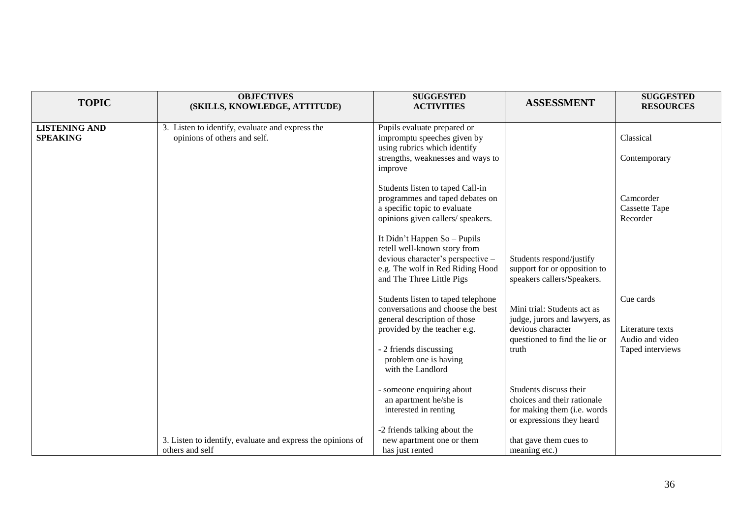| TOPIC | OBJECTIVES (SKILLS, KNOWLEDGE, ATTITUDE) | SUGGESTED ACTIVITIES | ASSESSMENT | SUGGESTED RESOURCES |
|---|---|---|---|---|
| **LISTENING AND SPEAKING** | 3. Listen to identify, evaluate and express the opinions of others and self. | Pupils evaluate prepared or impromptu speeches given by using rubrics which identify strengths, weaknesses and ways to improve<br><br>Students listen to taped Call-in programmes and taped debates on a specific topic to evaluate opinions given callers/ speakers.<br><br>It Didn't Happen So – Pupils retell well-known story from devious character's perspective – e.g. The wolf in Red Riding Hood and The Three Little Pigs<br><br>Students listen to taped telephone conversations and choose the best general description of those provided by the teacher e.g.<br><br>- 2 friends discussing problem one is having with the Landlord<br><br>- someone enquiring about an apartment he/she is interested in renting<br><br>-2 friends talking about the new apartment one or them has just rented | Students respond/justify support for or opposition to speakers callers/Speakers.<br><br>Mini trial: Students act as judge, jurors and lawyers, as devious character questioned to find the lie or truth<br><br>Students discuss their choices and their rationale for making them (i.e. words or expressions they heard that gave them cues to meaning etc.) | Classical<br><br>Contemporary<br><br>Camcorder<br>Cassette Tape Recorder<br><br>Cue cards<br><br>Literature texts<br>Audio and video<br>Taped interviews |
| | 3. Listen to identify, evaluate and express the opinions of others and self | | | |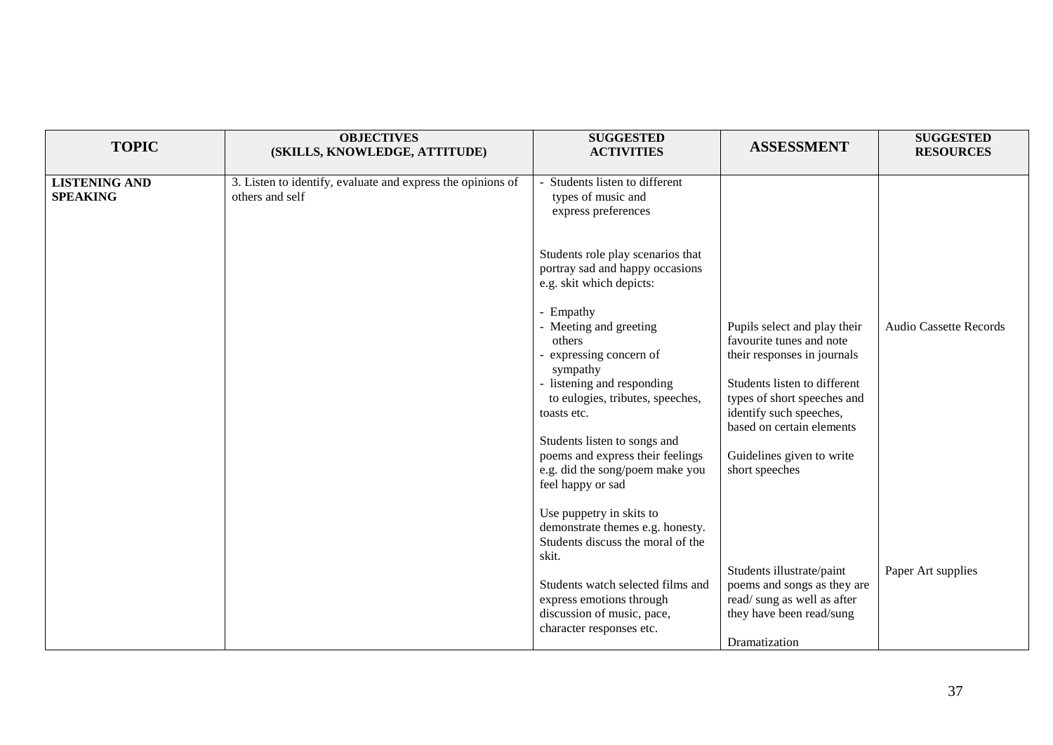| TOPIC | OBJECTIVES (SKILLS, KNOWLEDGE, ATTITUDE) | SUGGESTED ACTIVITIES | ASSESSMENT | SUGGESTED RESOURCES |
|---|---|---|---|---|
| **LISTENING AND SPEAKING** | 3. Listen to identify, evaluate and express the opinions of others and self | - Students listen to different types of music and express preferences<br><br>Students role play scenarios that portray sad and happy occasions e.g. skit which depicts:<br><br>- Empathy<br>- Meeting and greeting others<br>- expressing concern of sympathy<br>- listening and responding to eulogies, tributes, speeches, toasts etc.<br><br>Students listen to songs and poems and express their feelings e.g. did the song/poem make you feel happy or sad<br><br>Use puppetry in skits to demonstrate themes e.g. honesty. Students discuss the moral of the skit.<br><br>Students watch selected films and express emotions through discussion of music, pace, character responses etc. | Pupils select and play their favourite tunes and note their responses in journals<br><br>Students listen to different types of short speeches and identify such speeches, based on certain elements<br><br>Guidelines given to write short speeches<br><br>Students illustrate/paint poems and songs as they are read/ sung as well as after they have been read/sung<br><br>Dramatization | Audio Cassette Records<br><br>Paper Art supplies |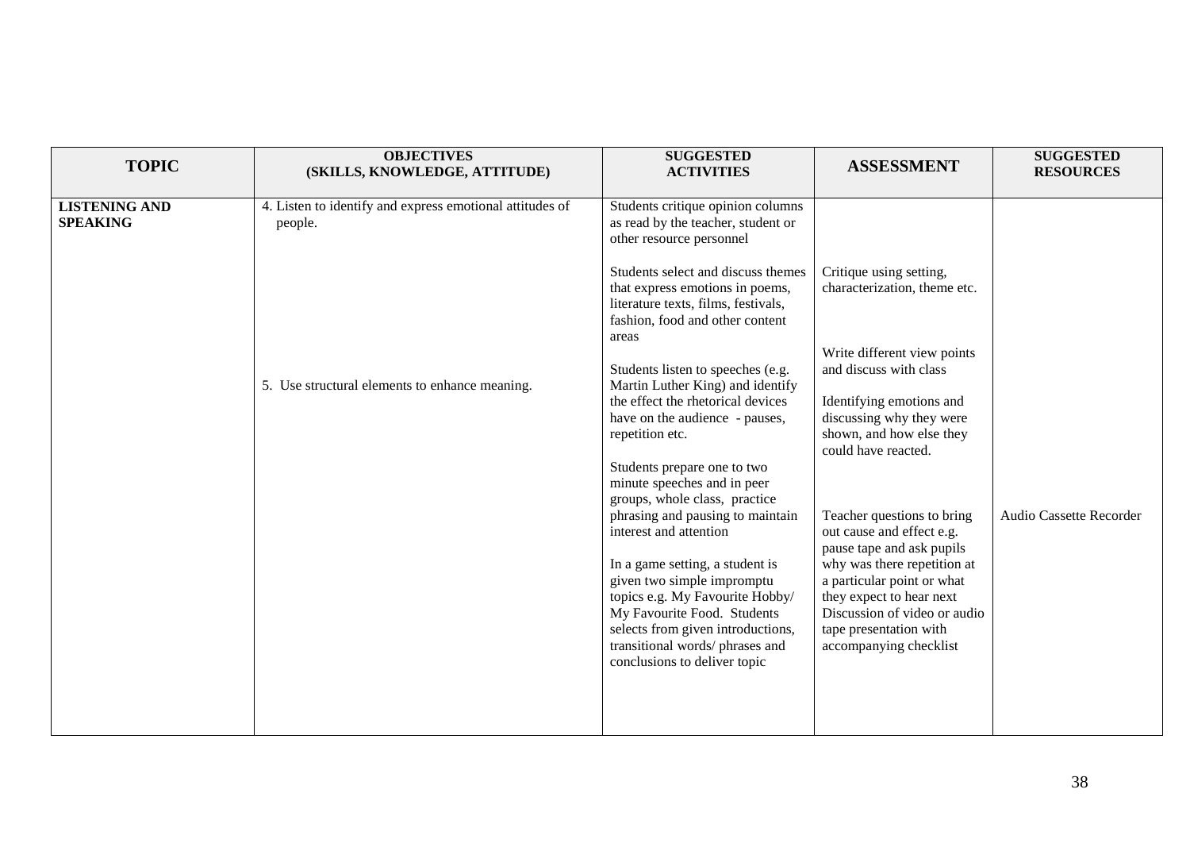| TOPIC | OBJECTIVES (SKILLS, KNOWLEDGE, ATTITUDE) | SUGGESTED ACTIVITIES | ASSESSMENT | SUGGESTED RESOURCES |
|---|---|---|---|---|
| **LISTENING AND SPEAKING** | 4. Listen to identify and express emotional attitudes of people. | Students critique opinion columns as read by the teacher, student or other resource personnel | | |
| | | Students select and discuss themes that express emotions in poems, literature texts, films, festivals, fashion, food and other content areas | Critique using setting, characterization, theme etc. | |
| | | | Write different view points and discuss with class | |
| | 5. Use structural elements to enhance meaning. | Students listen to speeches (e.g. Martin Luther King) and identify the effect the rhetorical devices have on the audience - pauses, repetition etc. | Identifying emotions and discussing why they were shown, and how else they could have reacted. | |
| | | Students prepare one to two minute speeches and in peer groups, whole class, practice phrasing and pausing to maintain interest and attention | Teacher questions to bring out cause and effect e.g. pause tape and ask pupils why was there repetition at a particular point or what they expect to hear next | Audio Cassette Recorder |
| | | In a game setting, a student is given two simple impromptu topics e.g. My Favourite Hobby/ My Favourite Food. Students selects from given introductions, transitional words/ phrases and conclusions to deliver topic | Discussion of video or audio tape presentation with accompanying checklist | |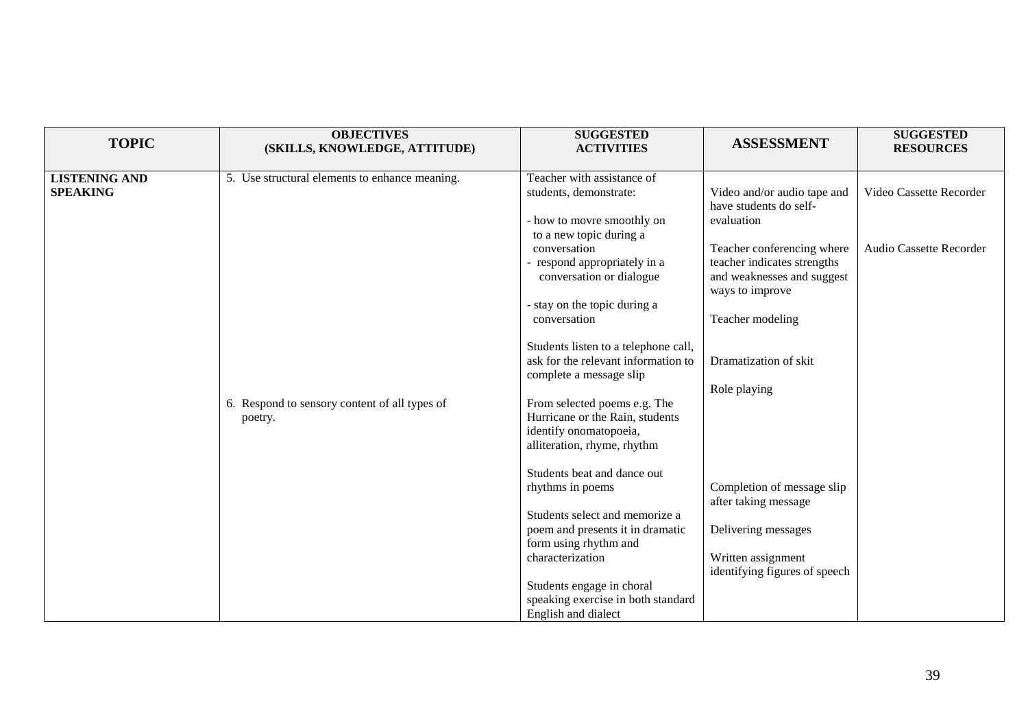| TOPIC | OBJECTIVES (SKILLS, KNOWLEDGE, ATTITUDE) | SUGGESTED ACTIVITIES | ASSESSMENT | SUGGESTED RESOURCES |
|---|---|---|---|---|
| **LISTENING AND SPEAKING** | 5. Use structural elements to enhance meaning. | Teacher with assistance of students, demonstrate:<br><br>- how to movre smoothly on to a new topic during a conversation<br>- respond appropriately in a conversation or dialogue<br><br>- stay on the topic during a conversation<br><br>Students listen to a telephone call, ask for the relevant information to complete a message slip | Video and/or audio tape and have students do self-evaluation<br><br>Teacher conferencing where teacher indicates strengths and weaknesses and suggest ways to improve<br><br>Teacher modeling<br><br>Dramatization of skit<br><br>Role playing | Video Cassette Recorder<br><br>Audio Cassette Recorder |
| | 6. Respond to sensory content of all types of poetry. | From selected poems e.g. The Hurricane or the Rain, students identify onomatopoeia, alliteration, rhyme, rhythm<br><br>Students beat and dance out rhythms in poems<br><br>Students select and memorize a poem and presents it in dramatic form using rhythm and characterization<br><br>Students engage in choral speaking exercise in both standard English and dialect | Completion of message slip after taking message<br><br>Delivering messages<br><br>Written assignment identifying figures of speech | |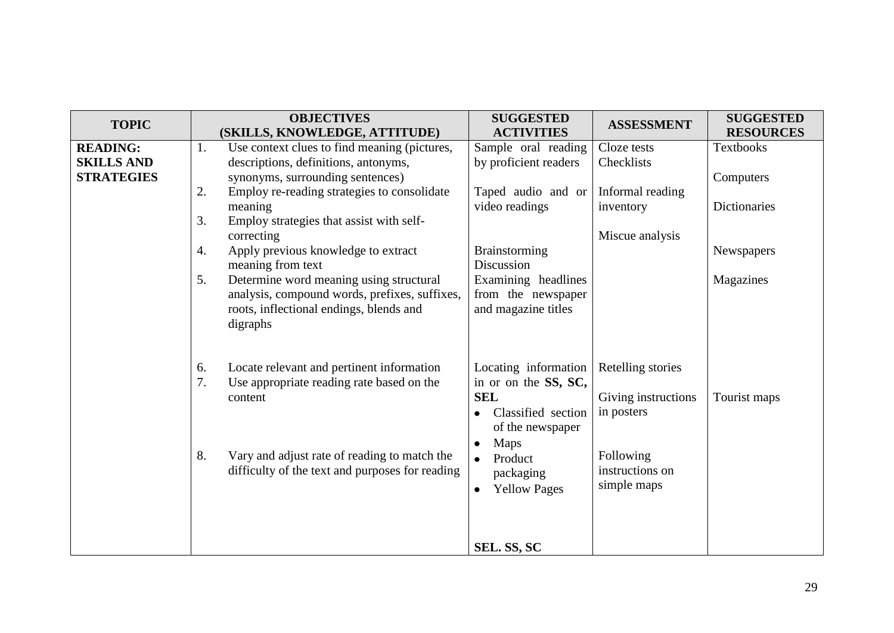| TOPIC | OBJECTIVES (SKILLS, KNOWLEDGE, ATTITUDE) | SUGGESTED ACTIVITIES | ASSESSMENT | SUGGESTED RESOURCES |
|---|---|---|---|---|
| **READING: SKILLS AND STRATEGIES** | 1. Use context clues to find meaning (pictures, descriptions, definitions, antonyms, synonyms, surrounding sentences)<br>2. Employ re-reading strategies to consolidate meaning<br>3. Employ strategies that assist with self-correcting<br>4. Apply previous knowledge to extract meaning from text<br>5. Determine word meaning using structural analysis, compound words, prefixes, suffixes, roots, inflectional endings, blends and digraphs | Sample oral reading by proficient readers<br><br>Taped audio and or video readings<br><br>Brainstorming<br>Discussion<br>Examining headlines from the newspaper and magazine titles | Cloze tests<br>Checklists<br><br>Informal reading inventory<br><br>Miscue analysis | Textbooks<br><br>Computers<br><br>Dictionaries<br><br>Newspapers<br><br>Magazines |
| | 6. Locate relevant and pertinent information<br>7. Use appropriate reading rate based on the content<br><br>8. Vary and adjust rate of reading to match the difficulty of the text and purposes for reading | Locating information in or on the **SS, SC, SEL**<br>• Classified section of the newspaper<br>• Maps<br>• Product packaging<br>• Yellow Pages<br><br>**SEL. SS, SC** | Retelling stories<br><br>Giving instructions in posters<br><br>Following instructions on simple maps | Tourist maps |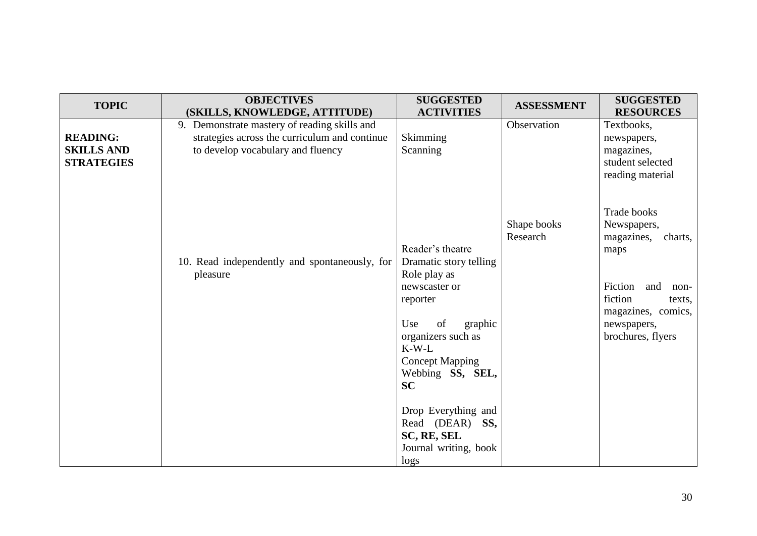| TOPIC | OBJECTIVES (SKILLS, KNOWLEDGE, ATTITUDE) | SUGGESTED ACTIVITIES | ASSESSMENT | SUGGESTED RESOURCES |
|---|---|---|---|---|
| **READING: SKILLS AND STRATEGIES** | 9. Demonstrate mastery of reading skills and strategies across the curriculum and continue to develop vocabulary and fluency | Skimming<br>Scanning | Observation | Textbooks, newspapers, magazines, student selected reading material |
| | 10. Read independently and spontaneously, for pleasure | Reader's theatre<br>Dramatic story telling<br>Role play as newscaster or reporter<br><br>Use of graphic organizers such as K-W-L<br>Concept Mapping<br>Webbing **SS, SEL, SC**<br><br>Drop Everything and Read (DEAR) **SS, SC, RE, SEL**<br>Journal writing, book logs | Shape books<br>Research | Trade books<br>Newspapers, magazines, charts, maps<br><br>Fiction and non-fiction texts, magazines, comics, newspapers, brochures, flyers |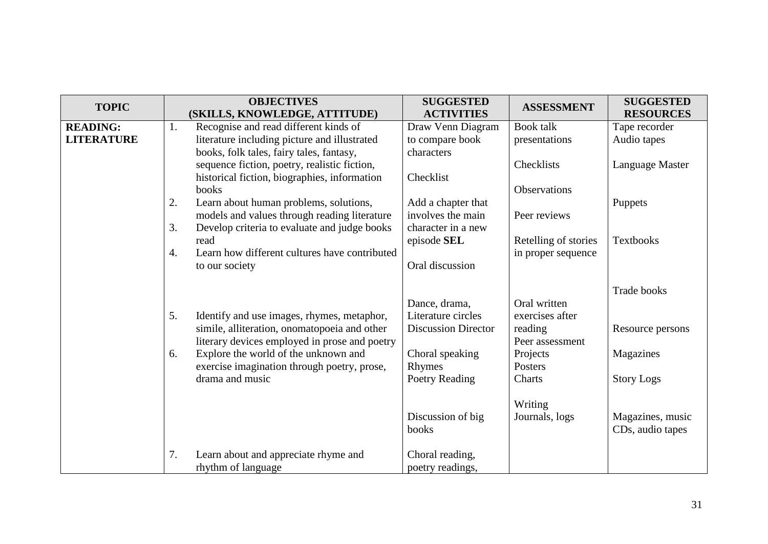| TOPIC | OBJECTIVES (SKILLS, KNOWLEDGE, ATTITUDE) | SUGGESTED ACTIVITIES | ASSESSMENT | SUGGESTED RESOURCES |
|---|---|---|---|---|
| **READING: LITERATURE** | 1. Recognise and read different kinds of literature including picture and illustrated books, folk tales, fairy tales, fantasy, sequence fiction, poetry, realistic fiction, historical fiction, biographies, information books<br>2. Learn about human problems, solutions, models and values through reading literature<br>3. Develop criteria to evaluate and judge books read<br>4. Learn how different cultures have contributed to our society | Draw Venn Diagram to compare book characters<br><br>Checklist<br><br>Add a chapter that involves the main character in a new episode **SEL**<br><br>Oral discussion | Book talk presentations<br><br>Checklists<br><br>Observations<br><br>Peer reviews<br><br>Retelling of stories in proper sequence | Tape recorder<br>Audio tapes<br><br>Language Master<br><br>Puppets<br><br>Textbooks<br><br>Trade books |
| | 5. Identify and use images, rhymes, metaphor, simile, alliteration, onomatopoeia and other literary devices employed in prose and poetry<br>6. Explore the world of the unknown and exercise imagination through poetry, prose, drama and music | Dance, drama, Literature circles<br>Discussion Director<br><br>Choral speaking<br>Rhymes<br>Poetry Reading<br><br>Discussion of big books | Oral written exercises after reading<br>Peer assessment<br>Projects<br>Posters<br>Charts<br><br>Writing<br>Journals, logs | Resource persons<br><br>Magazines<br><br>Story Logs<br><br>Magazines, music CDs, audio tapes |
| | 7. Learn about and appreciate rhyme and rhythm of language | Choral reading, poetry readings, | | |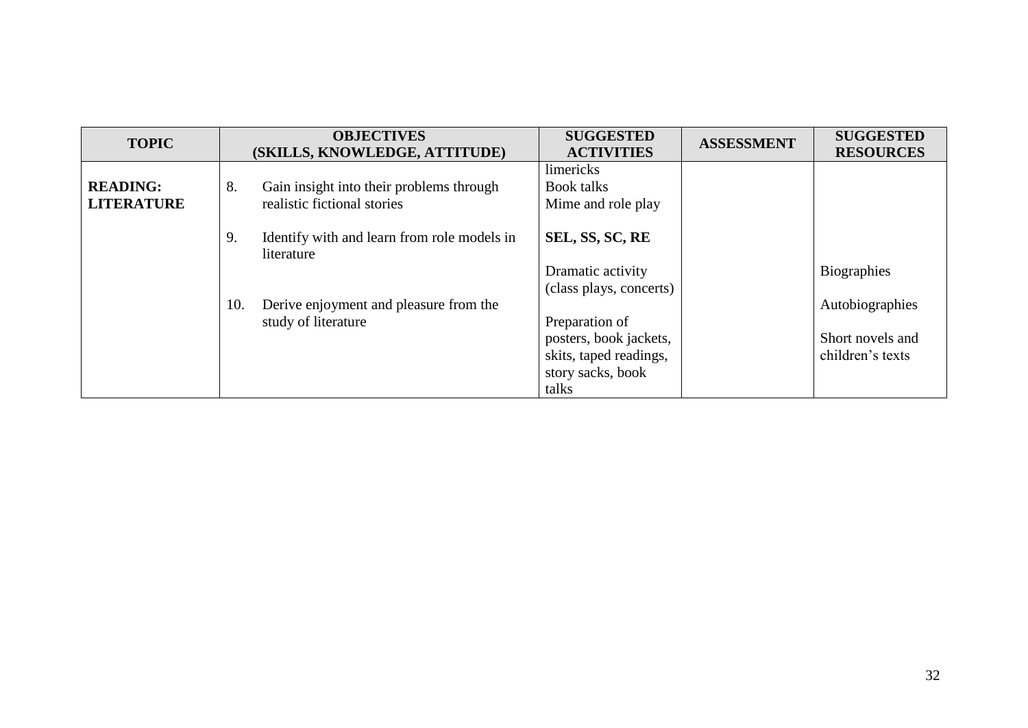| TOPIC | OBJECTIVES (SKILLS, KNOWLEDGE, ATTITUDE) | SUGGESTED ACTIVITIES | ASSESSMENT | SUGGESTED RESOURCES |
|---|---|---|---|---|
| **READING: LITERATURE** | 8. Gain insight into their problems through realistic fictional stories<br><br>9. Identify with and learn from role models in literature<br><br>10. Derive enjoyment and pleasure from the study of literature | limericks<br>Book talks<br>Mime and role play<br><br>**SEL, SS, SC, RE**<br><br>Dramatic activity (class plays, concerts)<br><br>Preparation of posters, book jackets, skits, taped readings, story sacks, book talks | | Biographies<br><br>Autobiographies<br><br>Short novels and children's texts |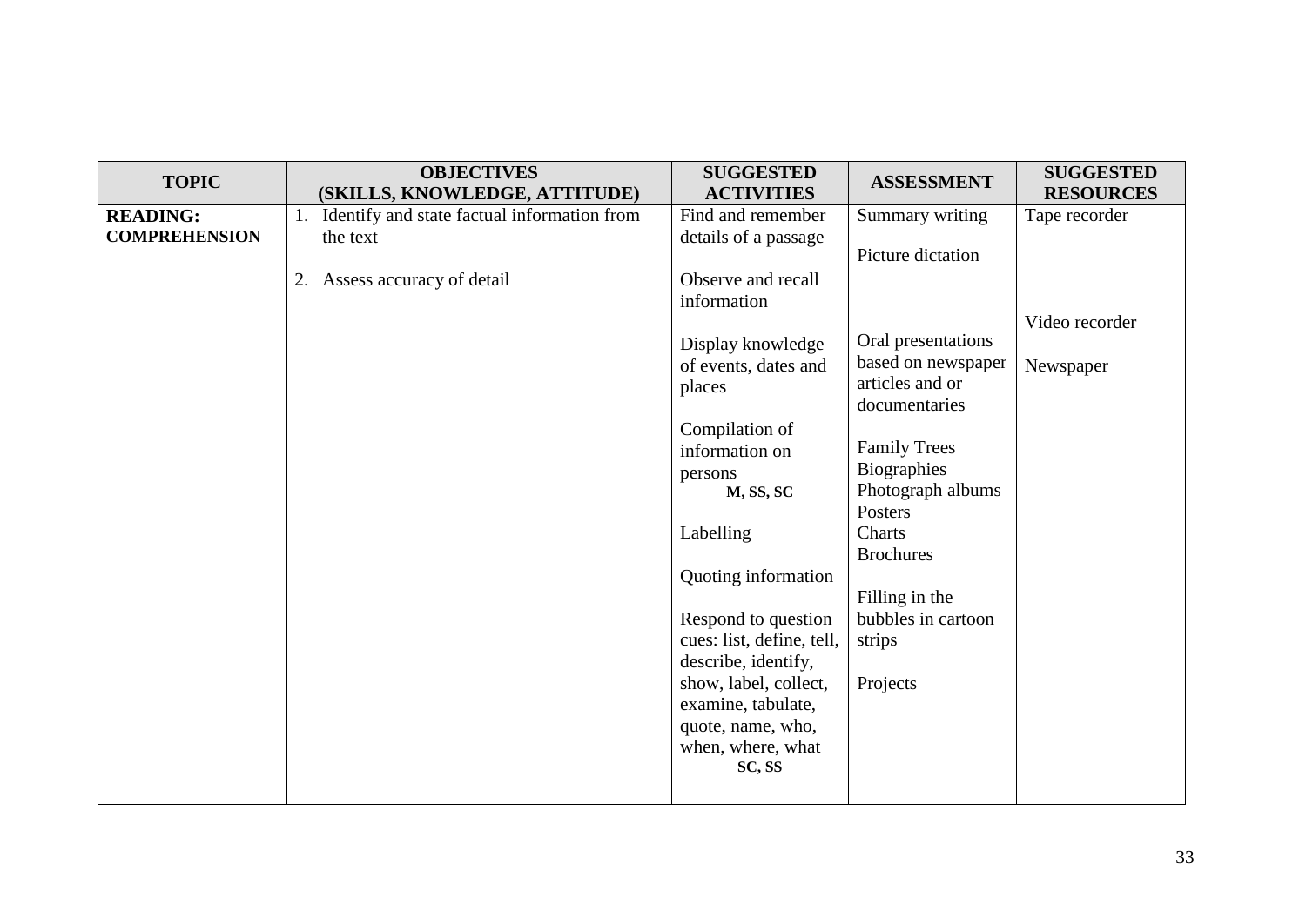| TOPIC | OBJECTIVES (SKILLS, KNOWLEDGE, ATTITUDE) | SUGGESTED ACTIVITIES | ASSESSMENT | SUGGESTED RESOURCES |
|---|---|---|---|---|
| **READING: COMPREHENSION** | 1. Identify and state factual information from the text<br><br>2. Assess accuracy of detail | Find and remember details of a passage<br><br>Observe and recall information<br><br>Display knowledge of events, dates and places<br><br>Compilation of information on persons<br>**M, SS, SC**<br><br>Labelling<br><br>Quoting information<br><br>Respond to question cues: list, define, tell, describe, identify, show, label, collect, examine, tabulate, quote, name, who, when, where, what<br>**SC, SS** | Summary writing<br><br>Picture dictation<br><br>Oral presentations based on newspaper articles and or documentaries<br><br>Family Trees<br>Biographies<br>Photograph albums<br>Posters<br>Charts<br>Brochures<br><br>Filling in the bubbles in cartoon strips<br><br>Projects | Tape recorder<br><br>Video recorder<br><br>Newspaper |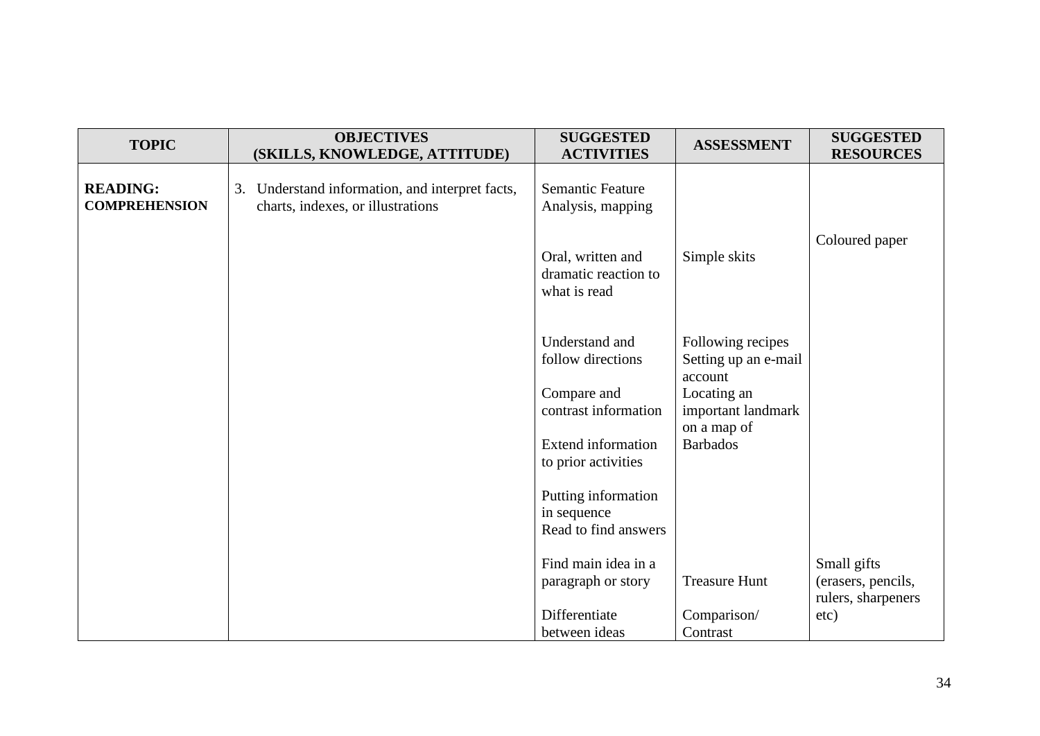| TOPIC | OBJECTIVES (SKILLS, KNOWLEDGE, ATTITUDE) | SUGGESTED ACTIVITIES | ASSESSMENT | SUGGESTED RESOURCES |
|---|---|---|---|---|
| **READING: COMPREHENSION** | 3. Understand information, and interpret facts, charts, indexes, or illustrations | Semantic Feature Analysis, mapping | | |
| | | | | Coloured paper |
| | | Oral, written and dramatic reaction to what is read | Simple skits | |
| | | Understand and follow directions | Following recipes<br>Setting up an e-mail account | |
| | | Compare and contrast information | Locating an important landmark on a map of Barbados | |
| | | Extend information to prior activities | | |
| | | Putting information in sequence<br>Read to find answers | | |
| | | Find main idea in a paragraph or story | Treasure Hunt | Small gifts (erasers, pencils, rulers, sharpeners etc) |
| | | Differentiate between ideas | Comparison/ Contrast | |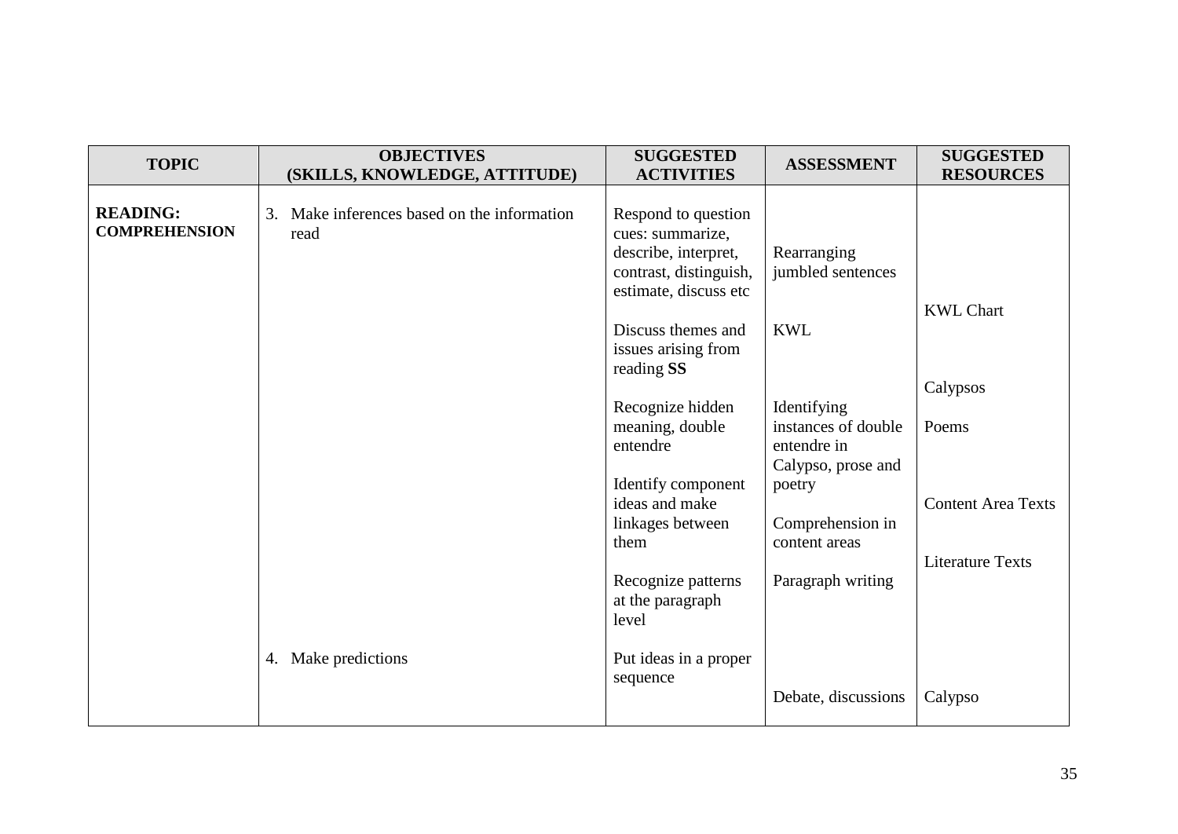| TOPIC | OBJECTIVES (SKILLS, KNOWLEDGE, ATTITUDE) | SUGGESTED ACTIVITIES | ASSESSMENT | SUGGESTED RESOURCES |
|---|---|---|---|---|
| **READING: COMPREHENSION** | 3. Make inferences based on the information read | Respond to question cues: summarize, describe, interpret, contrast, distinguish, estimate, discuss etc | Rearranging jumbled sentences | KWL Chart |
| | | Discuss themes and issues arising from reading **SS** | KWL | Calypsos |
| | | Recognize hidden meaning, double entendre | Identifying instances of double entendre in Calypso, prose and poetry | Poems |
| | | Identify component ideas and make linkages between them | Comprehension in content areas | Content Area Texts |
| | | Recognize patterns at the paragraph level | Paragraph writing | Literature Texts |
| | 4. Make predictions | Put ideas in a proper sequence | Debate, discussions | Calypso |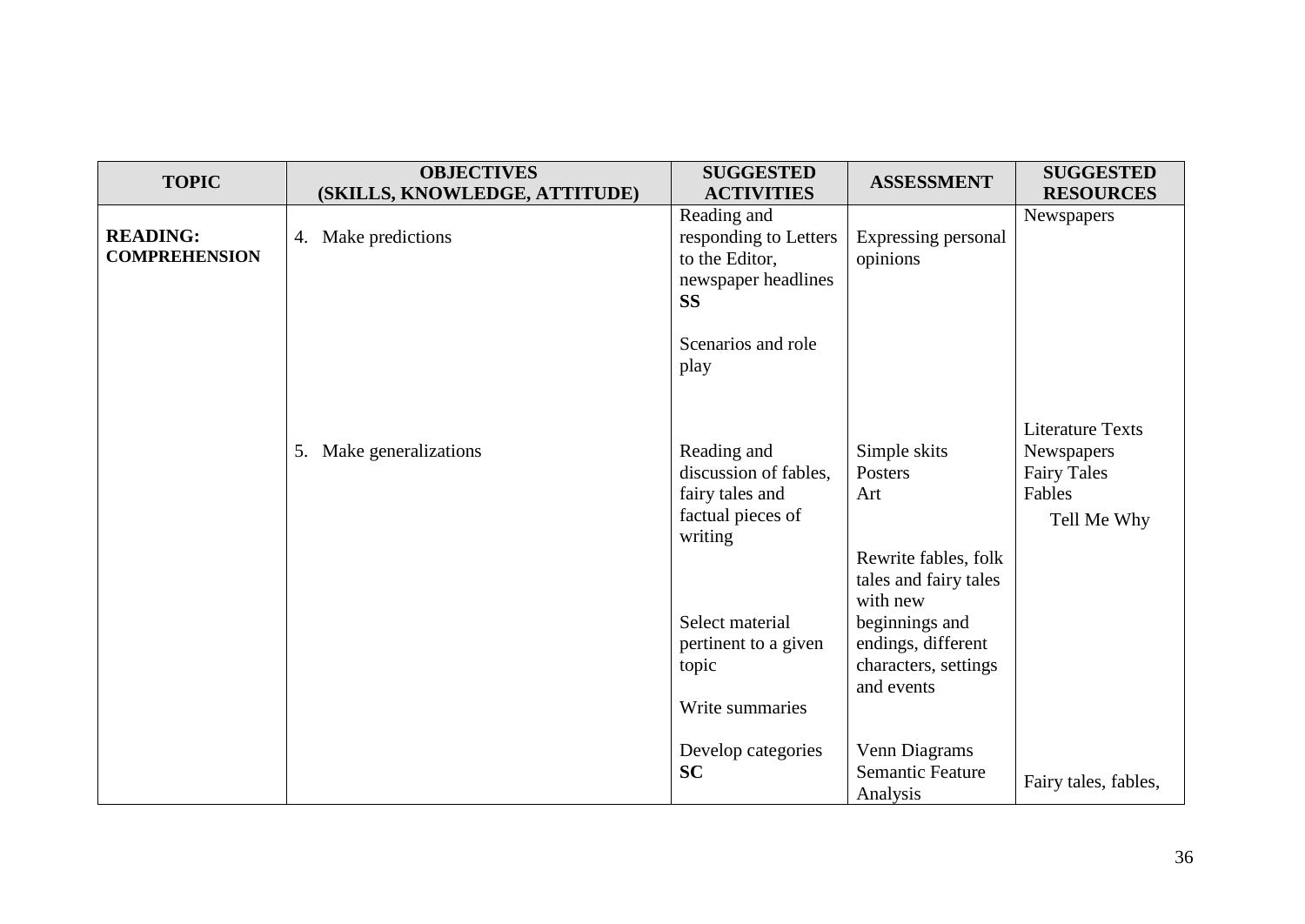| TOPIC | OBJECTIVES (SKILLS, KNOWLEDGE, ATTITUDE) | SUGGESTED ACTIVITIES | ASSESSMENT | SUGGESTED RESOURCES |
|---|---|---|---|---|
| **READING: COMPREHENSION** | 4. Make predictions | Reading and responding to Letters to the Editor, newspaper headlines **SS**<br><br>Scenarios and role play | Expressing personal opinions | Newspapers |
| | 5. Make generalizations | Reading and discussion of fables, fairy tales and factual pieces of writing<br><br>Select material pertinent to a given topic<br><br>Write summaries<br><br>Develop categories **SC** | Simple skits<br>Posters<br>Art<br><br>Rewrite fables, folk tales and fairy tales with new beginnings and endings, different characters, settings and events<br><br>Venn Diagrams<br>Semantic Feature Analysis | Literature Texts<br>Newspapers<br>Fairy Tales<br>Fables<br>Tell Me Why<br><br>Fairy tales, fables, |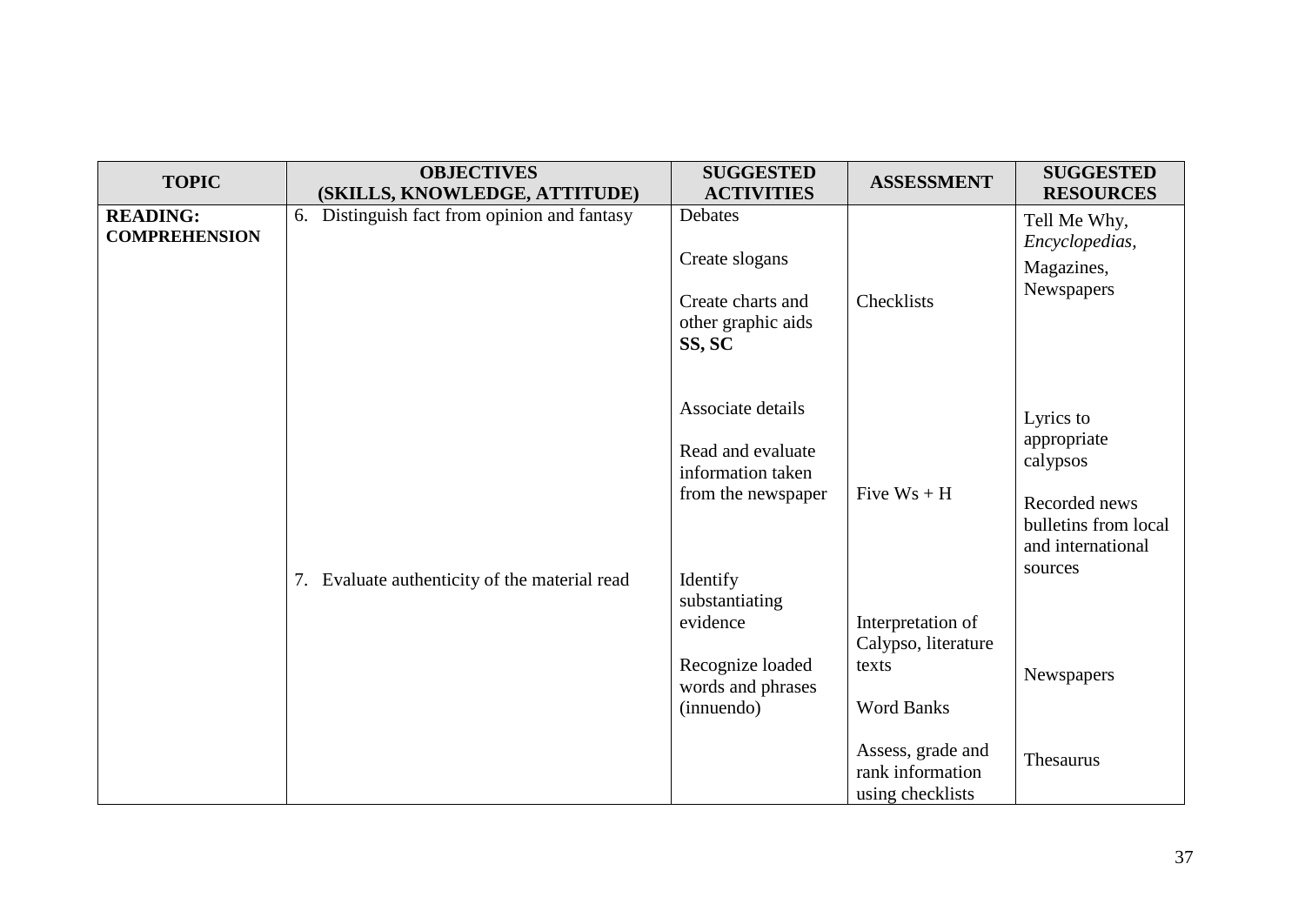| TOPIC | OBJECTIVES (SKILLS, KNOWLEDGE, ATTITUDE) | SUGGESTED ACTIVITIES | ASSESSMENT | SUGGESTED RESOURCES |
|---|---|---|---|---|
| **READING: COMPREHENSION** | 6. Distinguish fact from opinion and fantasy | Debates<br><br>Create slogans<br><br>Create charts and other graphic aids **SS, SC** | Checklists | Tell Me Why, *Encyclopedias*,<br>Magazines, Newspapers |
| | | Associate details<br><br>Read and evaluate information taken from the newspaper | Five Ws + H | Lyrics to appropriate calypsos<br><br>Recorded news bulletins from local and international sources |
| | 7. Evaluate authenticity of the material read | Identify substantiating evidence<br><br>Recognize loaded words and phrases (innuendo) | Interpretation of Calypso, literature texts<br><br>Word Banks<br><br>Assess, grade and rank information using checklists | Newspapers<br><br>Thesaurus |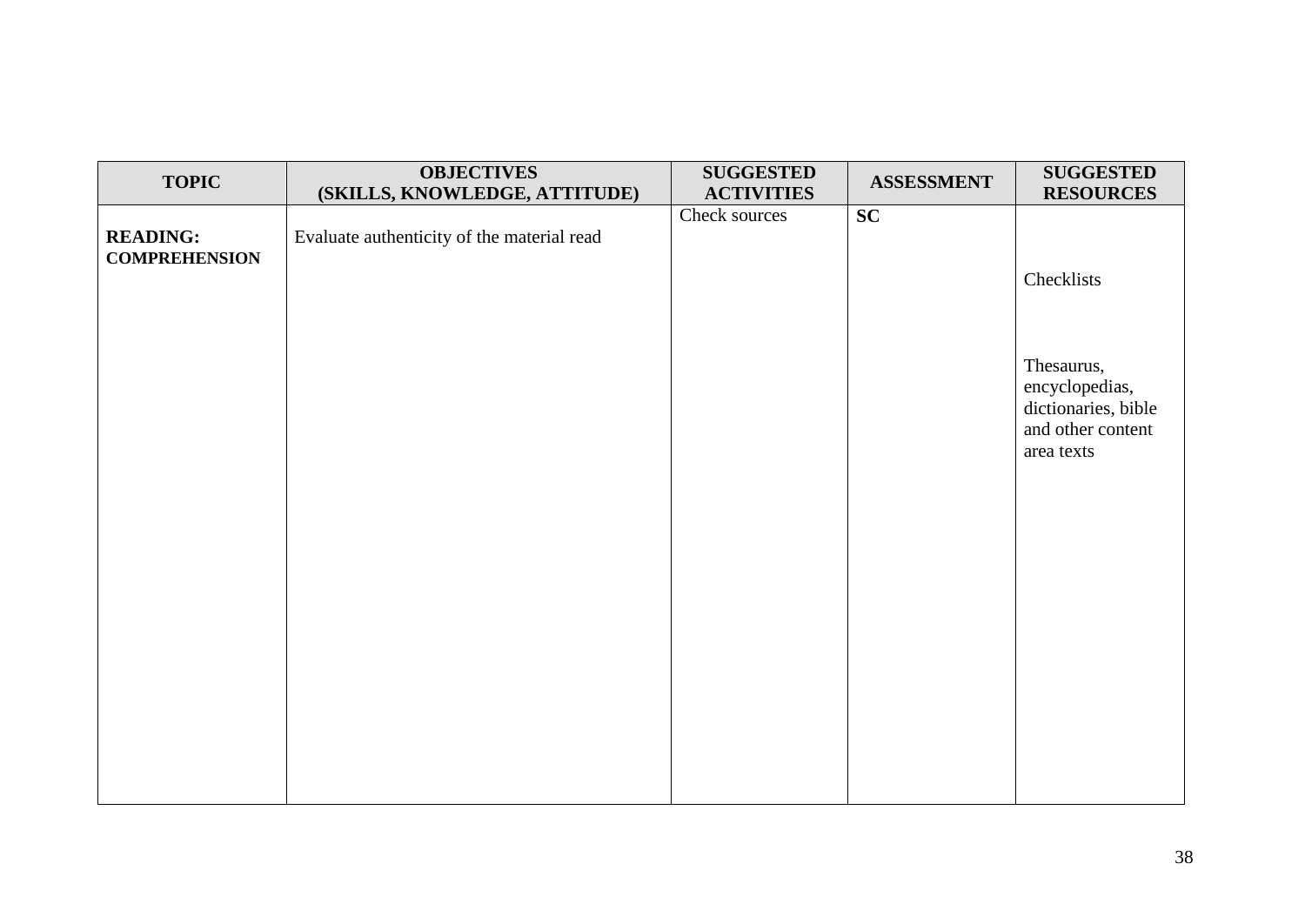| TOPIC | OBJECTIVES (SKILLS, KNOWLEDGE, ATTITUDE) | SUGGESTED ACTIVITIES | ASSESSMENT | SUGGESTED RESOURCES |
|---|---|---|---|---|
| **READING: COMPREHENSION** | Evaluate authenticity of the material read | Check sources | **SC** | Checklists<br><br>Thesaurus, encyclopedias, dictionaries, bible and other content area texts |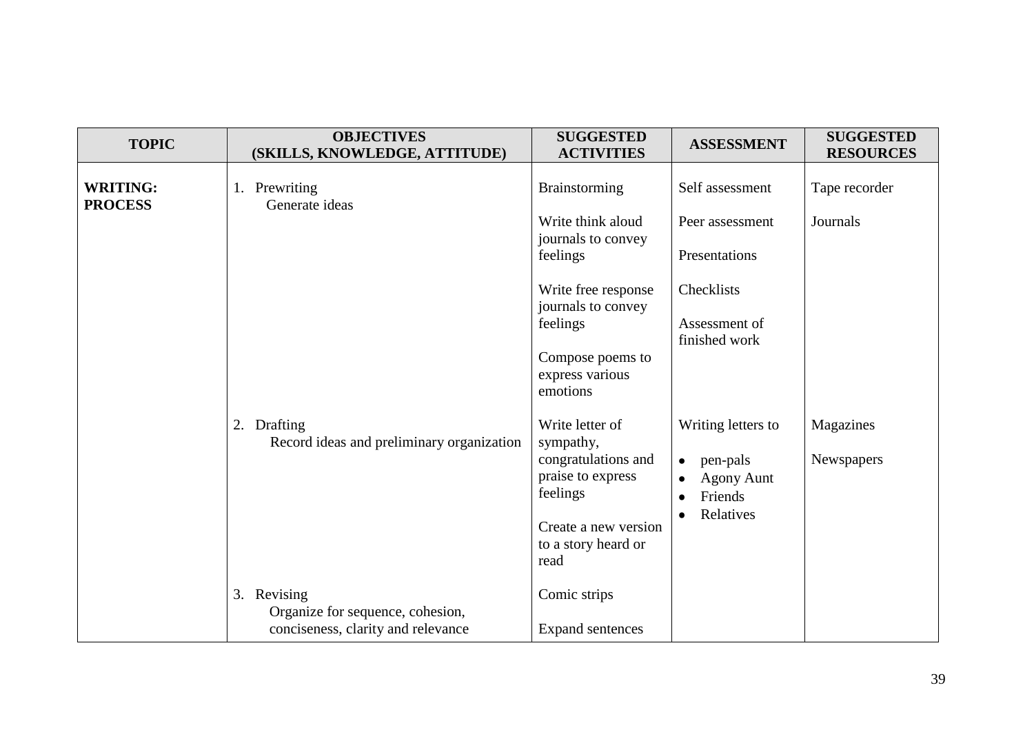| TOPIC | OBJECTIVES (SKILLS, KNOWLEDGE, ATTITUDE) | SUGGESTED ACTIVITIES | ASSESSMENT | SUGGESTED RESOURCES |
|---|---|---|---|---|
| **WRITING: PROCESS** | 1. Prewriting<br>Generate ideas | Brainstorming<br><br>Write think aloud journals to convey feelings<br><br>Write free response journals to convey feelings<br><br>Compose poems to express various emotions | Self assessment<br><br>Peer assessment<br><br>Presentations<br><br>Checklists<br><br>Assessment of finished work | Tape recorder<br><br>Journals |
| | 2. Drafting<br>Record ideas and preliminary organization | Write letter of sympathy, congratulations and praise to express feelings<br><br>Create a new version to a story heard or read | Writing letters to<br>• pen-pals<br>• Agony Aunt<br>• Friends<br>• Relatives | Magazines<br><br>Newspapers |
| | 3. Revising<br>Organize for sequence, cohesion, conciseness, clarity and relevance | Comic strips<br><br>Expand sentences | | |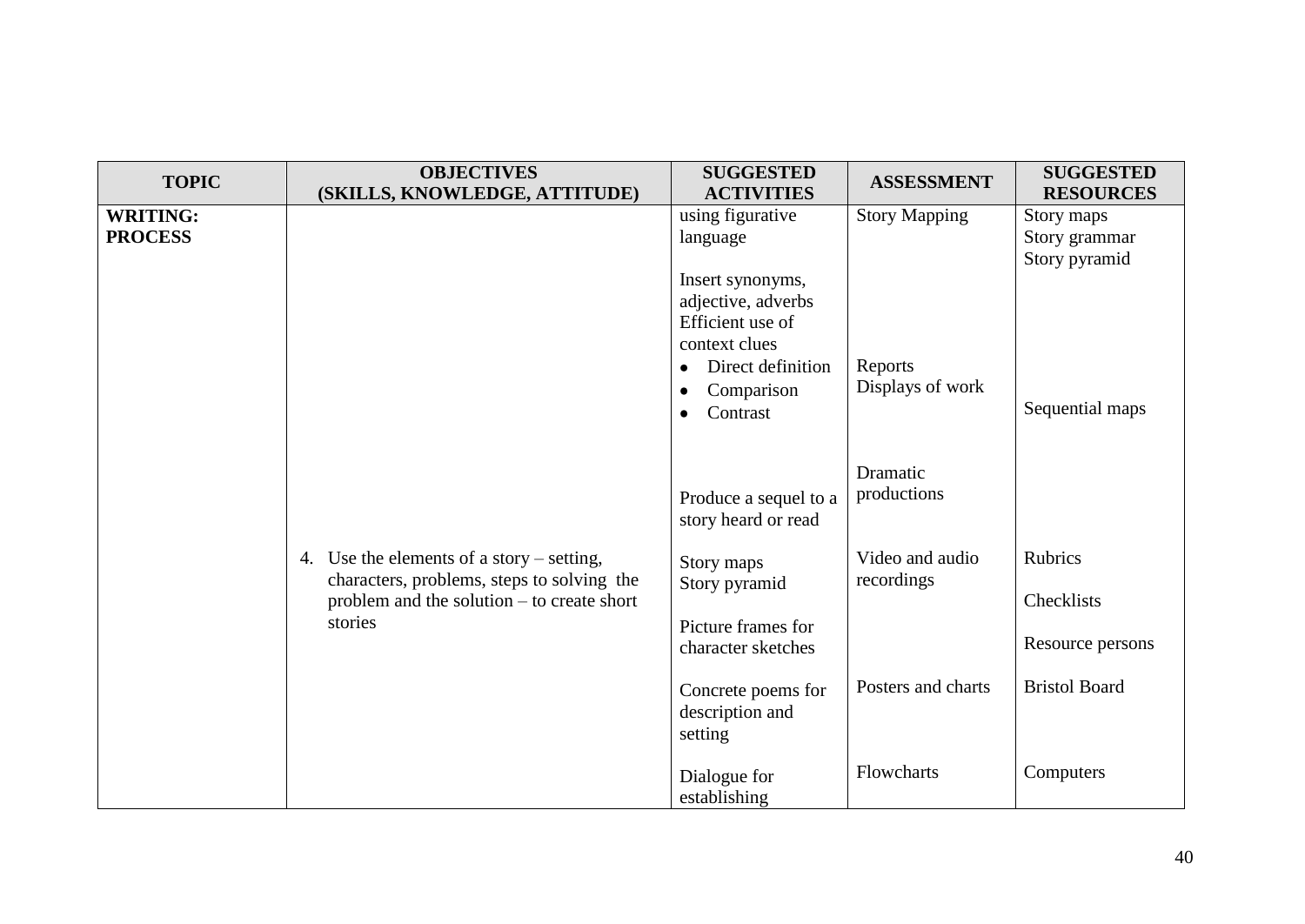| TOPIC | OBJECTIVES (SKILLS, KNOWLEDGE, ATTITUDE) | SUGGESTED ACTIVITIES | ASSESSMENT | SUGGESTED RESOURCES |
|---|---|---|---|---|
| **WRITING: PROCESS** | | using figurative language | Story Mapping | Story maps<br>Story grammar<br>Story pyramid |
| | | Insert synonyms, adjective, adverbs<br>Efficient use of context clues<br>• Direct definition<br>• Comparison<br>• Contrast | Reports<br>Displays of work | Sequential maps |
| | | Produce a sequel to a story heard or read | Dramatic productions | |
| | 4. Use the elements of a story – setting, characters, problems, steps to solving the problem and the solution – to create short stories | Story maps<br>Story pyramid | Video and audio recordings | Rubrics |
| | | | | Checklists |
| | | Picture frames for character sketches | | Resource persons |
| | | Concrete poems for description and setting | Posters and charts | Bristol Board |
| | | Dialogue for establishing | Flowcharts | Computers |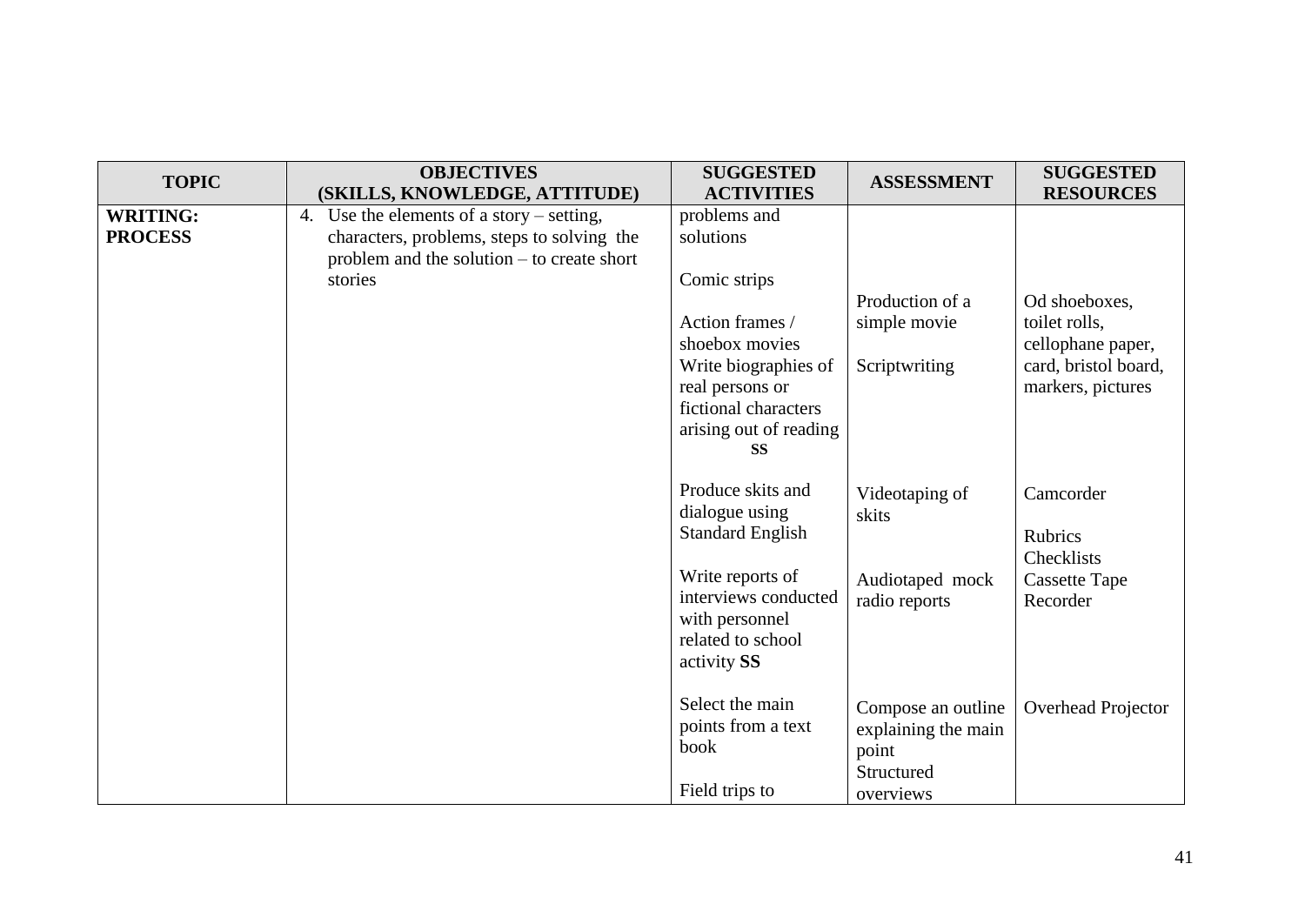| TOPIC | OBJECTIVES (SKILLS, KNOWLEDGE, ATTITUDE) | SUGGESTED ACTIVITIES | ASSESSMENT | SUGGESTED RESOURCES |
|---|---|---|---|---|
| **WRITING: PROCESS** | 4. Use the elements of a story – setting, characters, problems, steps to solving the problem and the solution – to create short stories | problems and solutions | | |
| | | Comic strips | | |
| | | Action frames / shoebox movies | Production of a simple movie | Od shoeboxes, toilet rolls, cellophane paper, card, bristol board, markers, pictures |
| | | Write biographies of real persons or fictional characters arising out of reading **SS** | Scriptwriting | |
| | | Produce skits and dialogue using Standard English | Videotaping of skits | Camcorder |
| | | | | Rubrics Checklists |
| | | Write reports of interviews conducted with personnel related to school activity **SS** | Audiotaped mock radio reports | Cassette Tape Recorder |
| | | Select the main points from a text book | Compose an outline explaining the main point | Overhead Projector |
| | | Field trips to | Structured overviews | |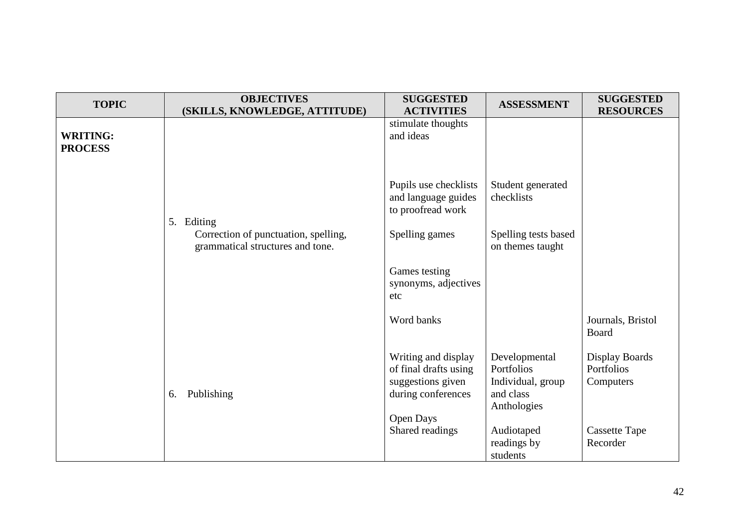| TOPIC | OBJECTIVES (SKILLS, KNOWLEDGE, ATTITUDE) | SUGGESTED ACTIVITIES | ASSESSMENT | SUGGESTED RESOURCES |
|---|---|---|---|---|
| **WRITING: PROCESS** | | stimulate thoughts and ideas | | |
| | 5. Editing<br>Correction of punctuation, spelling, grammatical structures and tone. | Pupils use checklists and language guides to proofread work | Student generated checklists | |
| | | Spelling games | Spelling tests based on themes taught | |
| | | Games testing synonyms, adjectives etc | | |
| | | Word banks | | Journals, Bristol Board |
| | 6. Publishing | Writing and display of final drafts using suggestions given during conferences | Developmental Portfolios<br>Individual, group and class Anthologies | Display Boards<br>Portfolios<br>Computers |
| | | Open Days<br>Shared readings | Audiotaped readings by students | Cassette Tape Recorder |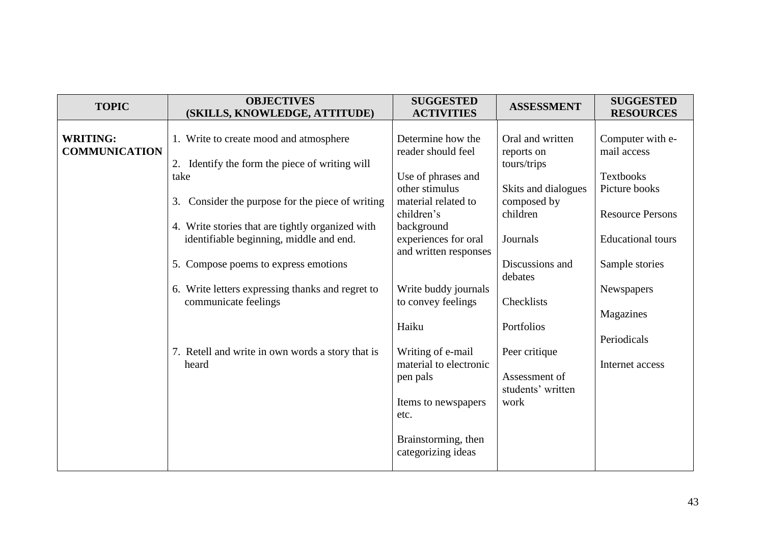| TOPIC | OBJECTIVES (SKILLS, KNOWLEDGE, ATTITUDE) | SUGGESTED ACTIVITIES | ASSESSMENT | SUGGESTED RESOURCES |
|---|---|---|---|---|
| **WRITING: COMMUNICATION** | 1. Write to create mood and atmosphere<br><br>2. Identify the form the piece of writing will take<br><br>3. Consider the purpose for the piece of writing<br><br>4. Write stories that are tightly organized with identifiable beginning, middle and end.<br><br>5. Compose poems to express emotions<br><br>6. Write letters expressing thanks and regret to communicate feelings<br><br>7. Retell and write in own words a story that is heard | Determine how the reader should feel<br><br>Use of phrases and other stimulus material related to children's background experiences for oral and written responses<br><br>Write buddy journals to convey feelings<br><br>Haiku<br><br>Writing of e-mail material to electronic pen pals<br><br>Items to newspapers etc.<br><br>Brainstorming, then categorizing ideas | Oral and written reports on tours/trips<br><br>Skits and dialogues composed by children<br><br>Journals<br><br>Discussions and debates<br><br>Checklists<br><br>Portfolios<br><br>Peer critique<br><br>Assessment of students' written work | Computer with e-mail access<br><br>Textbooks<br>Picture books<br><br>Resource Persons<br><br>Educational tours<br><br>Sample stories<br><br>Newspapers<br><br>Magazines<br><br>Periodicals<br><br>Internet access |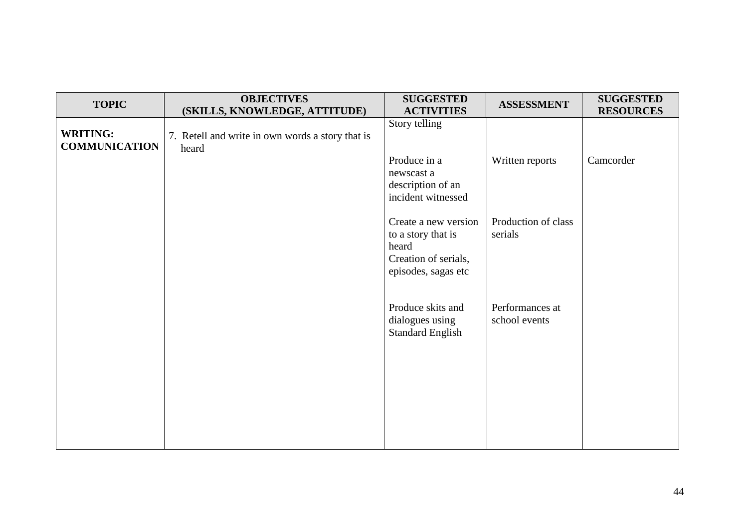| TOPIC | OBJECTIVES (SKILLS, KNOWLEDGE, ATTITUDE) | SUGGESTED ACTIVITIES | ASSESSMENT | SUGGESTED RESOURCES |
|---|---|---|---|---|
| **WRITING: COMMUNICATION** | 7. Retell and write in own words a story that is heard | Story telling | | |
| | | Produce in a newscast a description of an incident witnessed | Written reports | Camcorder |
| | | Create a new version to a story that is heard<br>Creation of serials, episodes, sagas etc | Production of class serials | |
| | | Produce skits and dialogues using Standard English | Performances at school events | |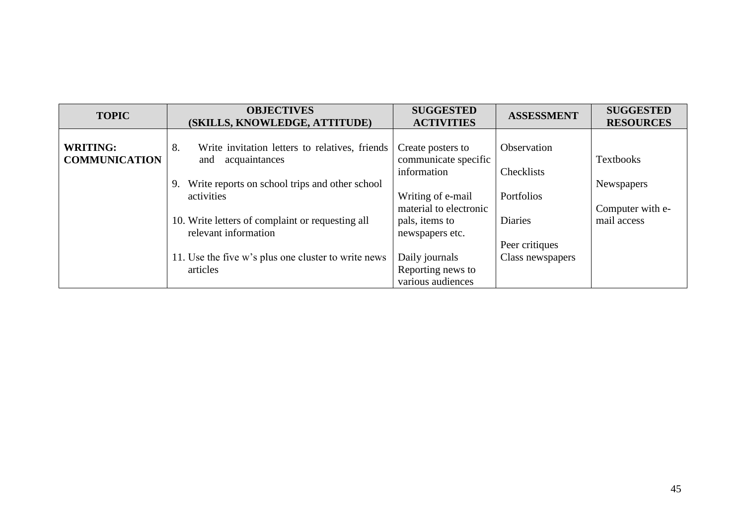| TOPIC | OBJECTIVES (SKILLS, KNOWLEDGE, ATTITUDE) | SUGGESTED ACTIVITIES | ASSESSMENT | SUGGESTED RESOURCES |
|---|---|---|---|---|
| **WRITING: COMMUNICATION** | 8. Write invitation letters to relatives, friends and acquaintances<br><br>9. Write reports on school trips and other school activities<br><br>10. Write letters of complaint or requesting all relevant information<br><br>11. Use the five w's plus one cluster to write news articles | Create posters to communicate specific information<br><br>Writing of e-mail material to electronic pals, items to newspapers etc.<br><br>Daily journals<br>Reporting news to various audiences | Observation<br><br>Checklists<br><br>Portfolios<br><br>Diaries<br><br>Peer critiques<br>Class newspapers | Textbooks<br><br>Newspapers<br><br>Computer with e-mail access |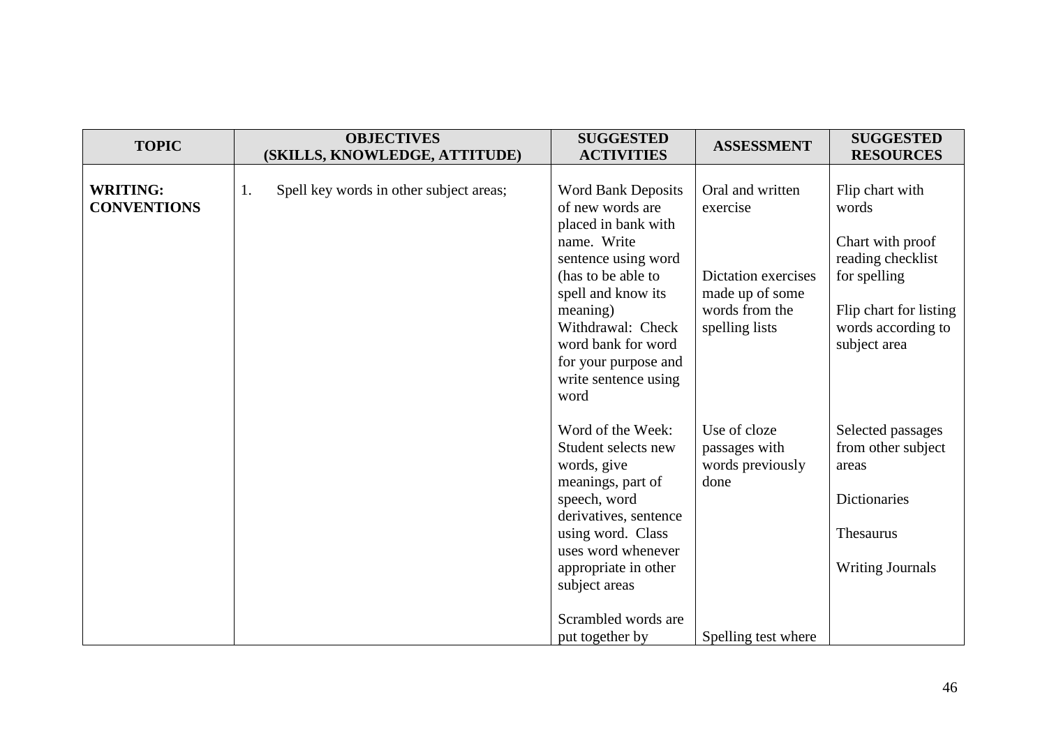| TOPIC | OBJECTIVES (SKILLS, KNOWLEDGE, ATTITUDE) | SUGGESTED ACTIVITIES | ASSESSMENT | SUGGESTED RESOURCES |
|---|---|---|---|---|
| **WRITING: CONVENTIONS** | 1. Spell key words in other subject areas; | Word Bank Deposits of new words are placed in bank with name. Write sentence using word (has to be able to spell and know its meaning) Withdrawal: Check word bank for word for your purpose and write sentence using word | Oral and written exercise<br><br>Dictation exercises made up of some words from the spelling lists | Flip chart with words<br><br>Chart with proof reading checklist for spelling<br><br>Flip chart for listing words according to subject area |
| | | Word of the Week: Student selects new words, give meanings, part of speech, word derivatives, sentence using word. Class uses word whenever appropriate in other subject areas | Use of cloze passages with words previously done | Selected passages from other subject areas<br><br>Dictionaries<br><br>Thesaurus<br><br>Writing Journals |
| | | Scrambled words are put together by | Spelling test where | |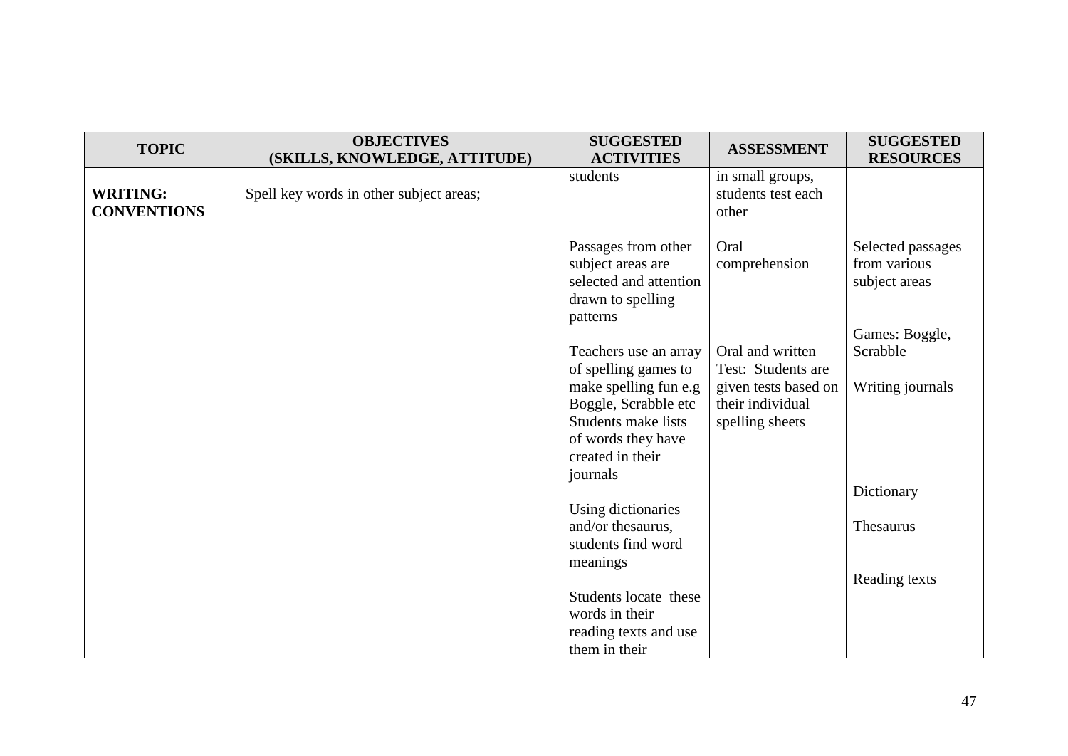| TOPIC | OBJECTIVES (SKILLS, KNOWLEDGE, ATTITUDE) | SUGGESTED ACTIVITIES | ASSESSMENT | SUGGESTED RESOURCES |
|---|---|---|---|---|
| **WRITING: CONVENTIONS** | Spell key words in other subject areas; | students | in small groups, students test each other | |
| | | Passages from other subject areas are selected and attention drawn to spelling patterns | Oral comprehension | Selected passages from various subject areas |
| | | Teachers use an array of spelling games to make spelling fun e.g Boggle, Scrabble etc Students make lists of words they have created in their journals | Oral and written Test: Students are given tests based on their individual spelling sheets | Games: Boggle, Scrabble<br><br>Writing journals |
| | | Using dictionaries and/or thesaurus, students find word meanings | | Dictionary<br><br>Thesaurus |
| | | Students locate these words in their reading texts and use them in their | | Reading texts |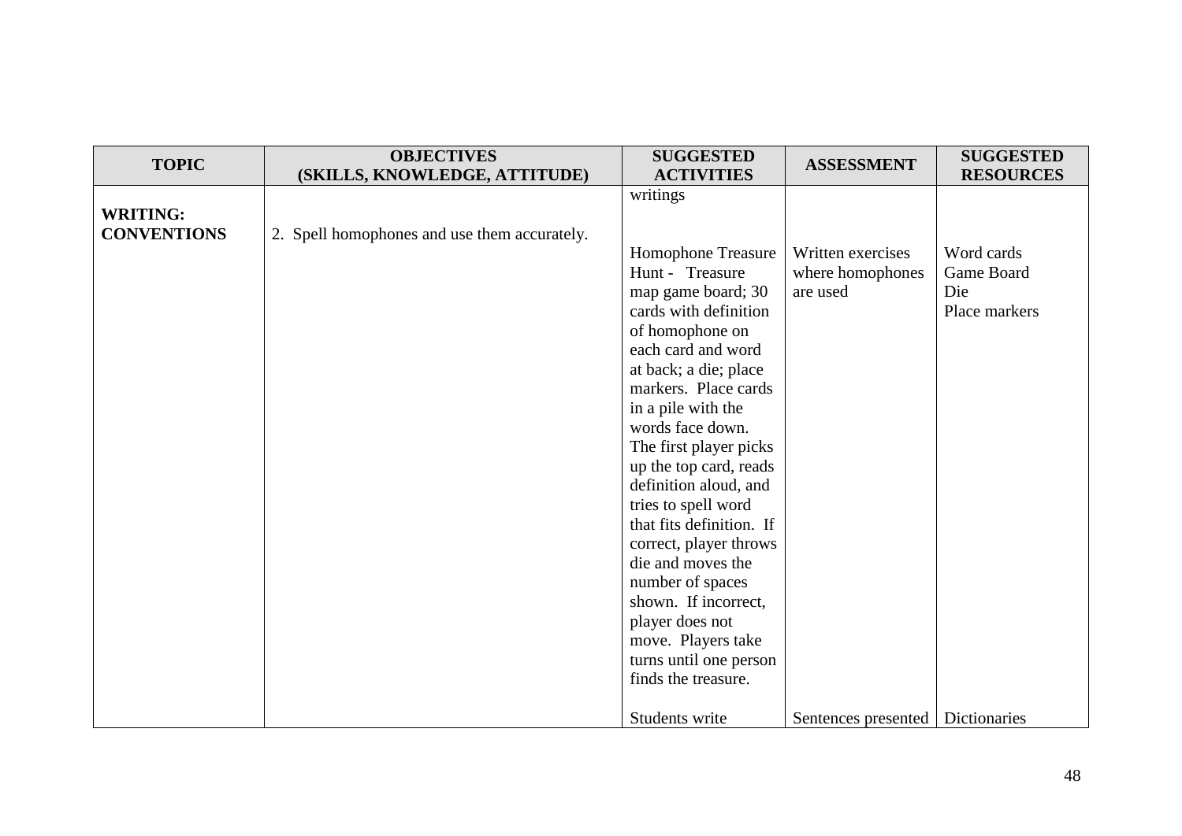| TOPIC | OBJECTIVES (SKILLS, KNOWLEDGE, ATTITUDE) | SUGGESTED ACTIVITIES | ASSESSMENT | SUGGESTED RESOURCES |
|---|---|---|---|---|
| | | writings | | |
| **WRITING: CONVENTIONS** | 2. Spell homophones and use them accurately. | Homophone Treasure Hunt - Treasure map game board; 30 cards with definition of homophone on each card and word at back; a die; place markers. Place cards in a pile with the words face down. The first player picks up the top card, reads definition aloud, and tries to spell word that fits definition. If correct, player throws die and moves the number of spaces shown. If incorrect, player does not move. Players take turns until one person finds the treasure. | Written exercises where homophones are used | Word cards<br>Game Board<br>Die<br>Place markers |
| | | Students write | Sentences presented | Dictionaries |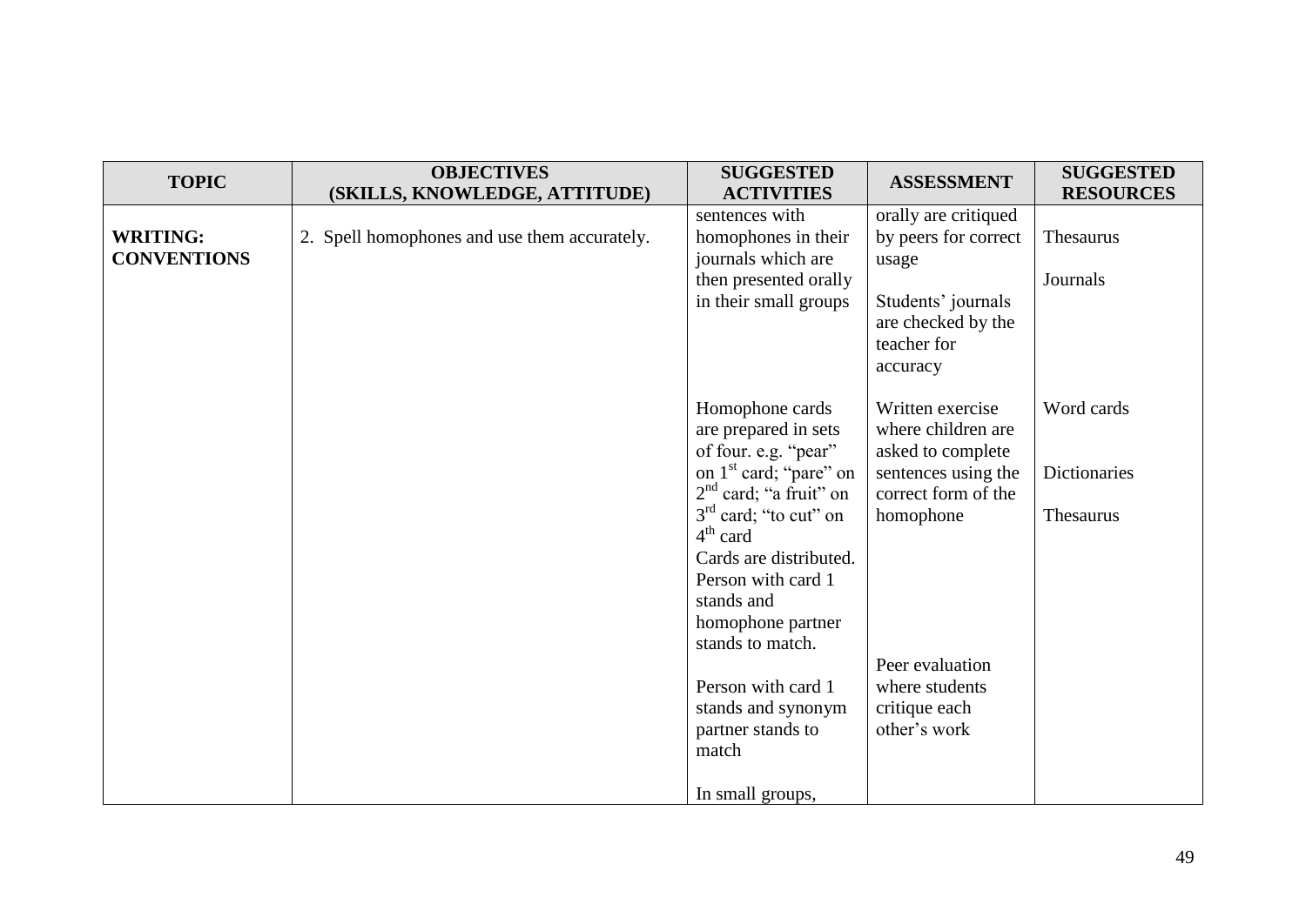| TOPIC | OBJECTIVES (SKILLS, KNOWLEDGE, ATTITUDE) | SUGGESTED ACTIVITIES | ASSESSMENT | SUGGESTED RESOURCES |
|---|---|---|---|---|
| **WRITING: CONVENTIONS** | 2. Spell homophones and use them accurately. | sentences with homophones in their journals which are then presented orally in their small groups | orally are critiqued by peers for correct usage<br><br>Students' journals are checked by the teacher for accuracy | Thesaurus<br><br>Journals |
| | | Homophone cards are prepared in sets of four. e.g. "pear" on 1st card; "pare" on 2nd card; "a fruit" on 3rd card; "to cut" on 4th card<br>Cards are distributed. Person with card 1 stands and homophone partner stands to match. | Written exercise where children are asked to complete sentences using the correct form of the homophone | Word cards<br><br>Dictionaries<br><br>Thesaurus |
| | | Person with card 1 stands and synonym partner stands to match | Peer evaluation where students critique each other's work | |
| | | In small groups, | | |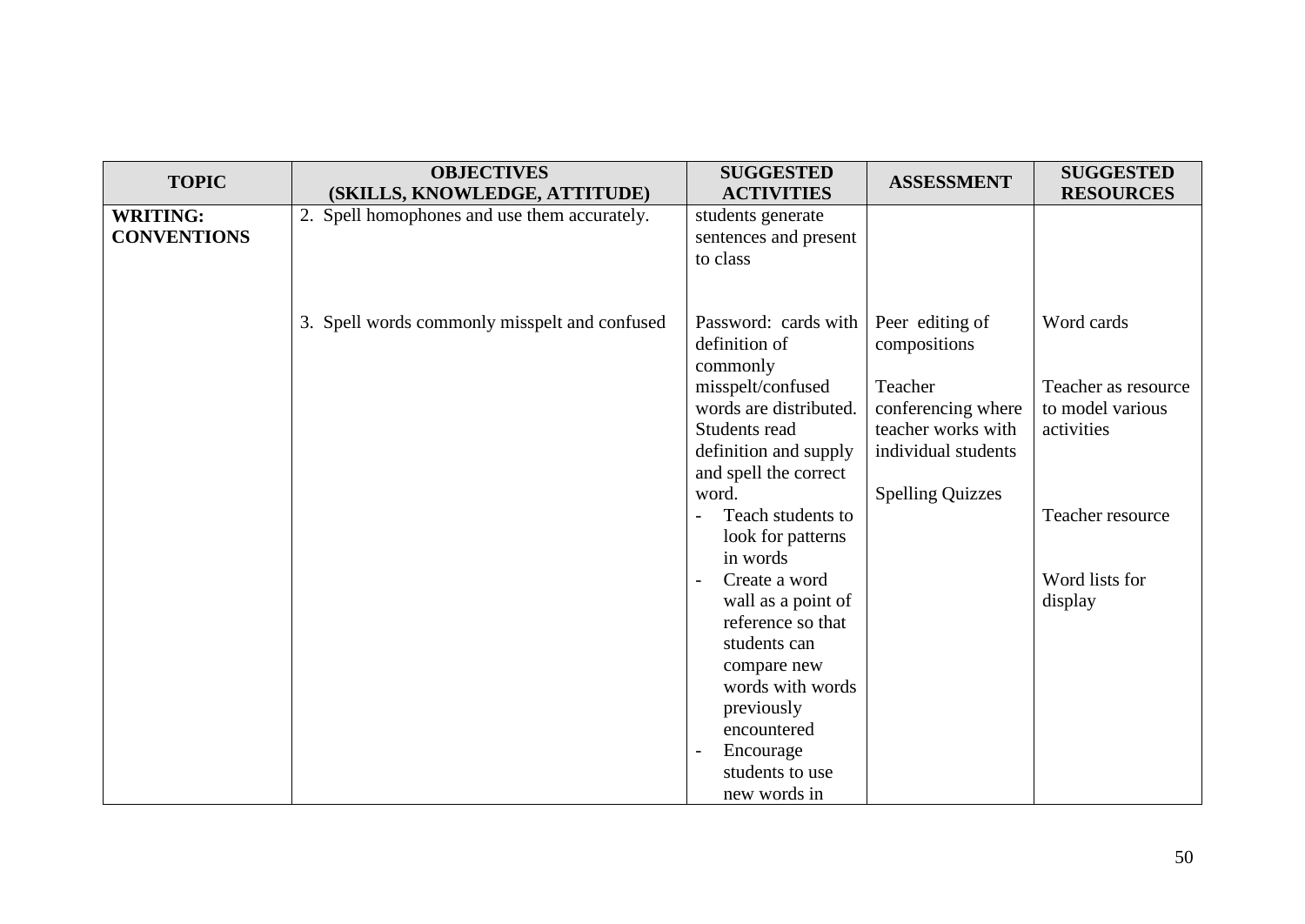| TOPIC | OBJECTIVES (SKILLS, KNOWLEDGE, ATTITUDE) | SUGGESTED ACTIVITIES | ASSESSMENT | SUGGESTED RESOURCES |
|---|---|---|---|---|
| **WRITING: CONVENTIONS** | 2. Spell homophones and use them accurately. | students generate sentences and present to class | | |
| | 3. Spell words commonly misspelt and confused | Password: cards with definition of commonly misspelt/confused words are distributed. Students read definition and supply and spell the correct word.<br>- Teach students to look for patterns in words<br>- Create a word wall as a point of reference so that students can compare new words with words previously encountered<br>- Encourage students to use new words in | Peer editing of compositions<br><br>Teacher conferencing where teacher works with individual students<br><br>Spelling Quizzes | Word cards<br><br>Teacher as resource to model various activities<br><br>Teacher resource<br><br>Word lists for display |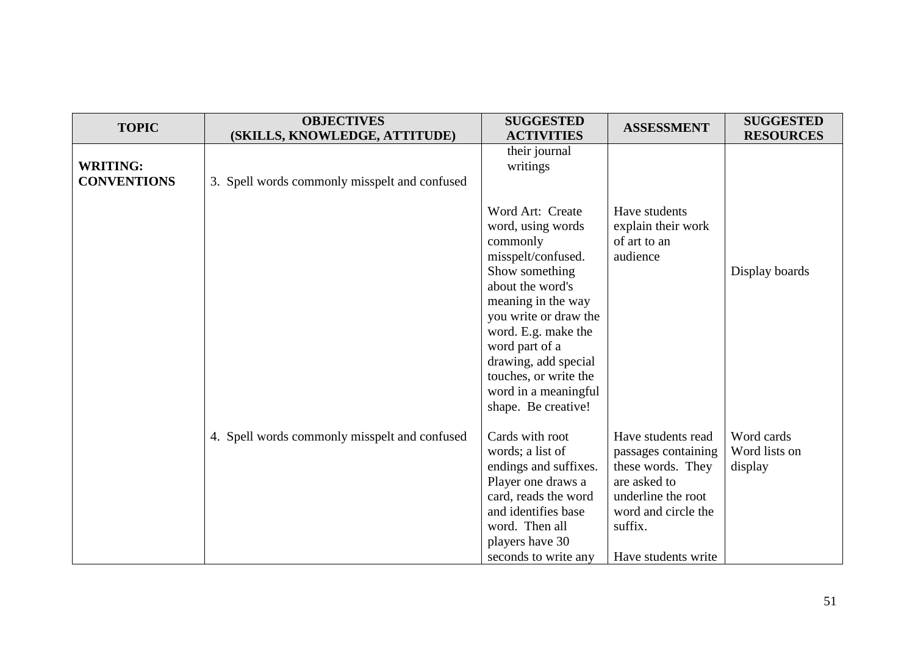| TOPIC | OBJECTIVES (SKILLS, KNOWLEDGE, ATTITUDE) | SUGGESTED ACTIVITIES | ASSESSMENT | SUGGESTED RESOURCES |
|---|---|---|---|---|
| **WRITING: CONVENTIONS** | 3. Spell words commonly misspelt and confused | their journal writings | | |
| | | Word Art: Create word, using words commonly misspelt/confused. Show something about the word's meaning in the way you write or draw the word. E.g. make the word part of a drawing, add special touches, or write the word in a meaningful shape. Be creative! | Have students explain their work of art to an audience | Display boards |
| | 4. Spell words commonly misspelt and confused | Cards with root words; a list of endings and suffixes. Player one draws a card, reads the word and identifies base word. Then all players have 30 seconds to write any | Have students read passages containing these words. They are asked to underline the root word and circle the suffix.<br><br>Have students write | Word cards<br>Word lists on display |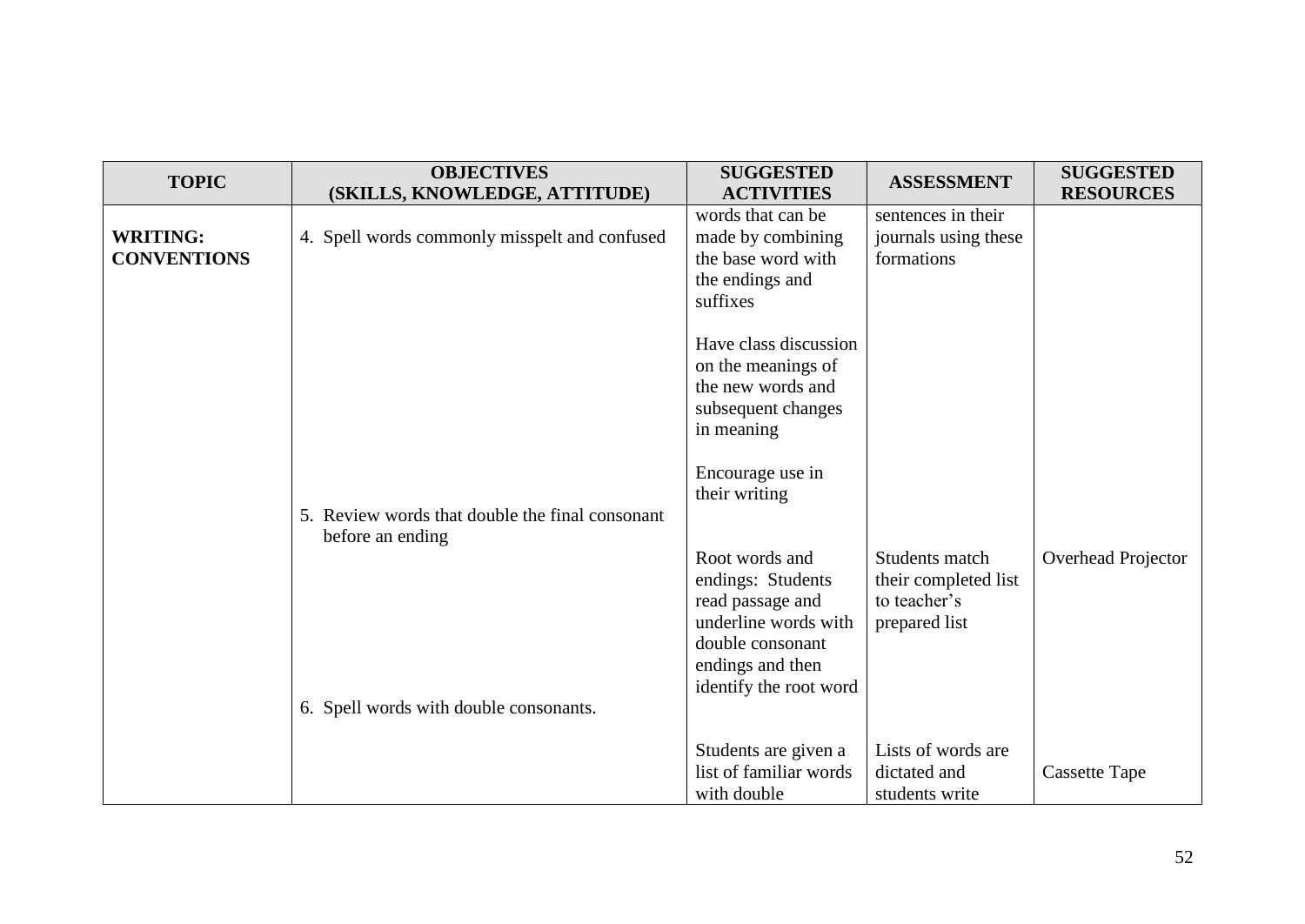| TOPIC | OBJECTIVES (SKILLS, KNOWLEDGE, ATTITUDE) | SUGGESTED ACTIVITIES | ASSESSMENT | SUGGESTED RESOURCES |
|---|---|---|---|---|
| **WRITING: CONVENTIONS** | 4. Spell words commonly misspelt and confused | words that can be made by combining the base word with the endings and suffixes<br><br>Have class discussion on the meanings of the new words and subsequent changes in meaning<br><br>Encourage use in their writing | sentences in their journals using these formations | |
| | 5. Review words that double the final consonant before an ending | Root words and endings: Students read passage and underline words with double consonant endings and then identify the root word | Students match their completed list to teacher's prepared list | Overhead Projector |
| | 6. Spell words with double consonants. | Students are given a list of familiar words with double | Lists of words are dictated and students write | Cassette Tape |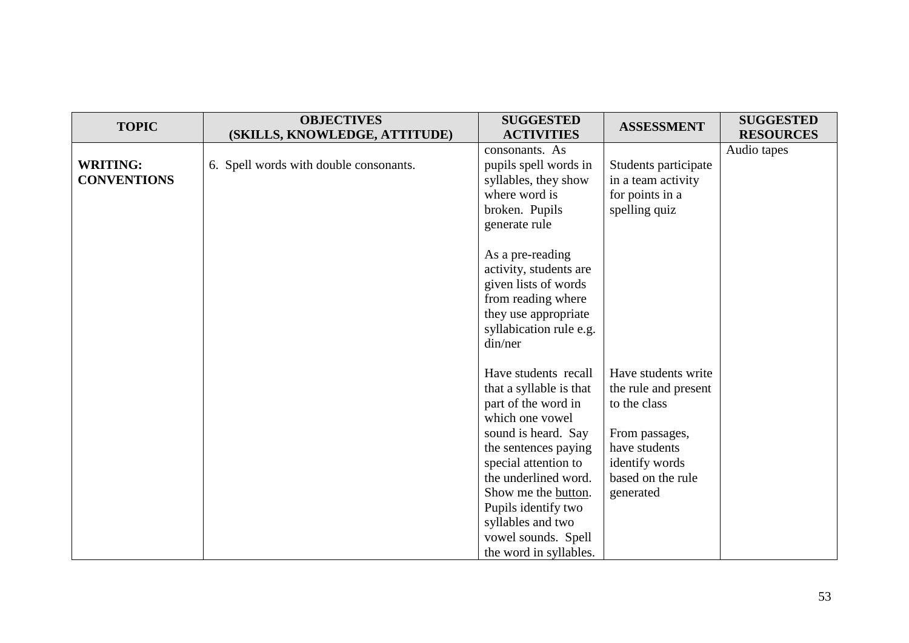| TOPIC | OBJECTIVES (SKILLS, KNOWLEDGE, ATTITUDE) | SUGGESTED ACTIVITIES | ASSESSMENT | SUGGESTED RESOURCES |
|---|---|---|---|---|
| **WRITING: CONVENTIONS** | 6. Spell words with double consonants. | consonants. As pupils spell words in syllables, they show where word is broken. Pupils generate rule<br><br>As a pre-reading activity, students are given lists of words from reading where they use appropriate syllabication rule e.g. din/ner<br><br>Have students recall that a syllable is that part of the word in which one vowel sound is heard. Say the sentences paying special attention to the underlined word. Show me the <u>button</u>. Pupils identify two syllables and two vowel sounds. Spell the word in syllables. | Students participate in a team activity for points in a spelling quiz<br><br>Have students write the rule and present to the class<br><br>From passages, have students identify words based on the rule generated | Audio tapes |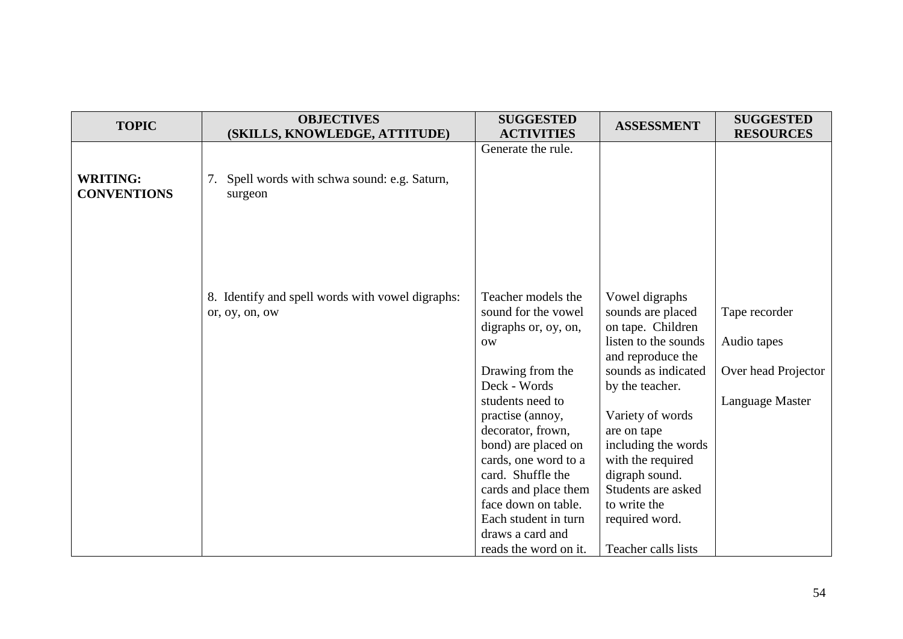| TOPIC | OBJECTIVES (SKILLS, KNOWLEDGE, ATTITUDE) | SUGGESTED ACTIVITIES | ASSESSMENT | SUGGESTED RESOURCES |
|---|---|---|---|---|
| | | Generate the rule. | | |
| **WRITING: CONVENTIONS** | 7. Spell words with schwa sound: e.g. Saturn, surgeon | | | |
| | 8. Identify and spell words with vowel digraphs: or, oy, on, ow | Teacher models the sound for the vowel digraphs or, oy, on, ow<br><br>Drawing from the Deck - Words students need to practise (annoy, decorator, frown, bond) are placed on cards, one word to a card. Shuffle the cards and place them face down on table. Each student in turn draws a card and reads the word on it. | Vowel digraphs sounds are placed on tape. Children listen to the sounds and reproduce the sounds as indicated by the teacher.<br><br>Variety of words are on tape including the words with the required digraph sound. Students are asked to write the required word.<br><br>Teacher calls lists | Tape recorder<br><br>Audio tapes<br><br>Over head Projector<br><br>Language Master |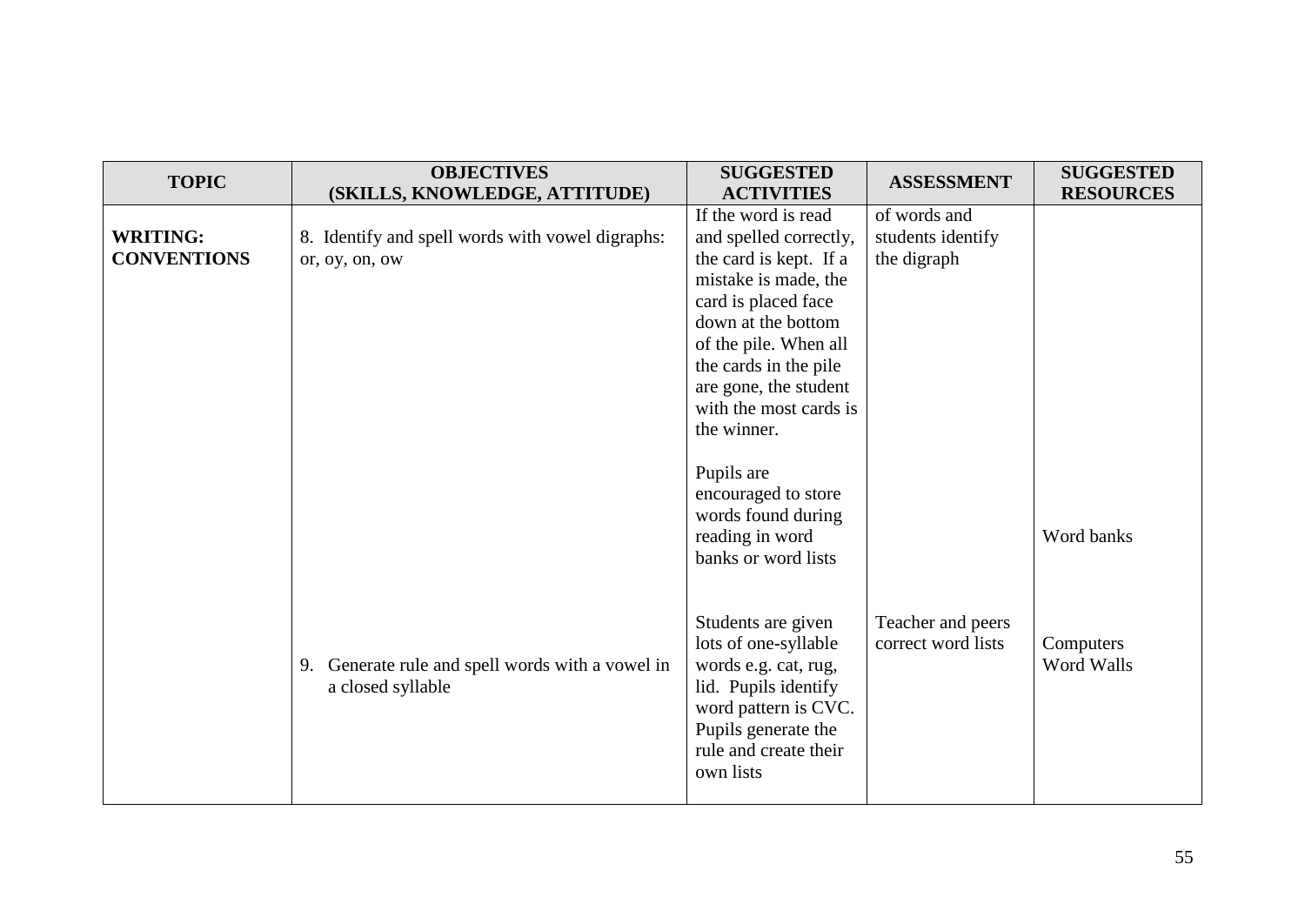| TOPIC | OBJECTIVES (SKILLS, KNOWLEDGE, ATTITUDE) | SUGGESTED ACTIVITIES | ASSESSMENT | SUGGESTED RESOURCES |
|---|---|---|---|---|
| **WRITING: CONVENTIONS** | 8. Identify and spell words with vowel digraphs: or, oy, on, ow | If the word is read and spelled correctly, the card is kept. If a mistake is made, the card is placed face down at the bottom of the pile. When all the cards in the pile are gone, the student with the most cards is the winner. | of words and students identify the digraph | |
| | | Pupils are encouraged to store words found during reading in word banks or word lists | | Word banks |
| | 9. Generate rule and spell words with a vowel in a closed syllable | Students are given lots of one-syllable words e.g. cat, rug, lid. Pupils identify word pattern is CVC. Pupils generate the rule and create their own lists | Teacher and peers correct word lists | Computers Word Walls |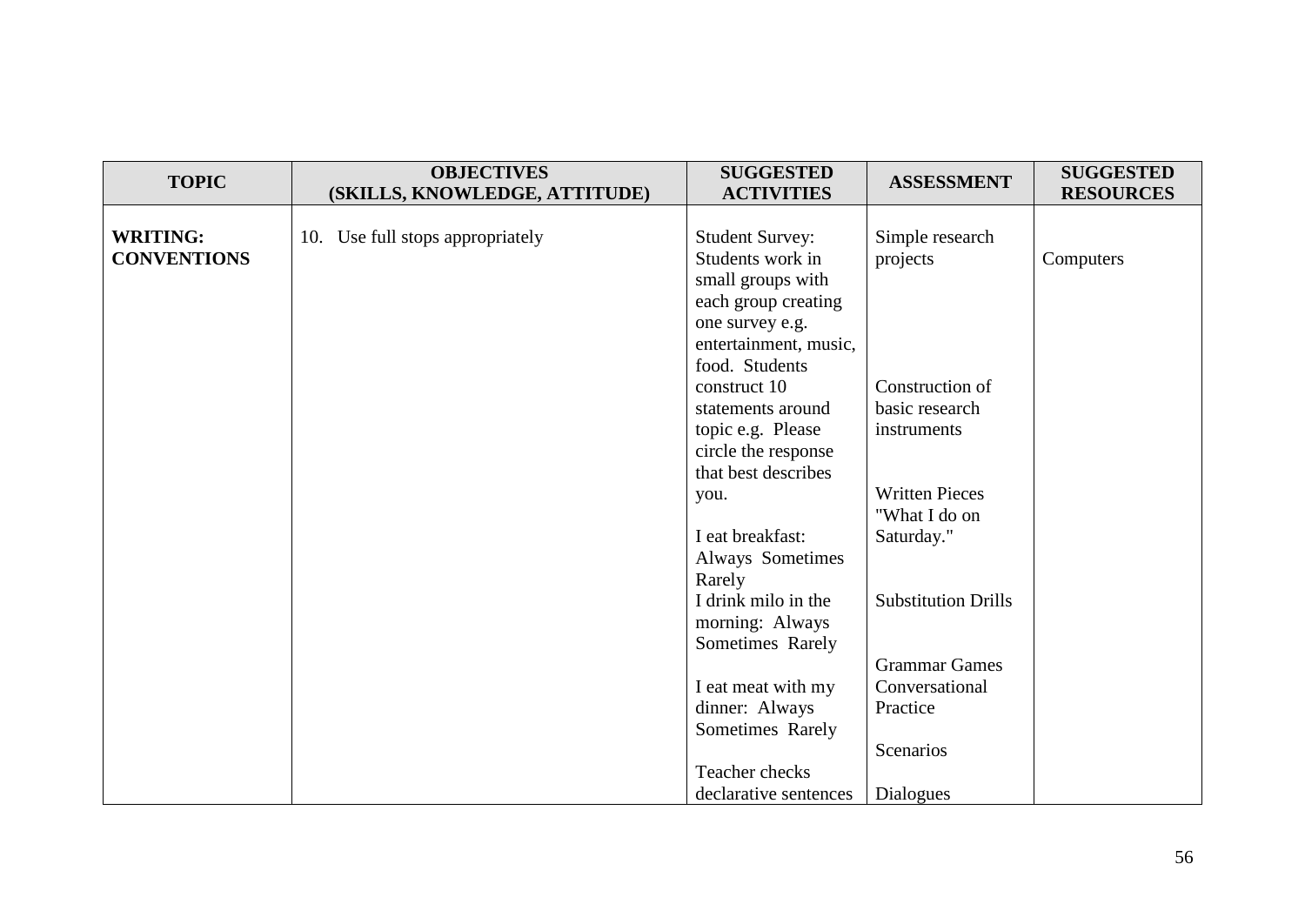| TOPIC | OBJECTIVES (SKILLS, KNOWLEDGE, ATTITUDE) | SUGGESTED ACTIVITIES | ASSESSMENT | SUGGESTED RESOURCES |
|---|---|---|---|---|
| **WRITING: CONVENTIONS** | 10. Use full stops appropriately | Student Survey: Students work in small groups with each group creating one survey e.g. entertainment, music, food. Students construct 10 statements around topic e.g. Please circle the response that best describes you.<br><br>I eat breakfast: Always Sometimes Rarely<br>I drink milo in the morning: Always Sometimes Rarely<br><br>I eat meat with my dinner: Always Sometimes Rarely<br><br>Teacher checks declarative sentences | Simple research projects<br><br>Construction of basic research instruments<br><br>Written Pieces "What I do on Saturday."<br><br>Substitution Drills<br><br>Grammar Games Conversational Practice<br><br>Scenarios<br><br>Dialogues | Computers |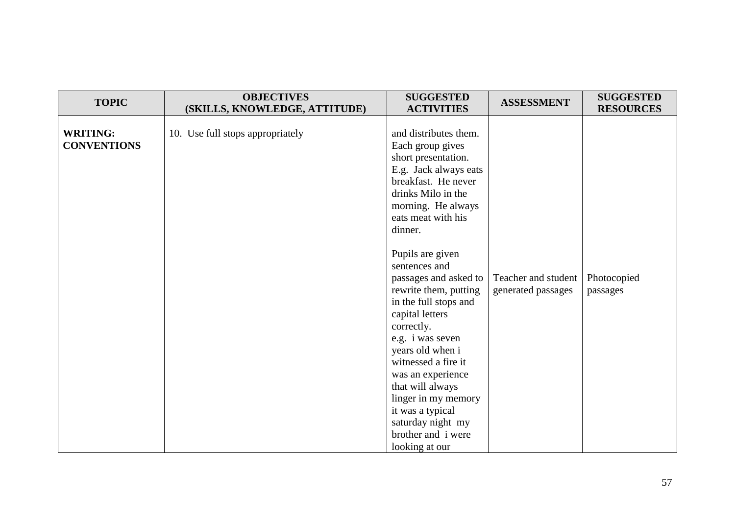| TOPIC | OBJECTIVES (SKILLS, KNOWLEDGE, ATTITUDE) | SUGGESTED ACTIVITIES | ASSESSMENT | SUGGESTED RESOURCES |
|---|---|---|---|---|
| **WRITING: CONVENTIONS** | 10. Use full stops appropriately | and distributes them. Each group gives short presentation. E.g. Jack always eats breakfast. He never drinks Milo in the morning. He always eats meat with his dinner.<br><br>Pupils are given sentences and passages and asked to rewrite them, putting in the full stops and capital letters correctly.<br>e.g. i was seven years old when i witnessed a fire it was an experience that will always linger in my memory it was a typical saturday night my brother and i were looking at our | Teacher and student generated passages | Photocopied passages |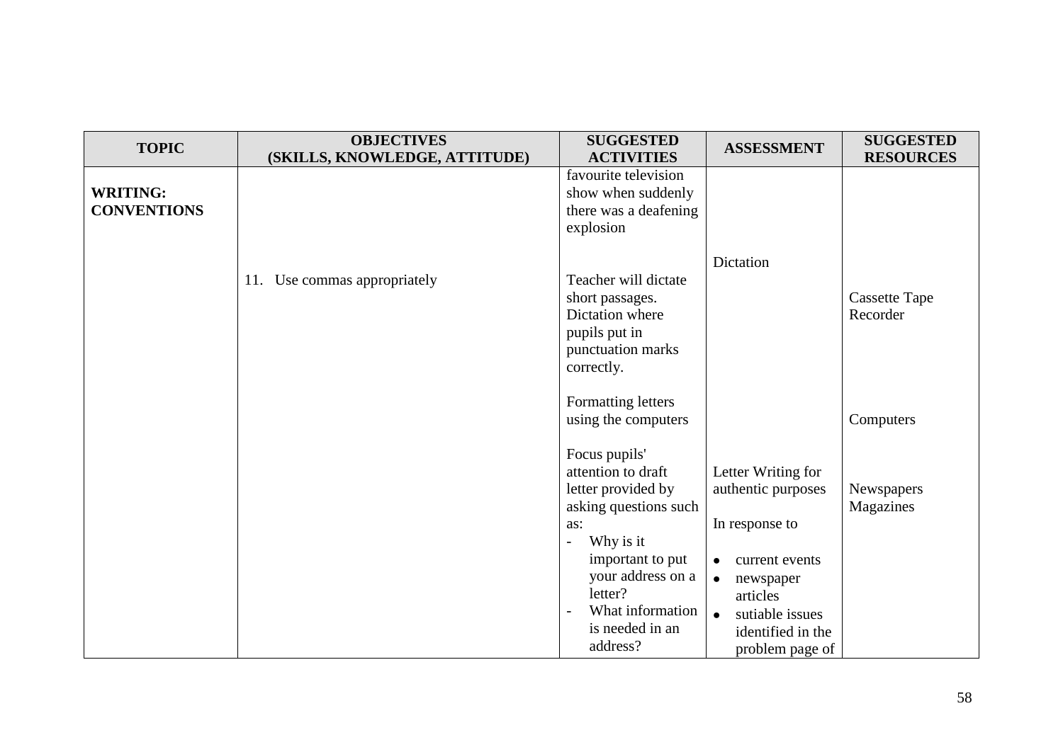| TOPIC | OBJECTIVES (SKILLS, KNOWLEDGE, ATTITUDE) | SUGGESTED ACTIVITIES | ASSESSMENT | SUGGESTED RESOURCES |
|---|---|---|---|---|
| **WRITING: CONVENTIONS** | | favourite television show when suddenly there was a deafening explosion | | |
| | 11. Use commas appropriately | Teacher will dictate short passages. Dictation where pupils put in punctuation marks correctly. | Dictation | Cassette Tape Recorder |
| | | Formatting letters using the computers | | Computers |
| | | Focus pupils' attention to draft letter provided by asking questions such as:<br>- Why is it important to put your address on a letter?<br>- What information is needed in an address? | Letter Writing for authentic purposes<br><br>In response to<br><br>• current events<br>• newspaper articles<br>• sutiable issues identified in the problem page of | Newspapers Magazines |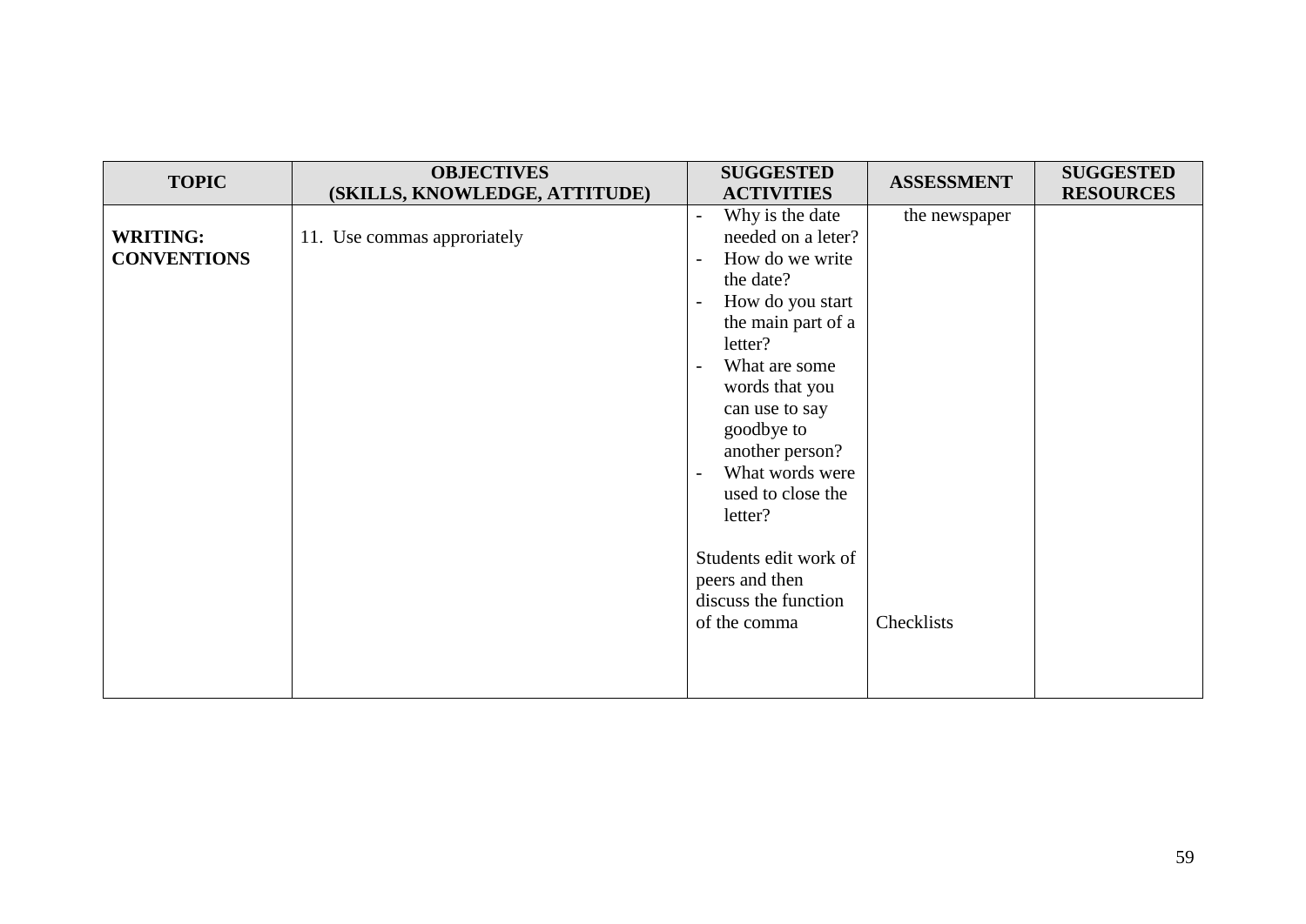| TOPIC | OBJECTIVES (SKILLS, KNOWLEDGE, ATTITUDE) | SUGGESTED ACTIVITIES | ASSESSMENT | SUGGESTED RESOURCES |
|---|---|---|---|---|
| **WRITING: CONVENTIONS** | 11. Use commas approriately | - Why is the date needed on a leter?<br>- How do we write the date?<br>- How do you start the main part of a letter?<br>- What are some words that you can use to say goodbye to another person?<br>- What words were used to close the letter?<br><br>Students edit work of peers and then discuss the function of the comma | the newspaper<br><br>Checklists | |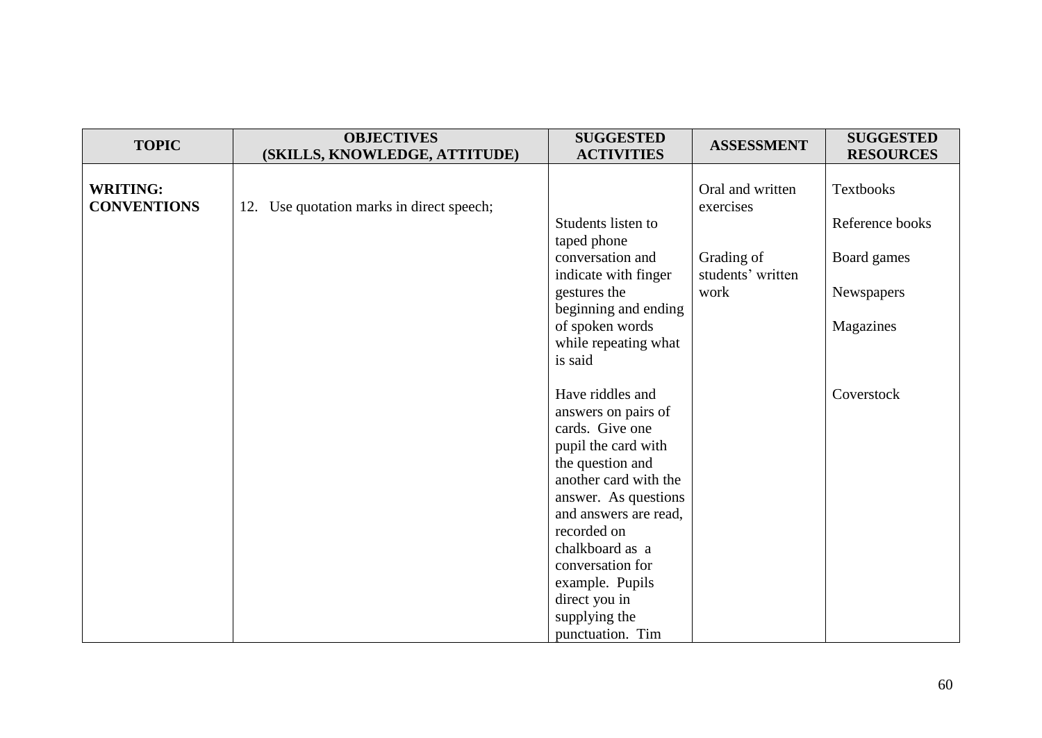| TOPIC | OBJECTIVES (SKILLS, KNOWLEDGE, ATTITUDE) | SUGGESTED ACTIVITIES | ASSESSMENT | SUGGESTED RESOURCES |
|---|---|---|---|---|
| **WRITING: CONVENTIONS** | 12. Use quotation marks in direct speech; | Students listen to taped phone conversation and indicate with finger gestures the beginning and ending of spoken words while repeating what is said<br><br>Have riddles and answers on pairs of cards. Give one pupil the card with the question and another card with the answer. As questions and answers are read, recorded on chalkboard as a conversation for example. Pupils direct you in supplying the punctuation. Tim | Oral and written exercises<br><br>Grading of students' written work | Textbooks<br><br>Reference books<br><br>Board games<br><br>Newspapers<br><br>Magazines<br><br>Coverstock |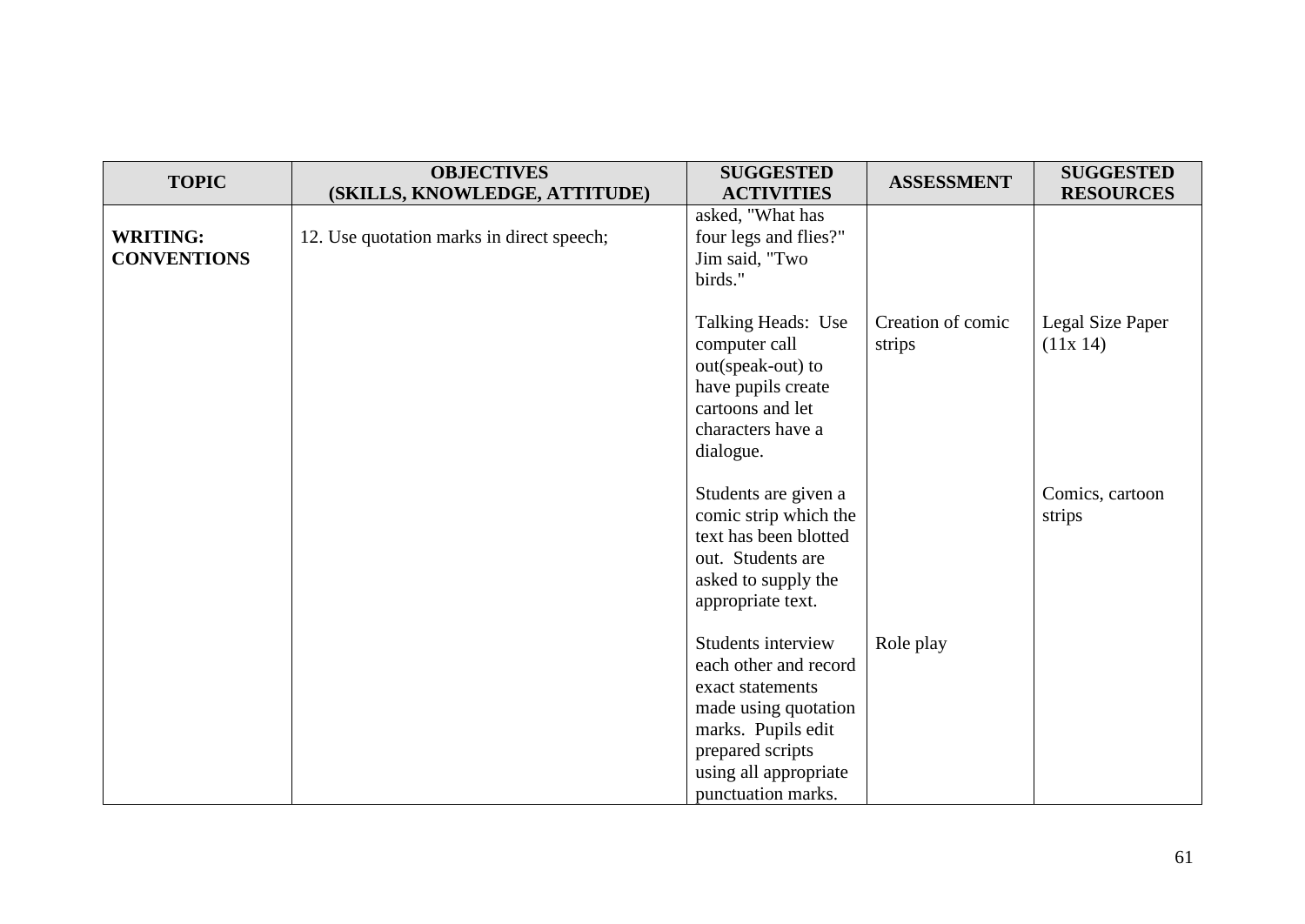| TOPIC | OBJECTIVES (SKILLS, KNOWLEDGE, ATTITUDE) | SUGGESTED ACTIVITIES | ASSESSMENT | SUGGESTED RESOURCES |
|---|---|---|---|---|
| **WRITING: CONVENTIONS** | 12. Use quotation marks in direct speech; | asked, "What has four legs and flies?" Jim said, "Two birds." | | |
| | | Talking Heads: Use computer call out(speak-out) to have pupils create cartoons and let characters have a dialogue. | Creation of comic strips | Legal Size Paper (11x 14) |
| | | Students are given a comic strip which the text has been blotted out. Students are asked to supply the appropriate text. | | Comics, cartoon strips |
| | | Students interview each other and record exact statements made using quotation marks. Pupils edit prepared scripts using all appropriate punctuation marks. | Role play | |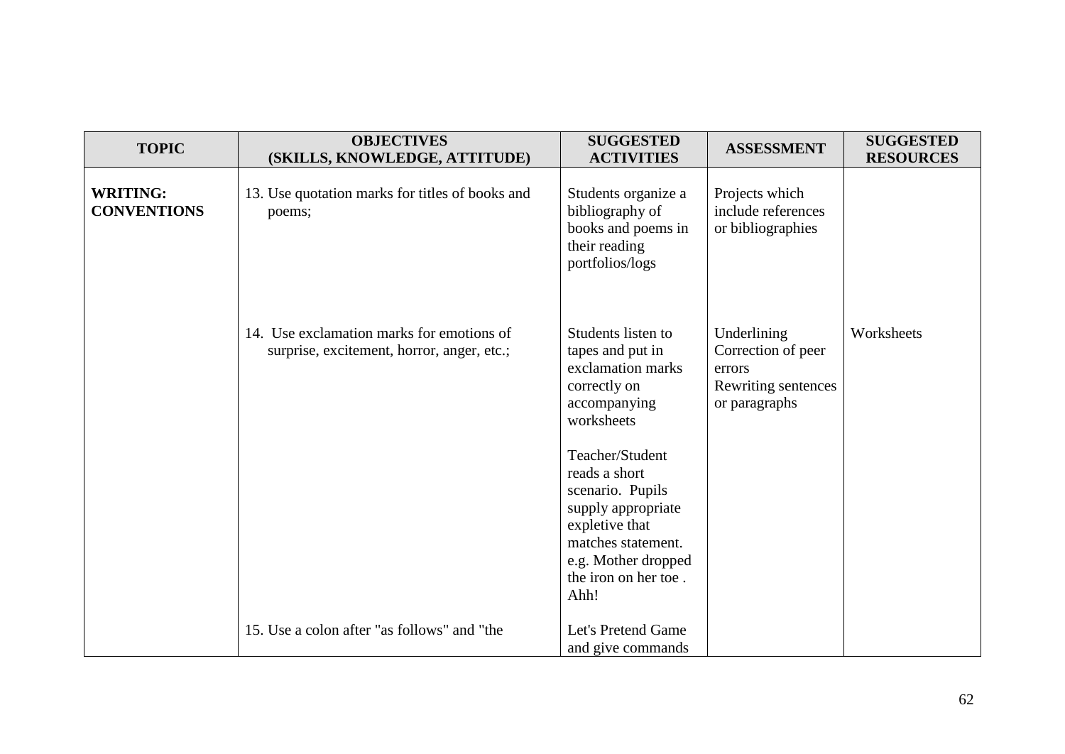| TOPIC | OBJECTIVES (SKILLS, KNOWLEDGE, ATTITUDE) | SUGGESTED ACTIVITIES | ASSESSMENT | SUGGESTED RESOURCES |
|---|---|---|---|---|
| **WRITING: CONVENTIONS** | 13. Use quotation marks for titles of books and poems; | Students organize a bibliography of books and poems in their reading portfolios/logs | Projects which include references or bibliographies | |
| | 14. Use exclamation marks for emotions of surprise, excitement, horror, anger, etc.; | Students listen to tapes and put in exclamation marks correctly on accompanying worksheets<br><br>Teacher/Student reads a short scenario. Pupils supply appropriate expletive that matches statement. e.g. Mother dropped the iron on her toe . Ahh! | Underlining<br>Correction of peer errors<br>Rewriting sentences or paragraphs | Worksheets |
| | 15. Use a colon after "as follows" and "the | Let's Pretend Game and give commands | | |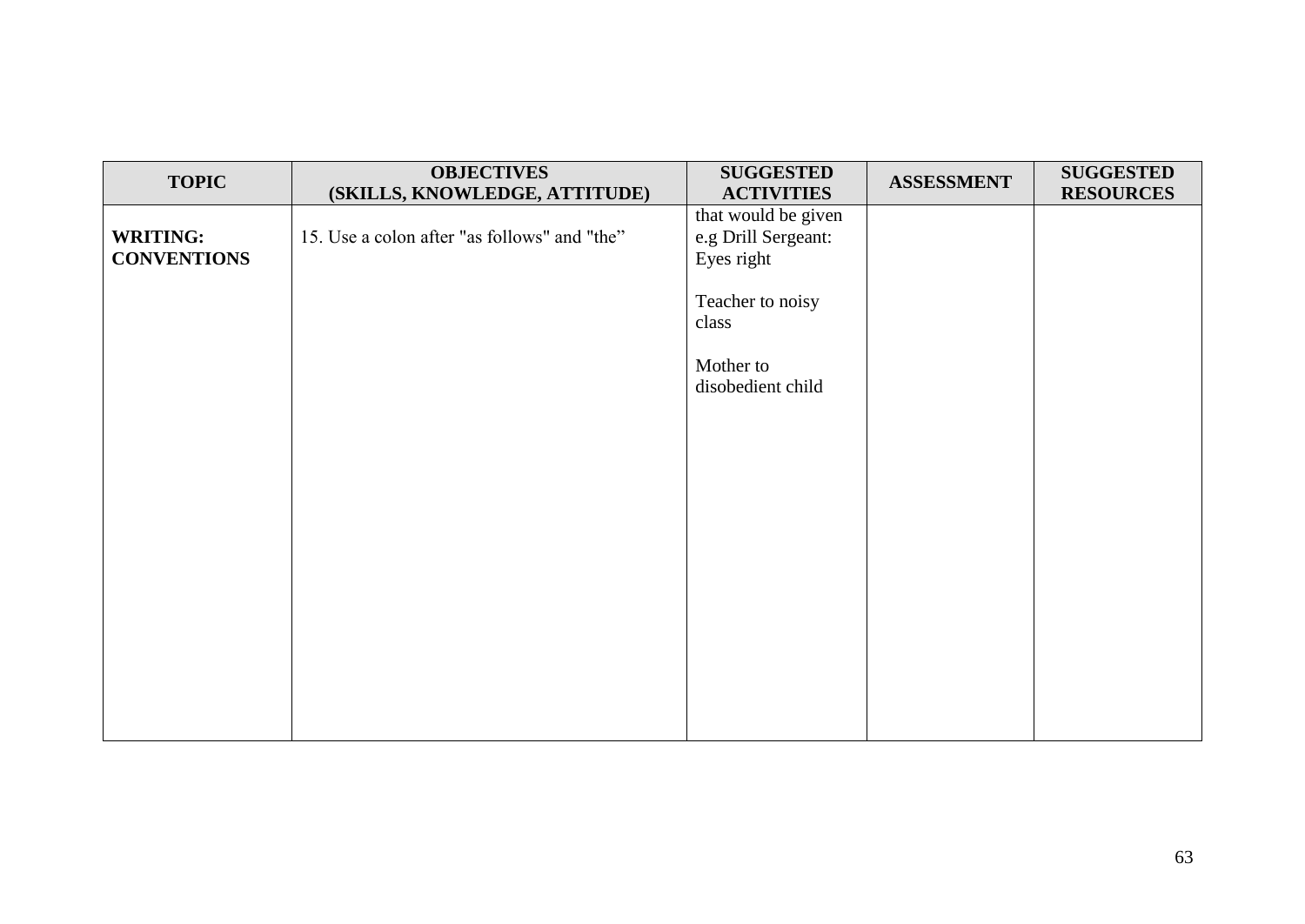| TOPIC | OBJECTIVES (SKILLS, KNOWLEDGE, ATTITUDE) | SUGGESTED ACTIVITIES | ASSESSMENT | SUGGESTED RESOURCES |
|---|---|---|---|---|
| **WRITING: CONVENTIONS** | 15. Use a colon after "as follows" and "the" | that would be given e.g Drill Sergeant: Eyes right<br><br>Teacher to noisy class<br><br>Mother to disobedient child | | |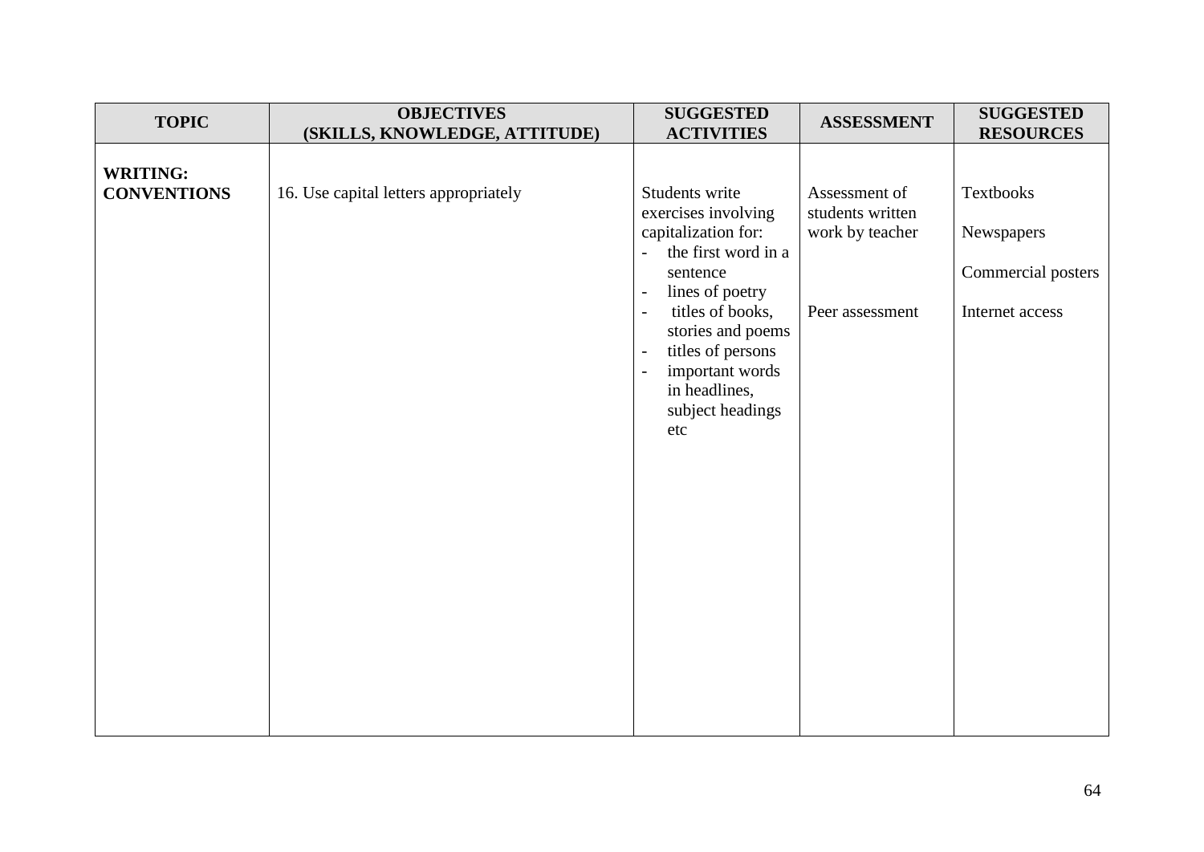| TOPIC | OBJECTIVES (SKILLS, KNOWLEDGE, ATTITUDE) | SUGGESTED ACTIVITIES | ASSESSMENT | SUGGESTED RESOURCES |
|---|---|---|---|---|
| **WRITING: CONVENTIONS** | 16. Use capital letters appropriately | Students write exercises involving capitalization for:<br>- the first word in a sentence<br>- lines of poetry<br>- titles of books, stories and poems<br>- titles of persons<br>- important words in headlines, subject headings etc | Assessment of students written work by teacher<br><br>Peer assessment | Textbooks<br><br>Newspapers<br><br>Commercial posters<br><br>Internet access |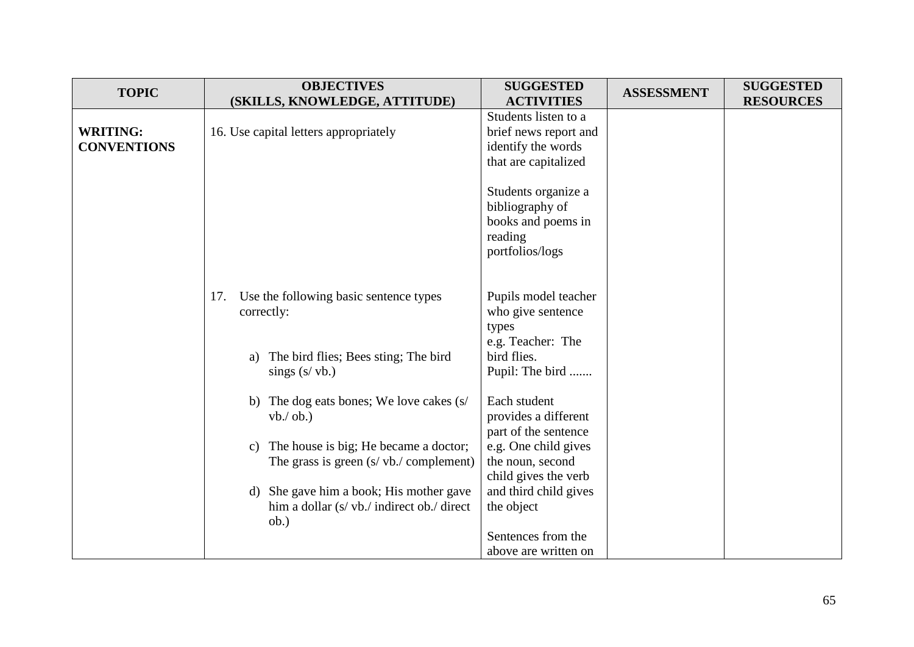| TOPIC | OBJECTIVES (SKILLS, KNOWLEDGE, ATTITUDE) | SUGGESTED ACTIVITIES | ASSESSMENT | SUGGESTED RESOURCES |
|---|---|---|---|---|
| **WRITING: CONVENTIONS** | 16. Use capital letters appropriately | Students listen to a brief news report and identify the words that are capitalized<br><br>Students organize a bibliography of books and poems in reading portfolios/logs | | |
| | 17. Use the following basic sentence types correctly:<br><br>a) The bird flies; Bees sting; The bird sings (s/ vb.)<br><br>b) The dog eats bones; We love cakes (s/ vb./ ob.)<br><br>c) The house is big; He became a doctor; The grass is green (s/ vb./ complement)<br><br>d) She gave him a book; His mother gave him a dollar (s/ vb./ indirect ob./ direct ob.) | Pupils model teacher who give sentence types<br>e.g. Teacher: The bird flies.<br>Pupil: The bird .......<br><br>Each student provides a different part of the sentence e.g. One child gives the noun, second child gives the verb and third child gives the object<br><br>Sentences from the above are written on | | |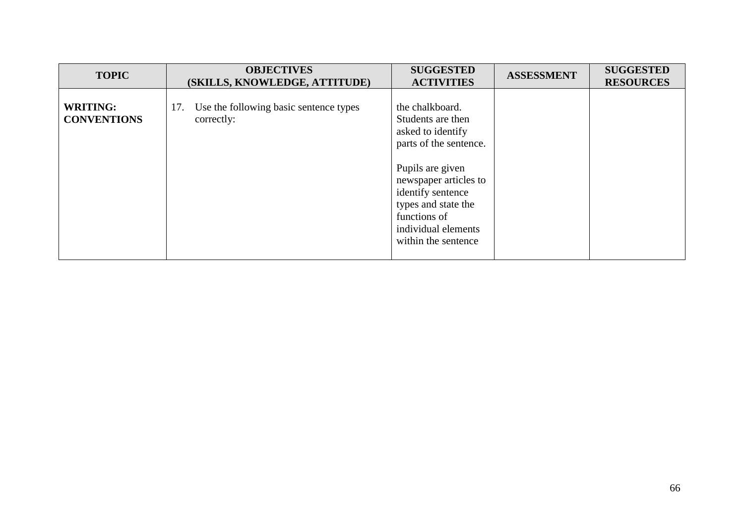| TOPIC | OBJECTIVES (SKILLS, KNOWLEDGE, ATTITUDE) | SUGGESTED ACTIVITIES | ASSESSMENT | SUGGESTED RESOURCES |
|---|---|---|---|---|
| **WRITING: CONVENTIONS** | 17. Use the following basic sentence types correctly: | the chalkboard. Students are then asked to identify parts of the sentence.<br><br>Pupils are given newspaper articles to identify sentence types and state the functions of individual elements within the sentence | | |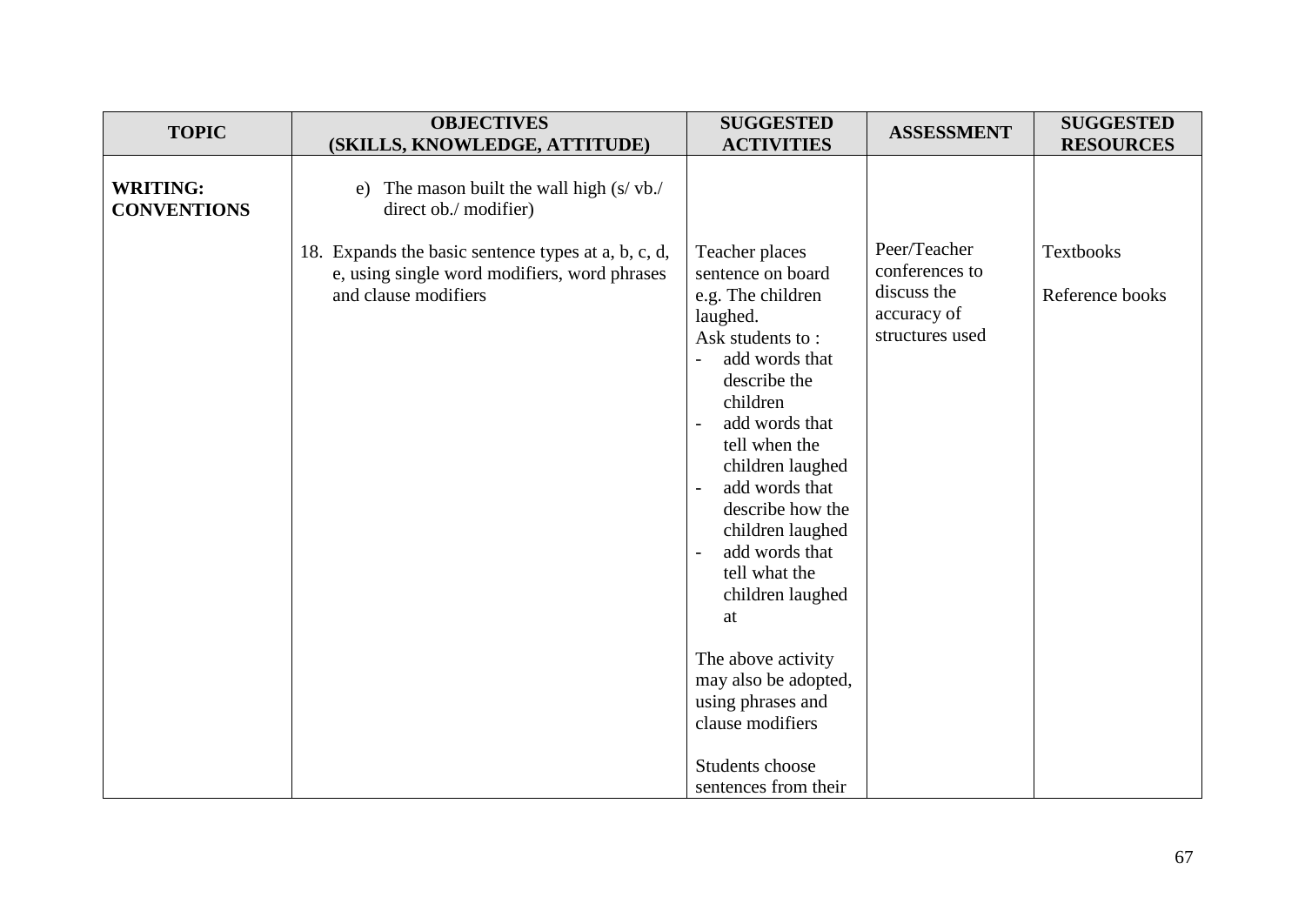| TOPIC | OBJECTIVES (SKILLS, KNOWLEDGE, ATTITUDE) | SUGGESTED ACTIVITIES | ASSESSMENT | SUGGESTED RESOURCES |
|---|---|---|---|---|
| **WRITING: CONVENTIONS** | e) The mason built the wall high (s/ vb./ direct ob./ modifier) | | | |
| | 18. Expands the basic sentence types at a, b, c, d, e, using single word modifiers, word phrases and clause modifiers | Teacher places sentence on board e.g. The children laughed.<br>Ask students to :<br>- add words that describe the children<br>- add words that tell when the children laughed<br>- add words that describe how the children laughed<br>- add words that tell what the children laughed at<br><br>The above activity may also be adopted, using phrases and clause modifiers<br><br>Students choose sentences from their | Peer/Teacher conferences to discuss the accuracy of structures used | Textbooks<br><br>Reference books |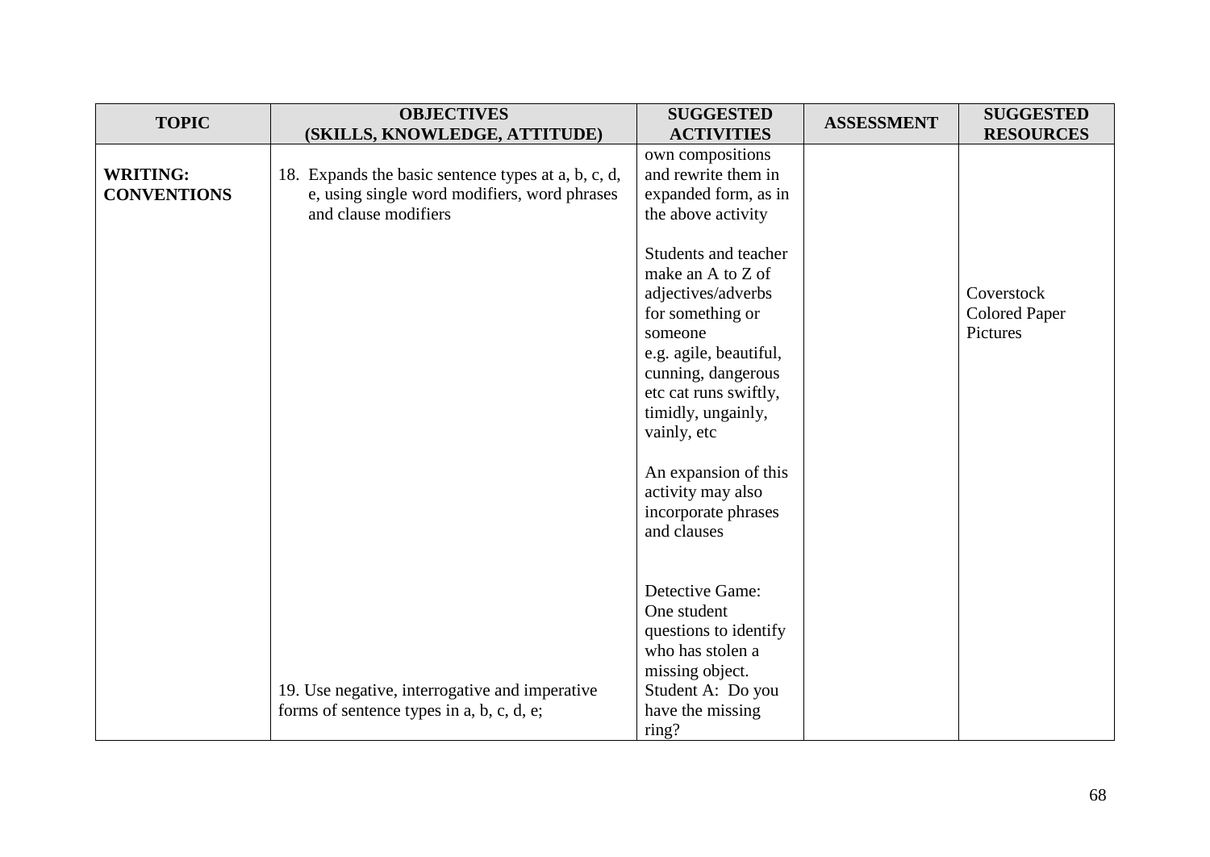| TOPIC | OBJECTIVES (SKILLS, KNOWLEDGE, ATTITUDE) | SUGGESTED ACTIVITIES | ASSESSMENT | SUGGESTED RESOURCES |
|---|---|---|---|---|
| **WRITING: CONVENTIONS** | 18. Expands the basic sentence types at a, b, c, d, e, using single word modifiers, word phrases and clause modifiers | own compositions and rewrite them in expanded form, as in the above activity<br><br>Students and teacher make an A to Z of adjectives/adverbs for something or someone e.g. agile, beautiful, cunning, dangerous etc cat runs swiftly, timidly, ungainly, vainly, etc<br><br>An expansion of this activity may also incorporate phrases and clauses | | Coverstock<br>Colored Paper<br>Pictures |
| | 19. Use negative, interrogative and imperative forms of sentence types in a, b, c, d, e; | Detective Game: One student questions to identify who has stolen a missing object.<br>Student A: Do you have the missing ring? | | |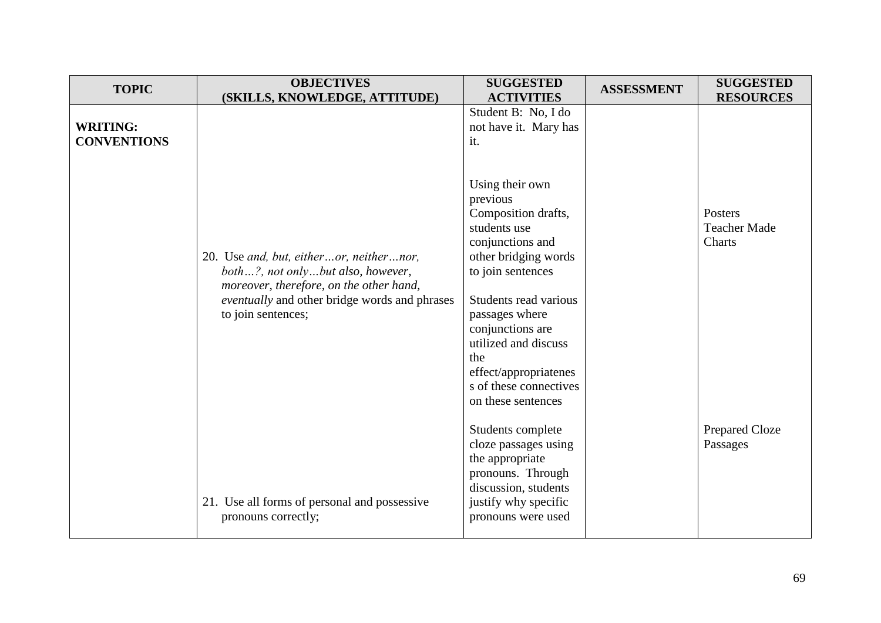| TOPIC | OBJECTIVES (SKILLS, KNOWLEDGE, ATTITUDE) | SUGGESTED ACTIVITIES | ASSESSMENT | SUGGESTED RESOURCES |
|---|---|---|---|---|
| **WRITING: CONVENTIONS** | | Student B: No, I do not have it. Mary has it. | | |
| | 20. Use *and, but, either…or, neither…nor, both…?, not only…but also, however, moreover, therefore, on the other hand, eventually* and other bridge words and phrases to join sentences; | Using their own previous Composition drafts, students use conjunctions and other bridging words to join sentences<br><br>Students read various passages where conjunctions are utilized and discuss the effect/appropriatenes s of these connectives on these sentences | | Posters<br>Teacher Made Charts |
| | 21. Use all forms of personal and possessive pronouns correctly; | Students complete cloze passages using the appropriate pronouns. Through discussion, students justify why specific pronouns were used | | Prepared Cloze Passages |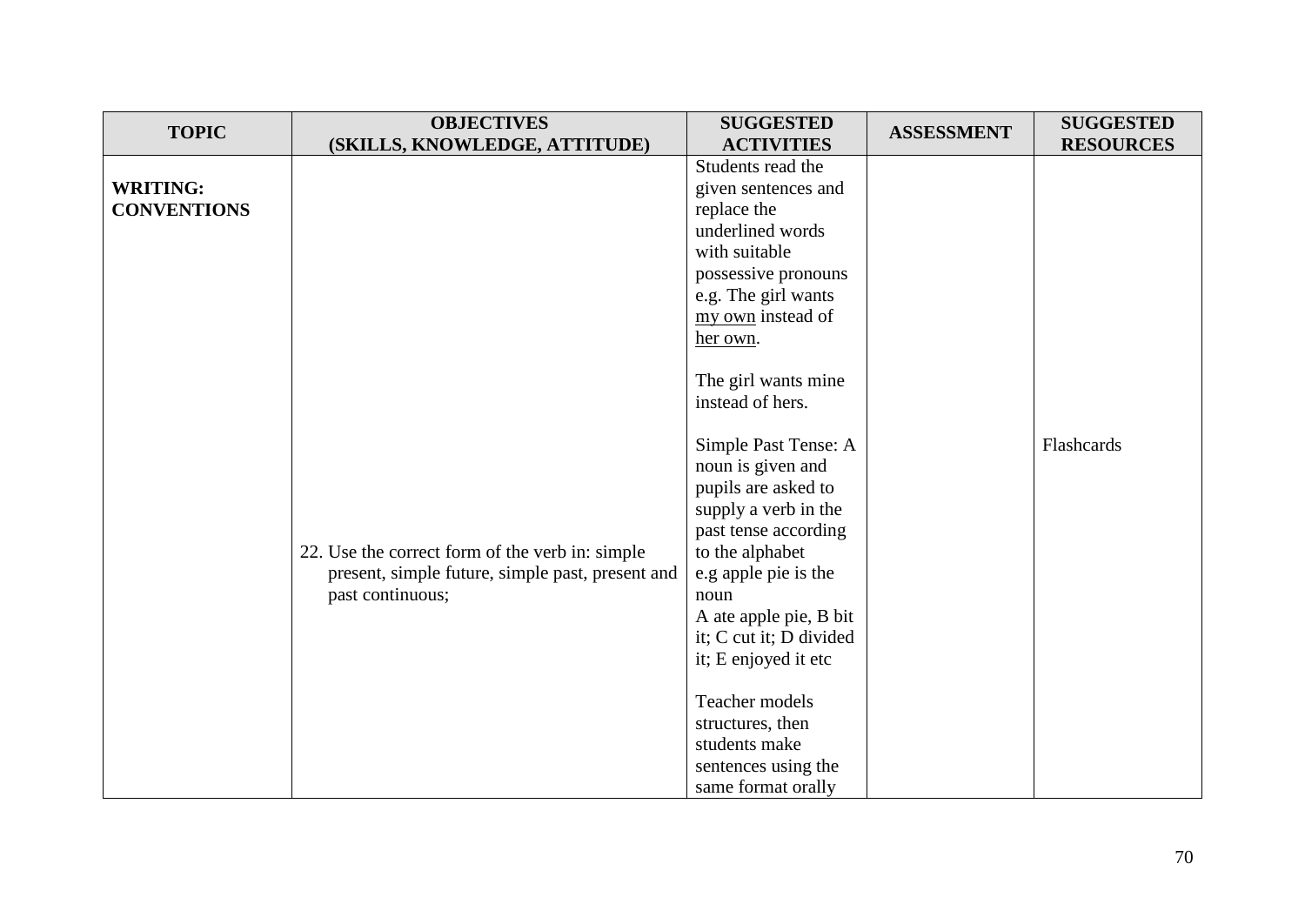| TOPIC | OBJECTIVES (SKILLS, KNOWLEDGE, ATTITUDE) | SUGGESTED ACTIVITIES | ASSESSMENT | SUGGESTED RESOURCES |
|---|---|---|---|---|
| **WRITING: CONVENTIONS** | | Students read the given sentences and replace the underlined words with suitable possessive pronouns e.g. The girl wants <u>my own</u> instead of <u>her own</u>.<br><br>The girl wants mine instead of hers. | | |
| | 22. Use the correct form of the verb in: simple present, simple future, simple past, present and past continuous; | Simple Past Tense: A noun is given and pupils are asked to supply a verb in the past tense according to the alphabet e.g apple pie is the noun A ate apple pie, B bit it; C cut it; D divided it; E enjoyed it etc<br><br>Teacher models structures, then students make sentences using the same format orally | | Flashcards |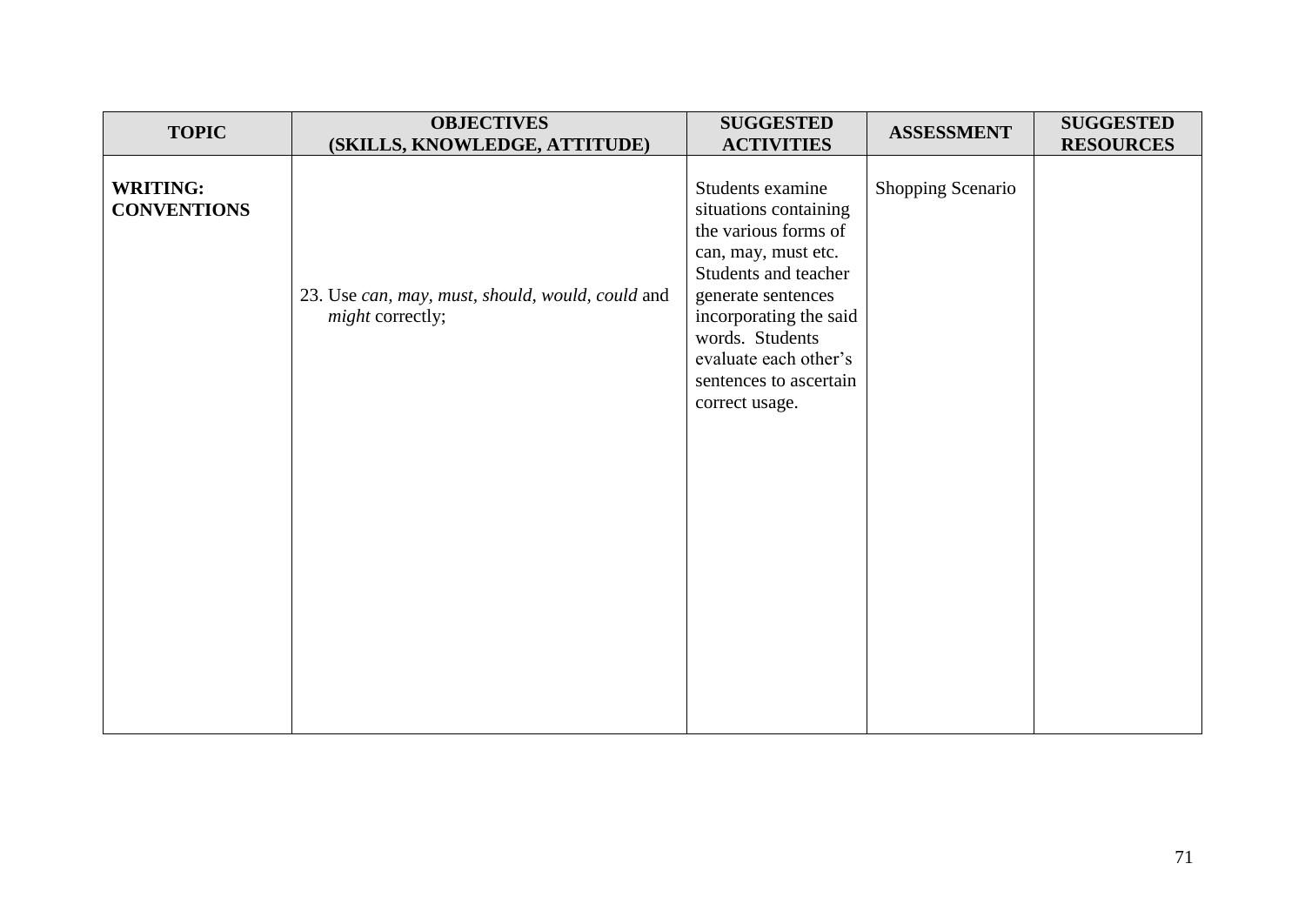| TOPIC | OBJECTIVES (SKILLS, KNOWLEDGE, ATTITUDE) | SUGGESTED ACTIVITIES | ASSESSMENT | SUGGESTED RESOURCES |
|---|---|---|---|---|
| **WRITING: CONVENTIONS** | 23. Use *can, may, must, should, would, could* and *might* correctly; | Students examine situations containing the various forms of can, may, must etc. Students and teacher generate sentences incorporating the said words. Students evaluate each other's sentences to ascertain correct usage. | Shopping Scenario | |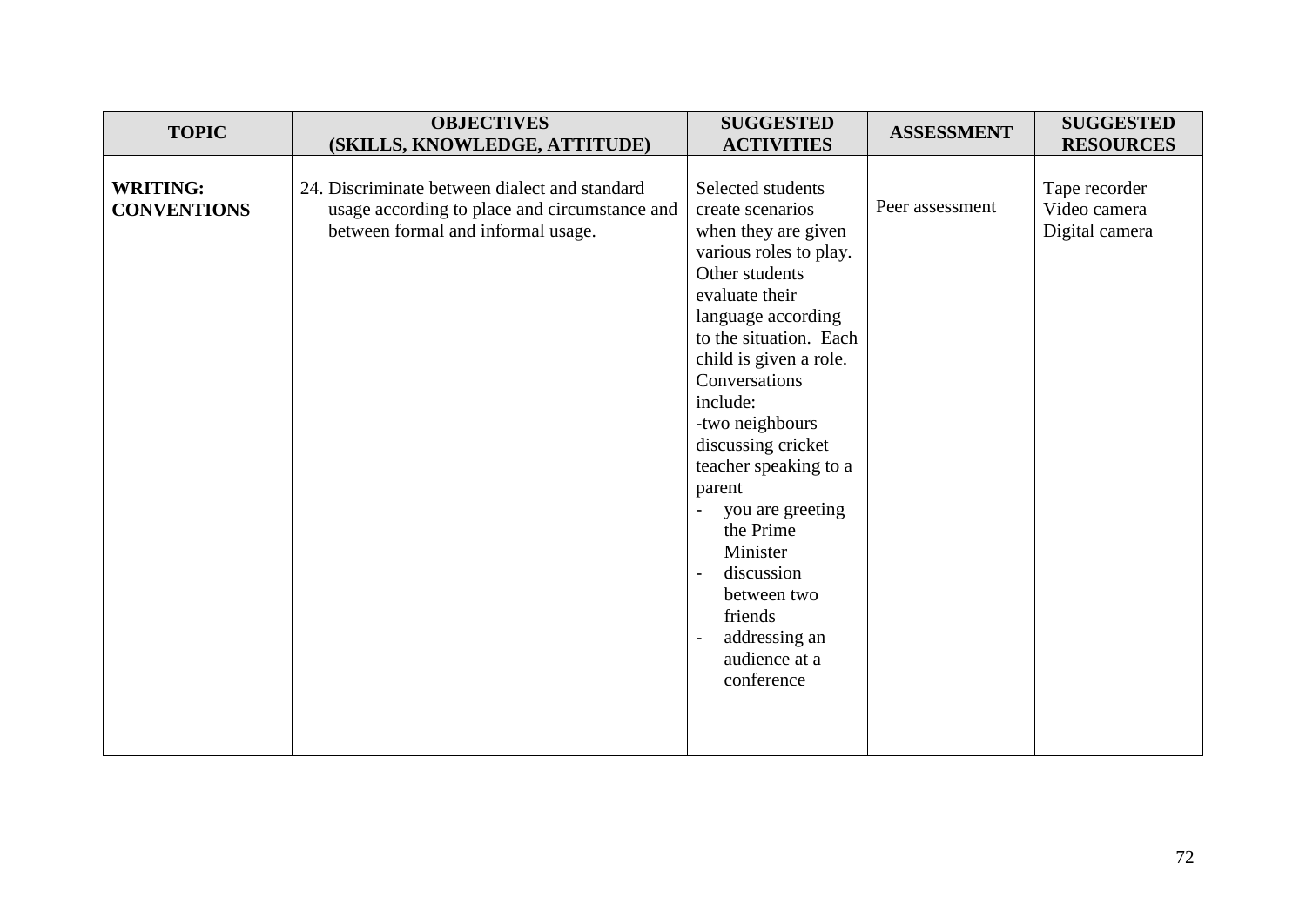| TOPIC | OBJECTIVES (SKILLS, KNOWLEDGE, ATTITUDE) | SUGGESTED ACTIVITIES | ASSESSMENT | SUGGESTED RESOURCES |
|---|---|---|---|---|
| **WRITING: CONVENTIONS** | 24. Discriminate between dialect and standard usage according to place and circumstance and between formal and informal usage. | Selected students create scenarios when they are given various roles to play. Other students evaluate their language according to the situation. Each child is given a role. Conversations include:<br>-two neighbours discussing cricket teacher speaking to a parent<br>- you are greeting the Prime Minister<br>- discussion between two friends<br>- addressing an audience at a conference | Peer assessment | Tape recorder<br>Video camera<br>Digital camera |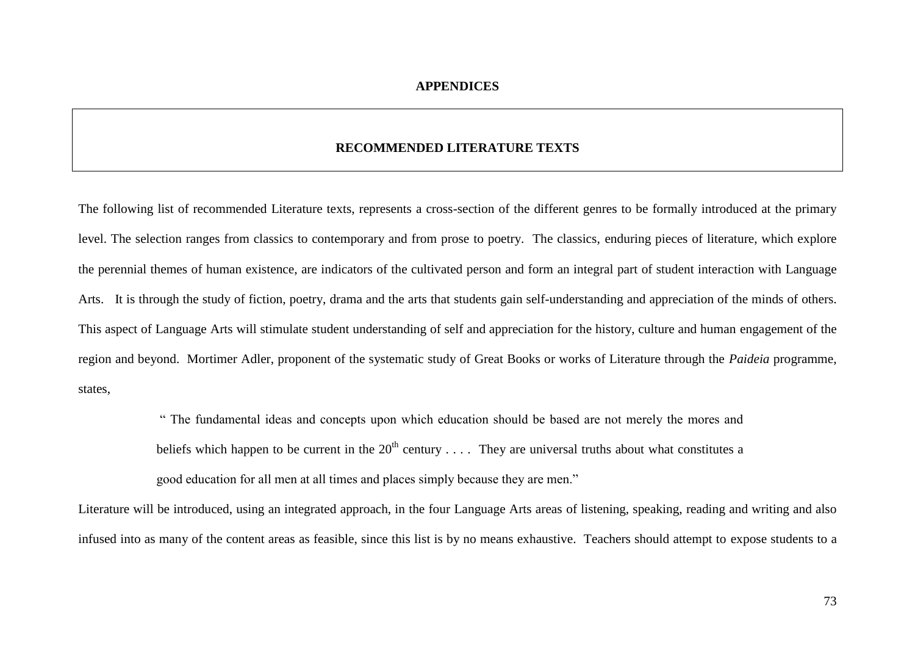# APPENDICES

## RECOMMENDED LITERATURE TEXTS

The following list of recommended Literature texts, represents a cross-section of the different genres to be formally introduced at the primary level. The selection ranges from classics to contemporary and from prose to poetry. The classics, enduring pieces of literature, which explore the perennial themes of human existence, are indicators of the cultivated person and form an integral part of student interaction with Language Arts. It is through the study of fiction, poetry, drama and the arts that students gain self-understanding and appreciation of the minds of others. This aspect of Language Arts will stimulate student understanding of self and appreciation for the history, culture and human engagement of the region and beyond. Mortimer Adler, proponent of the systematic study of Great Books or works of Literature through the *Paideia* programme, states,

> " The fundamental ideas and concepts upon which education should be based are not merely the mores and beliefs which happen to be current in the 20th century . . . . They are universal truths about what constitutes a good education for all men at all times and places simply because they are men."

Literature will be introduced, using an integrated approach, in the four Language Arts areas of listening, speaking, reading and writing and also infused into as many of the content areas as feasible, since this list is by no means exhaustive. Teachers should attempt to expose students to a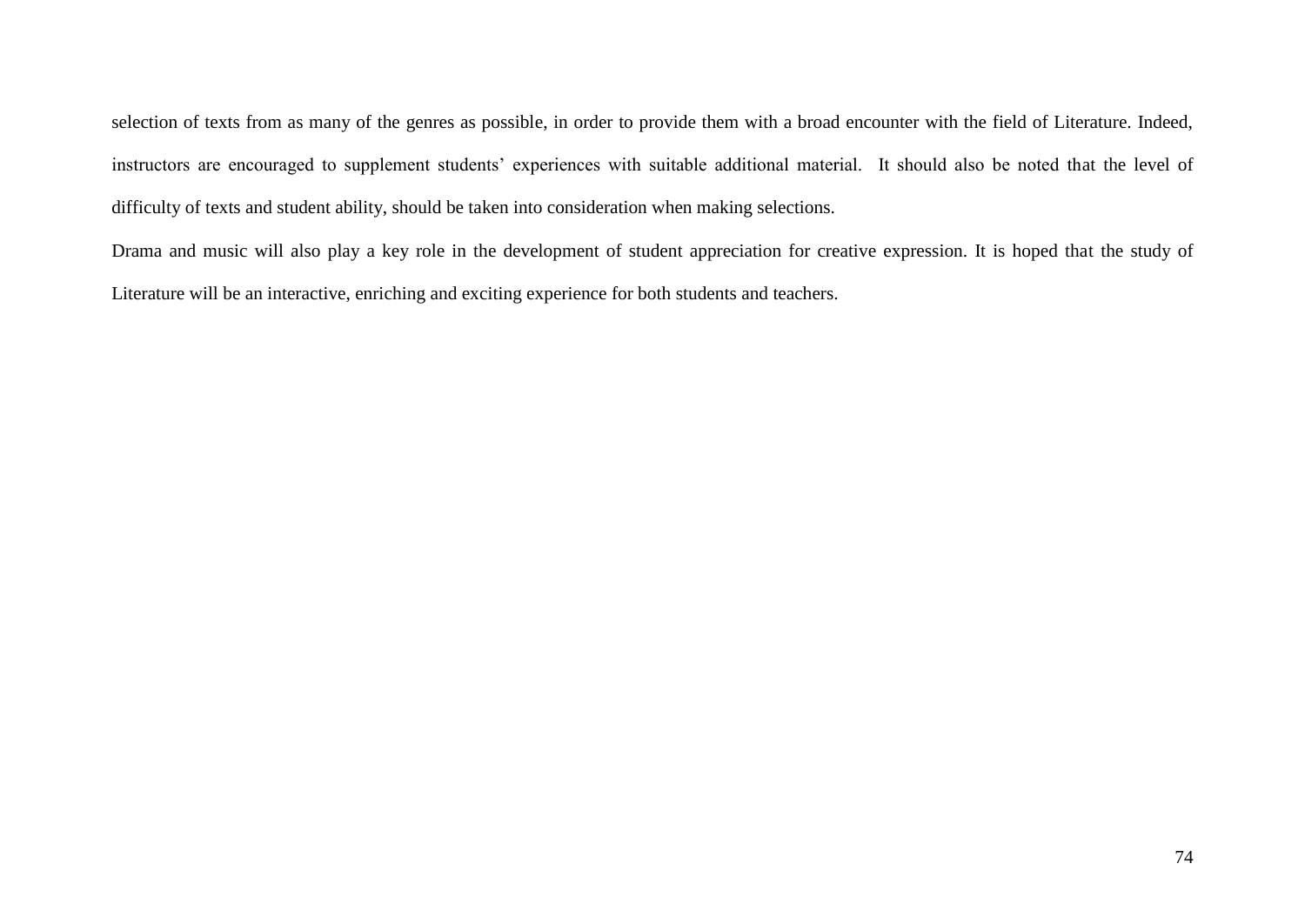selection of texts from as many of the genres as possible, in order to provide them with a broad encounter with the field of Literature. Indeed, instructors are encouraged to supplement students' experiences with suitable additional material. It should also be noted that the level of difficulty of texts and student ability, should be taken into consideration when making selections.

Drama and music will also play a key role in the development of student appreciation for creative expression. It is hoped that the study of Literature will be an interactive, enriching and exciting experience for both students and teachers.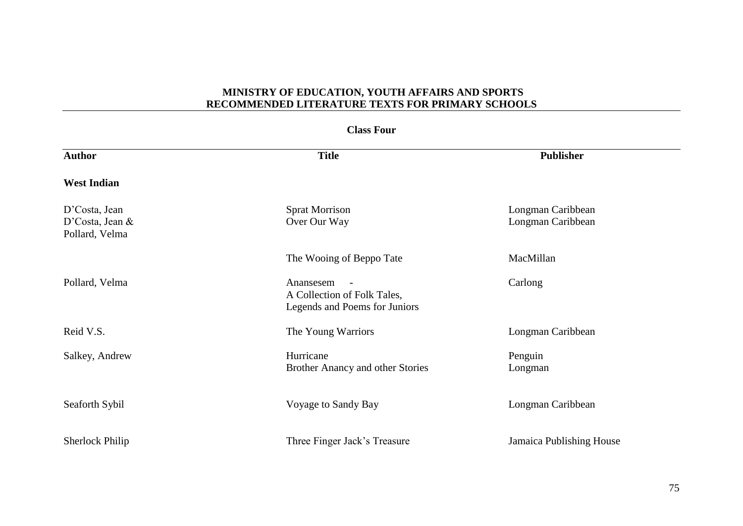**MINISTRY OF EDUCATION, YOUTH AFFAIRS AND SPORTS**
**RECOMMENDED LITERATURE TEXTS FOR PRIMARY SCHOOLS**

**Class Four**

| **Author** | **Title** | **Publisher** |
|---|---|---|
| **West Indian** | | |
| D'Costa, Jean | Sprat Morrison | Longman Caribbean |
| D'Costa, Jean & Pollard, Velma | Over Our Way | Longman Caribbean |
| | The Wooing of Beppo Tate | MacMillan |
| Pollard, Velma | Anansesem - A Collection of Folk Tales, Legends and Poems for Juniors | Carlong |
| Reid V.S. | The Young Warriors | Longman Caribbean |
| Salkey, Andrew | Hurricane | Penguin |
| | Brother Anancy and other Stories | Longman |
| Seaforth Sybil | Voyage to Sandy Bay | Longman Caribbean |
| Sherlock Philip | Three Finger Jack's Treasure | Jamaica Publishing House |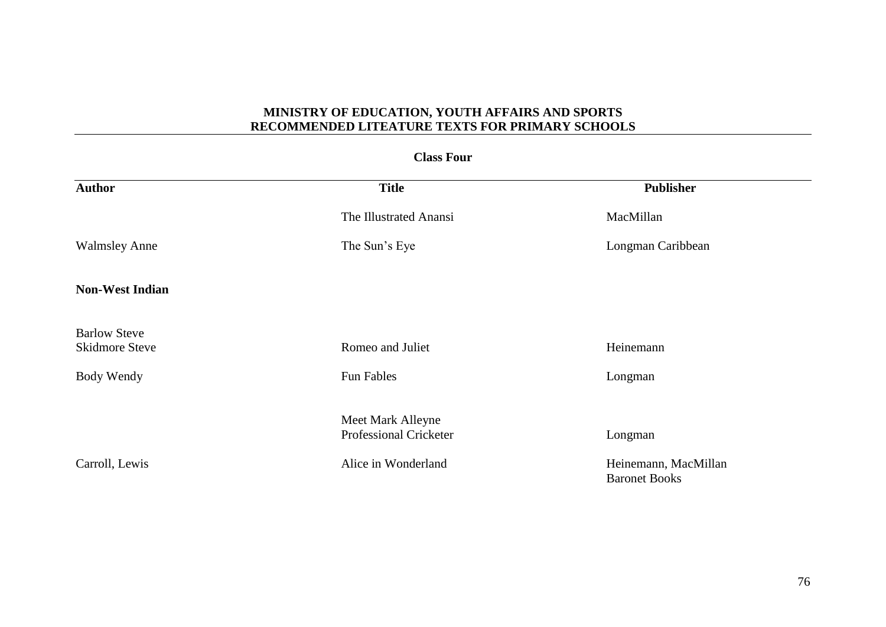**MINISTRY OF EDUCATION, YOUTH AFFAIRS AND SPORTS**
**RECOMMENDED LITEATURE TEXTS FOR PRIMARY SCHOOLS**

**Class Four**

| **Author** | **Title** | **Publisher** |
|---|---|---|
| | The Illustrated Anansi | MacMillan |
| Walmsley Anne | The Sun's Eye | Longman Caribbean |
| **Non-West Indian** | | |
| Barlow Steve<br>Skidmore Steve | Romeo and Juliet | Heinemann |
| Body Wendy | Fun Fables | Longman |
| | Meet Mark Alleyne<br>Professional Cricketer | Longman |
| Carroll, Lewis | Alice in Wonderland | Heinemann, MacMillan<br>Baronet Books |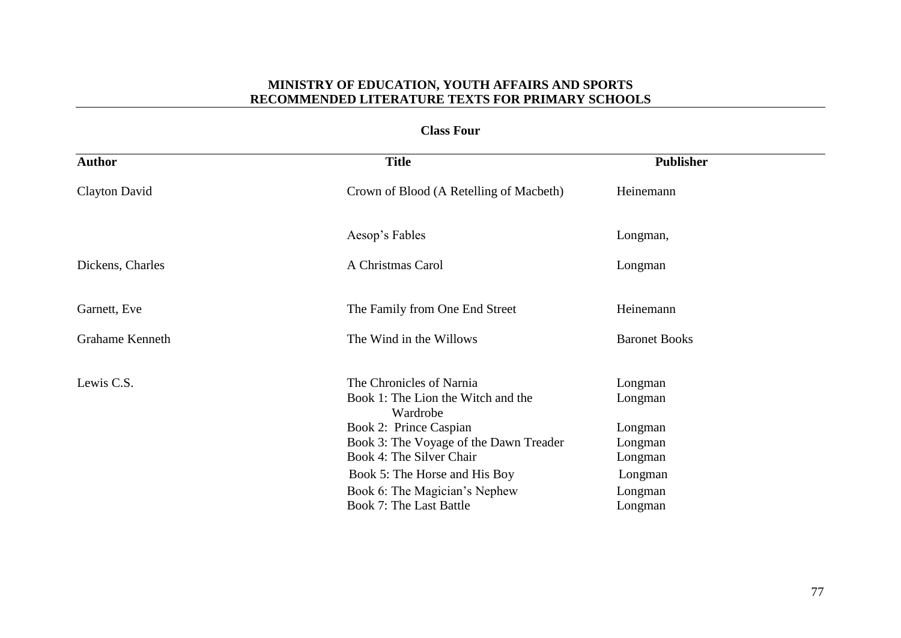**MINISTRY OF EDUCATION, YOUTH AFFAIRS AND SPORTS**
**RECOMMENDED LITERATURE TEXTS FOR PRIMARY SCHOOLS**

## Class Four

| Author | Title | Publisher |
|---|---|---|
| Clayton David | Crown of Blood (A Retelling of Macbeth) | Heinemann |
| | Aesop's Fables | Longman, |
| Dickens, Charles | A Christmas Carol | Longman |
| Garnett, Eve | The Family from One End Street | Heinemann |
| Grahame Kenneth | The Wind in the Willows | Baronet Books |
| Lewis C.S. | The Chronicles of Narnia | Longman |
| | Book 1: The Lion the Witch and the Wardrobe | Longman |
| | Book 2: Prince Caspian | Longman |
| | Book 3: The Voyage of the Dawn Treader | Longman |
| | Book 4: The Silver Chair | Longman |
| | Book 5: The Horse and His Boy | Longman |
| | Book 6: The Magician's Nephew | Longman |
| | Book 7: The Last Battle | Longman |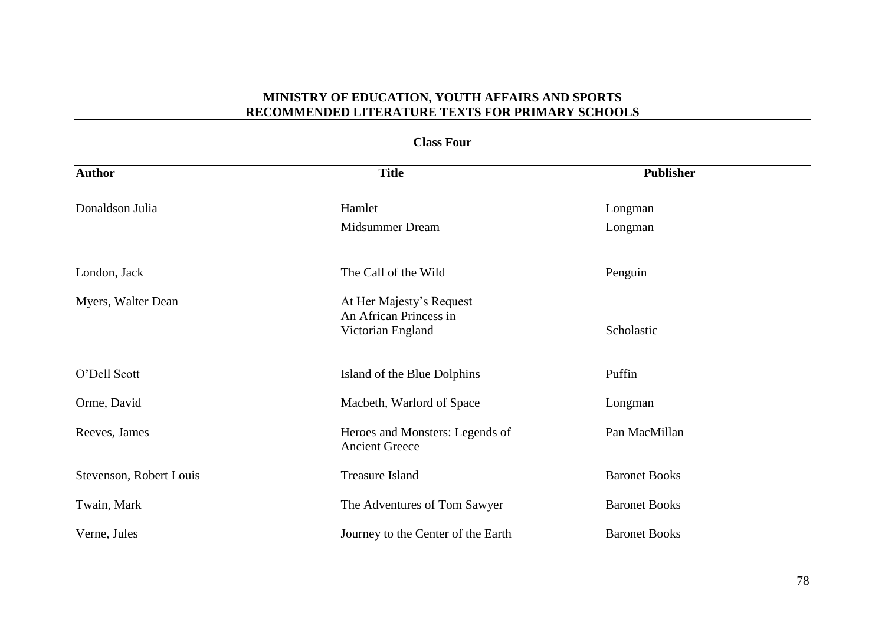# MINISTRY OF EDUCATION, YOUTH AFFAIRS AND SPORTS
## RECOMMENDED LITERATURE TEXTS FOR PRIMARY SCHOOLS

### Class Four

| Author | Title | Publisher |
|---|---|---|
| Donaldson Julia | Hamlet | Longman |
| | Midsummer Dream | Longman |
| London, Jack | The Call of the Wild | Penguin |
| Myers, Walter Dean | At Her Majesty's Request An African Princess in Victorian England | Scholastic |
| O'Dell Scott | Island of the Blue Dolphins | Puffin |
| Orme, David | Macbeth, Warlord of Space | Longman |
| Reeves, James | Heroes and Monsters: Legends of Ancient Greece | Pan MacMillan |
| Stevenson, Robert Louis | Treasure Island | Baronet Books |
| Twain, Mark | The Adventures of Tom Sawyer | Baronet Books |
| Verne, Jules | Journey to the Center of the Earth | Baronet Books |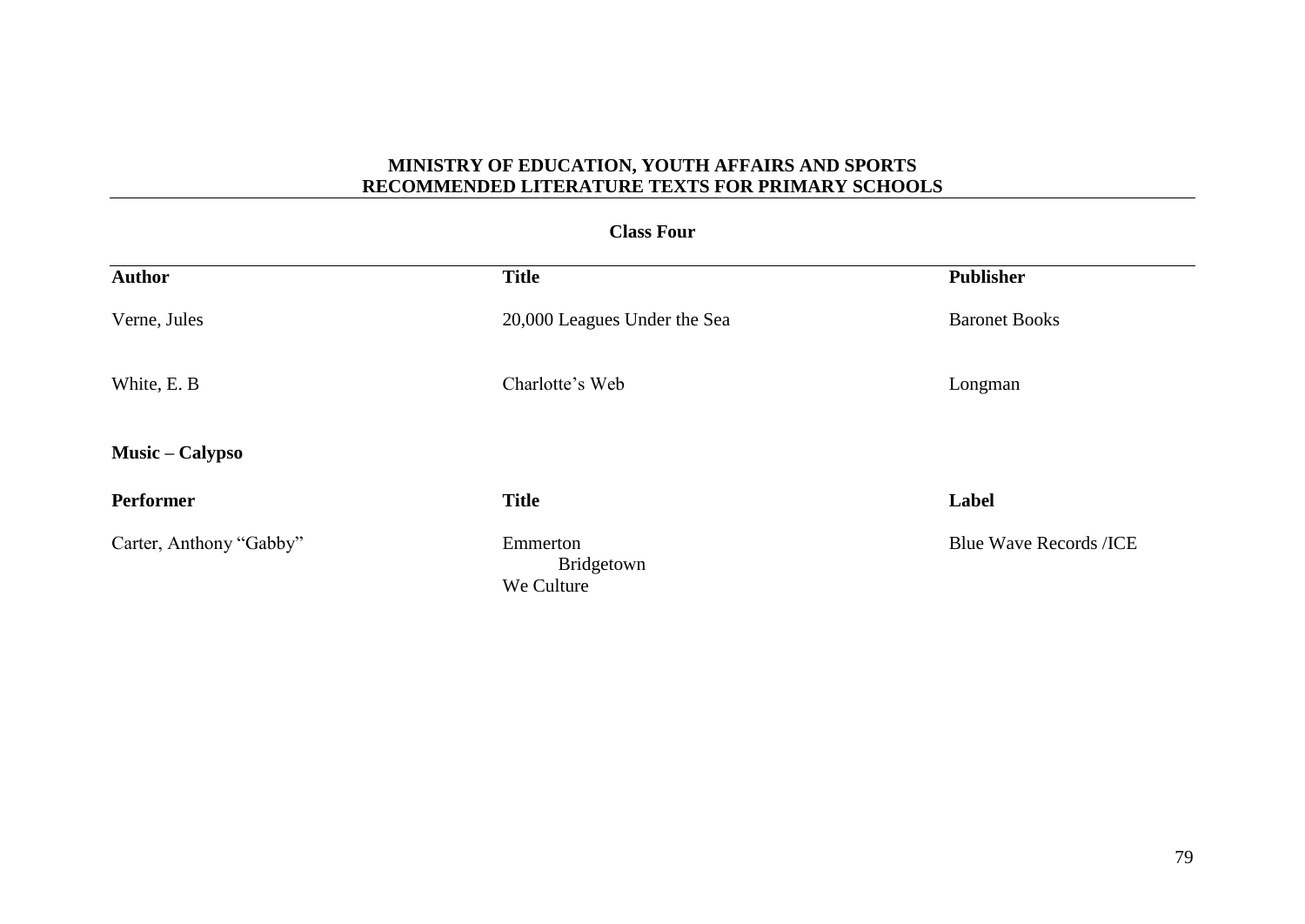**MINISTRY OF EDUCATION, YOUTH AFFAIRS AND SPORTS**
**RECOMMENDED LITERATURE TEXTS FOR PRIMARY SCHOOLS**

**Class Four**

| **Author** | **Title** | **Publisher** |
|---|---|---|
| Verne, Jules | 20,000 Leagues Under the Sea | Baronet Books |
| White, E. B | Charlotte's Web | Longman |

**Music – Calypso**

| **Performer** | **Title** | **Label** |
|---|---|---|
| Carter, Anthony "Gabby" | Emmerton<br>Bridgetown<br>We Culture | Blue Wave Records /ICE |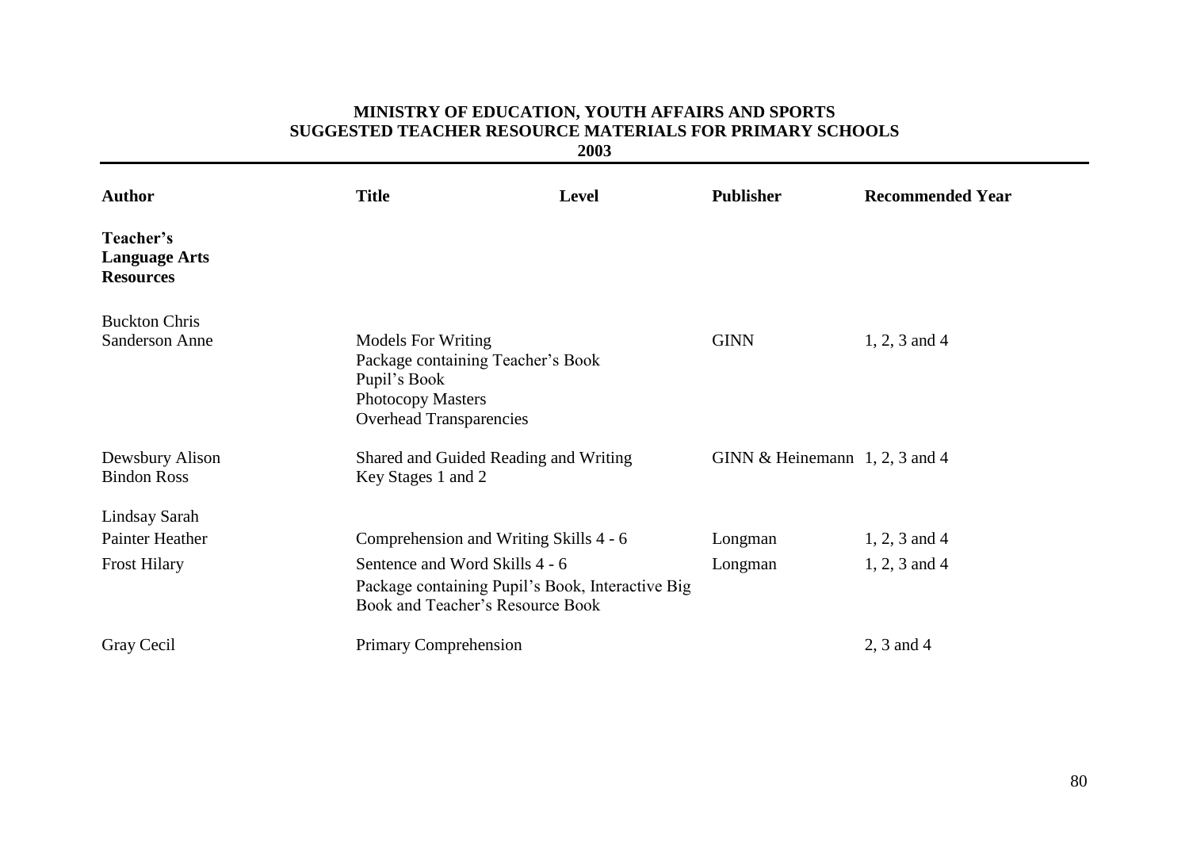**MINISTRY OF EDUCATION, YOUTH AFFAIRS AND SPORTS**
**SUGGESTED TEACHER RESOURCE MATERIALS FOR PRIMARY SCHOOLS**
**2003**

| Author | Title | Level | Publisher | Recommended Year |
|---|---|---|---|---|
| **Teacher's Language Arts Resources** | | | | |
| Buckton Chris<br>Sanderson Anne | Models For Writing<br>Package containing Teacher's Book<br>Pupil's Book<br>Photocopy Masters<br>Overhead Transparencies | | GINN | 1, 2, 3 and 4 |
| Dewsbury Alison<br>Bindon Ross | Shared and Guided Reading and Writing<br>Key Stages 1 and 2 | | GINN & Heinemann | 1, 2, 3 and 4 |
| Lindsay Sarah<br>Painter Heather | Comprehension and Writing Skills 4 - 6 | | Longman | 1, 2, 3 and 4 |
| Frost Hilary | Sentence and Word Skills 4 - 6<br>Package containing Pupil's Book, Interactive Big Book and Teacher's Resource Book | | Longman | 1, 2, 3 and 4 |
| Gray Cecil | Primary Comprehension | | | 2, 3 and 4 |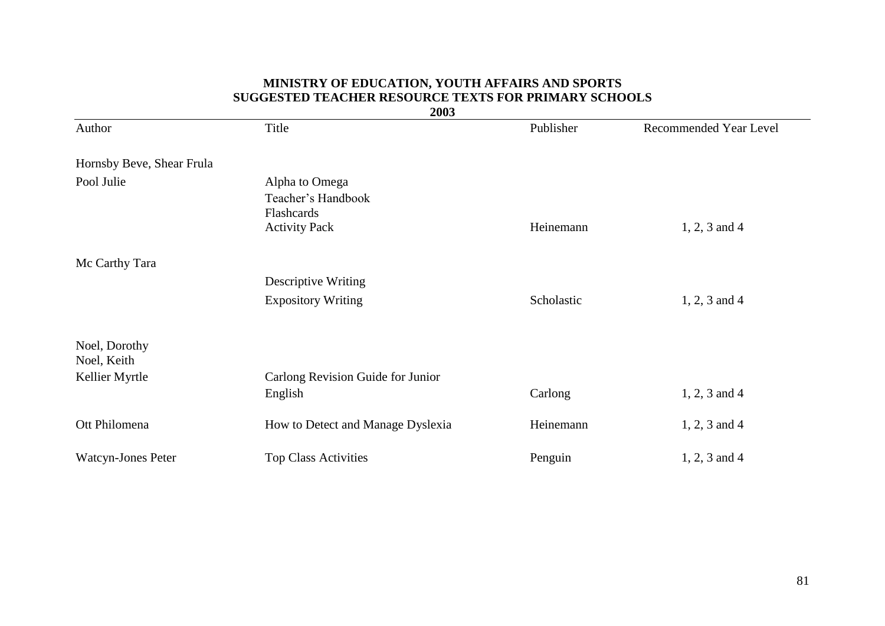**MINISTRY OF EDUCATION, YOUTH AFFAIRS AND SPORTS**
**SUGGESTED TEACHER RESOURCE TEXTS FOR PRIMARY SCHOOLS**
**2003**

| Author | Title | Publisher | Recommended Year Level |
|---|---|---|---|
| Hornsby Beve, Shear Frula<br>Pool Julie | Alpha to Omega<br>Teacher's Handbook<br>Flashcards<br>Activity Pack | Heinemann | 1, 2, 3 and 4 |
| Mc Carthy Tara | Descriptive Writing<br>Expository Writing | Scholastic | 1, 2, 3 and 4 |
| Noel, Dorothy<br>Noel, Keith<br>Kellier Myrtle | Carlong Revision Guide for Junior English | Carlong | 1, 2, 3 and 4 |
| Ott Philomena | How to Detect and Manage Dyslexia | Heinemann | 1, 2, 3 and 4 |
| Watcyn-Jones Peter | Top Class Activities | Penguin | 1, 2, 3 and 4 |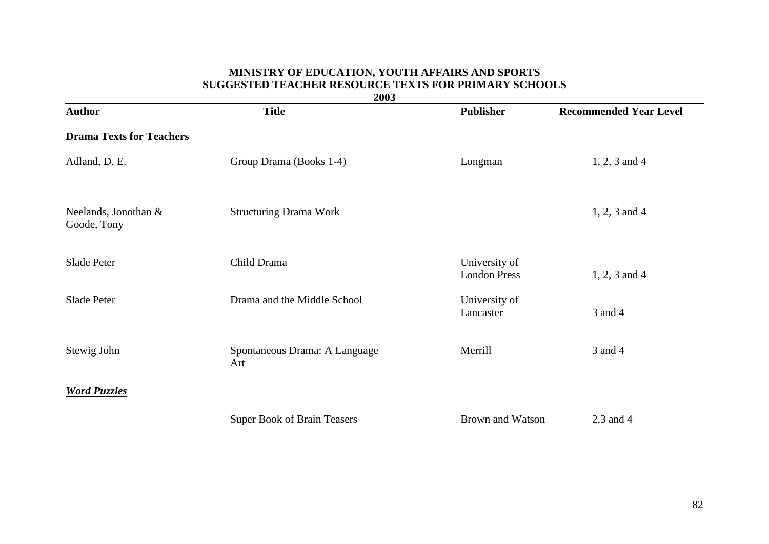**MINISTRY OF EDUCATION, YOUTH AFFAIRS AND SPORTS**
**SUGGESTED TEACHER RESOURCE TEXTS FOR PRIMARY SCHOOLS**
**2003**

| Author | Title | Publisher | Recommended Year Level |
|---|---|---|---|
| **Drama Texts for Teachers** | | | |
| Adland, D. E. | Group Drama (Books 1-4) | Longman | 1, 2, 3 and 4 |
| Neelands, Jonothan & Goode, Tony | Structuring Drama Work | | 1, 2, 3 and 4 |
| Slade Peter | Child Drama | University of London Press | 1, 2, 3 and 4 |
| Slade Peter | Drama and the Middle School | University of Lancaster | 3 and 4 |
| Stewig John | Spontaneous Drama: A Language Art | Merrill | 3 and 4 |
| ***Word Puzzles*** | | | |
| | Super Book of Brain Teasers | Brown and Watson | 2,3 and 4 |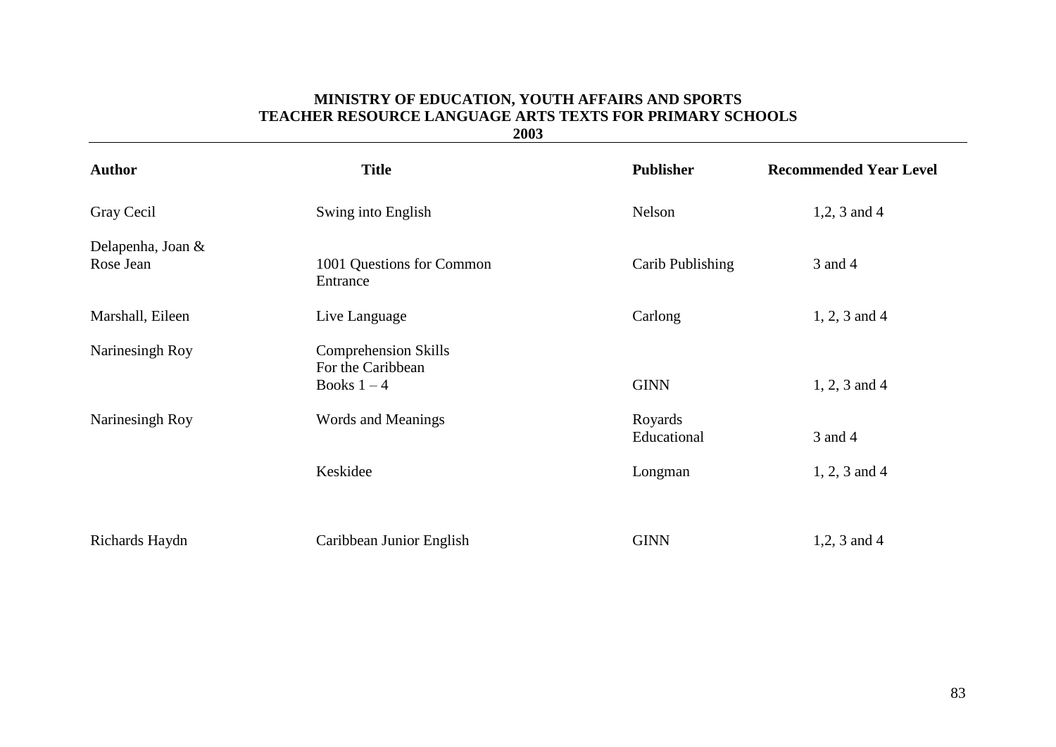**MINISTRY OF EDUCATION, YOUTH AFFAIRS AND SPORTS**
**TEACHER RESOURCE LANGUAGE ARTS TEXTS FOR PRIMARY SCHOOLS**
**2003**

| Author | Title | Publisher | Recommended Year Level |
|---|---|---|---|
| Gray Cecil | Swing into English | Nelson | 1,2, 3 and 4 |
| Delapenha, Joan & Rose Jean | 1001 Questions for Common Entrance | Carib Publishing | 3 and 4 |
| Marshall, Eileen | Live Language | Carlong | 1, 2, 3 and 4 |
| Narinesingh Roy | Comprehension Skills For the Caribbean Books 1 – 4 | GINN | 1, 2, 3 and 4 |
| Narinesingh Roy | Words and Meanings | Royards Educational | 3 and 4 |
| | Keskidee | Longman | 1, 2, 3 and 4 |
| Richards Haydn | Caribbean Junior English | GINN | 1,2, 3 and 4 |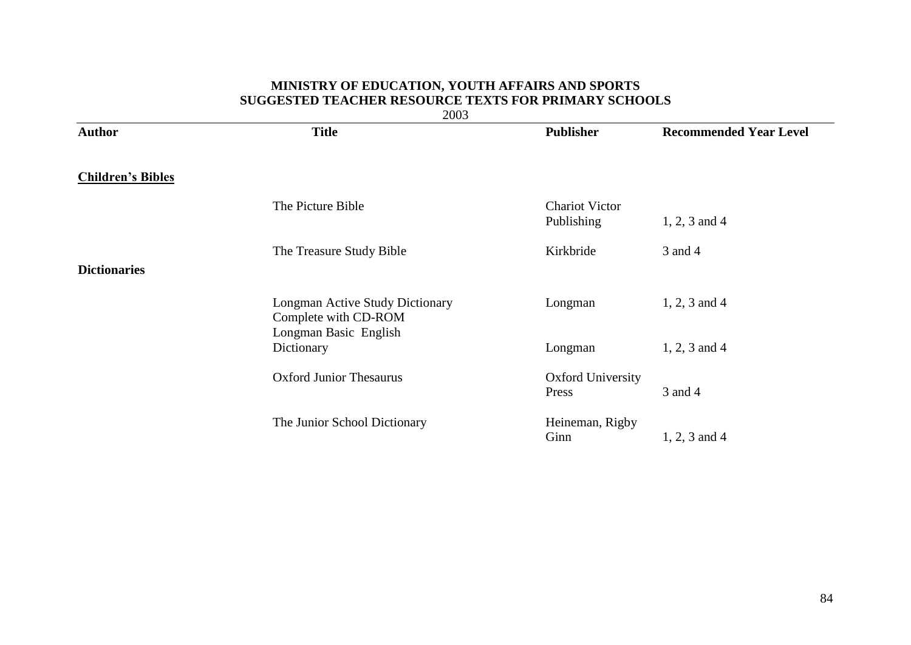**MINISTRY OF EDUCATION, YOUTH AFFAIRS AND SPORTS**
**SUGGESTED TEACHER RESOURCE TEXTS FOR PRIMARY SCHOOLS**
2003

| Author | Title | Publisher | Recommended Year Level |
|---|---|---|---|
| **Children's Bibles** | | | |
| | The Picture Bible | Chariot Victor Publishing | 1, 2, 3 and 4 |
| | The Treasure Study Bible | Kirkbride | 3 and 4 |
| **Dictionaries** | | | |
| | Longman Active Study Dictionary Complete with CD-ROM | Longman | 1, 2, 3 and 4 |
| | Longman Basic English Dictionary | Longman | 1, 2, 3 and 4 |
| | Oxford Junior Thesaurus | Oxford University Press | 3 and 4 |
| | The Junior School Dictionary | Heineman, Rigby Ginn | 1, 2, 3 and 4 |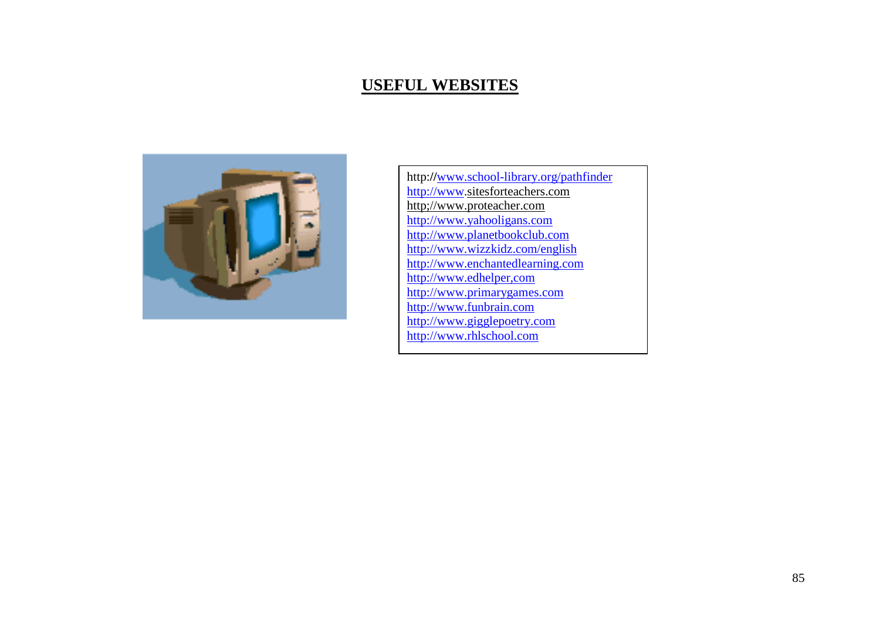## USEFUL WEBSITES

http://www.school-library.org/pathfinder
http://www.sitesforteachers.com
http;//www.proteacher.com
http://www.yahooligans.com
http://www.planetbookclub.com
http://www.wizzkidz.com/english
http://www.enchantedlearning.com
http://www.edhelper,com
http://www.primarygames.com
http://www.funbrain.com
http://www.gigglepoetry.com
http://www.rhlschool.com